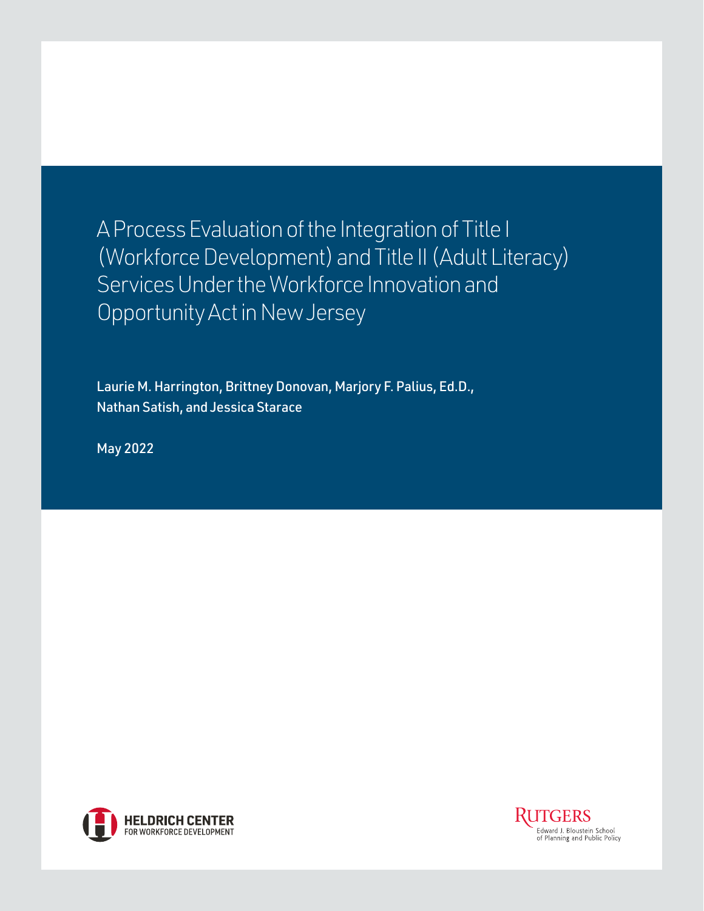# A Process Evaluation of the Integration of Title I (Workforce Development) and Title II (Adult Literacy) Services Under the Workforce Innovation and Opportunity Act in New Jersey

Laurie M. Harrington, Brittney Donovan, Marjory F. Palius, Ed.D., Nathan Satish, and Jessica Starace

May 2022

HELDRICH CENTER FOR WORKFORCE DEVELOPMENT

RUTGERS Edward J. Bloustein School of Planning and Public Policy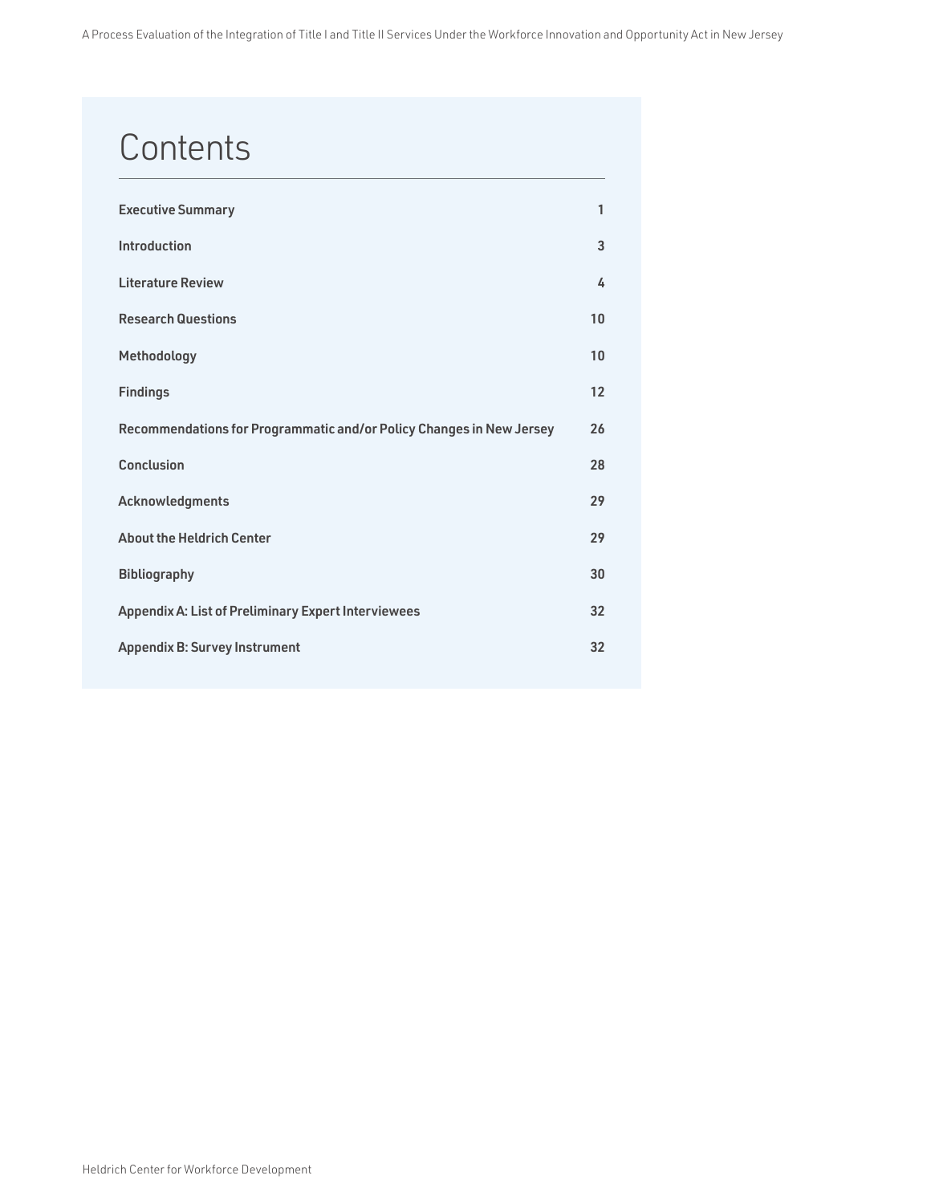# Contents

| | |
|---|---|
| **Executive Summary** | **1** |
| **Introduction** | **3** |
| **Literature Review** | **4** |
| **Research Questions** | **10** |
| **Methodology** | **10** |
| **Findings** | **12** |
| **Recommendations for Programmatic and/or Policy Changes in New Jersey** | **26** |
| **Conclusion** | **28** |
| **Acknowledgments** | **29** |
| **About the Heldrich Center** | **29** |
| **Bibliography** | **30** |
| **Appendix A: List of Preliminary Expert Interviewees** | **32** |
| **Appendix B: Survey Instrument** | **32** |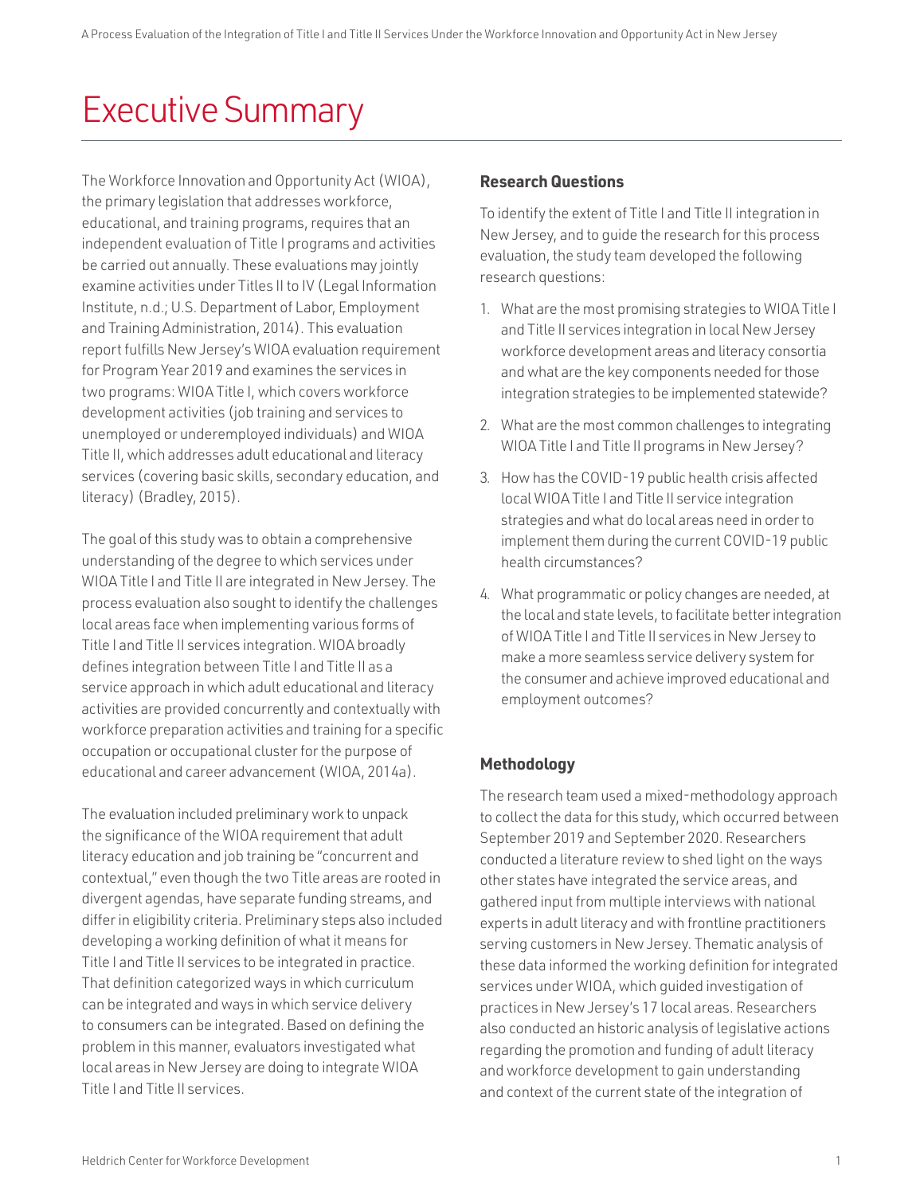# Executive Summary

The Workforce Innovation and Opportunity Act (WIOA), the primary legislation that addresses workforce, educational, and training programs, requires that an independent evaluation of Title I programs and activities be carried out annually. These evaluations may jointly examine activities under Titles II to IV (Legal Information Institute, n.d.; U.S. Department of Labor, Employment and Training Administration, 2014). This evaluation report fulfills New Jersey's WIOA evaluation requirement for Program Year 2019 and examines the services in two programs: WIOA Title I, which covers workforce development activities (job training and services to unemployed or underemployed individuals) and WIOA Title II, which addresses adult educational and literacy services (covering basic skills, secondary education, and literacy) (Bradley, 2015).

The goal of this study was to obtain a comprehensive understanding of the degree to which services under WIOA Title I and Title II are integrated in New Jersey. The process evaluation also sought to identify the challenges local areas face when implementing various forms of Title I and Title II services integration. WIOA broadly defines integration between Title I and Title II as a service approach in which adult educational and literacy activities are provided concurrently and contextually with workforce preparation activities and training for a specific occupation or occupational cluster for the purpose of educational and career advancement (WIOA, 2014a).

The evaluation included preliminary work to unpack the significance of the WIOA requirement that adult literacy education and job training be "concurrent and contextual," even though the two Title areas are rooted in divergent agendas, have separate funding streams, and differ in eligibility criteria. Preliminary steps also included developing a working definition of what it means for Title I and Title II services to be integrated in practice. That definition categorized ways in which curriculum can be integrated and ways in which service delivery to consumers can be integrated. Based on defining the problem in this manner, evaluators investigated what local areas in New Jersey are doing to integrate WIOA Title I and Title II services.

### Research Questions

To identify the extent of Title I and Title II integration in New Jersey, and to guide the research for this process evaluation, the study team developed the following research questions:

1. What are the most promising strategies to WIOA Title I and Title II services integration in local New Jersey workforce development areas and literacy consortia and what are the key components needed for those integration strategies to be implemented statewide?
2. What are the most common challenges to integrating WIOA Title I and Title II programs in New Jersey?
3. How has the COVID-19 public health crisis affected local WIOA Title I and Title II service integration strategies and what do local areas need in order to implement them during the current COVID-19 public health circumstances?
4. What programmatic or policy changes are needed, at the local and state levels, to facilitate better integration of WIOA Title I and Title II services in New Jersey to make a more seamless service delivery system for the consumer and achieve improved educational and employment outcomes?

### Methodology

The research team used a mixed-methodology approach to collect the data for this study, which occurred between September 2019 and September 2020. Researchers conducted a literature review to shed light on the ways other states have integrated the service areas, and gathered input from multiple interviews with national experts in adult literacy and with frontline practitioners serving customers in New Jersey. Thematic analysis of these data informed the working definition for integrated services under WIOA, which guided investigation of practices in New Jersey's 17 local areas. Researchers also conducted an historic analysis of legislative actions regarding the promotion and funding of adult literacy and workforce development to gain understanding and context of the current state of the integration of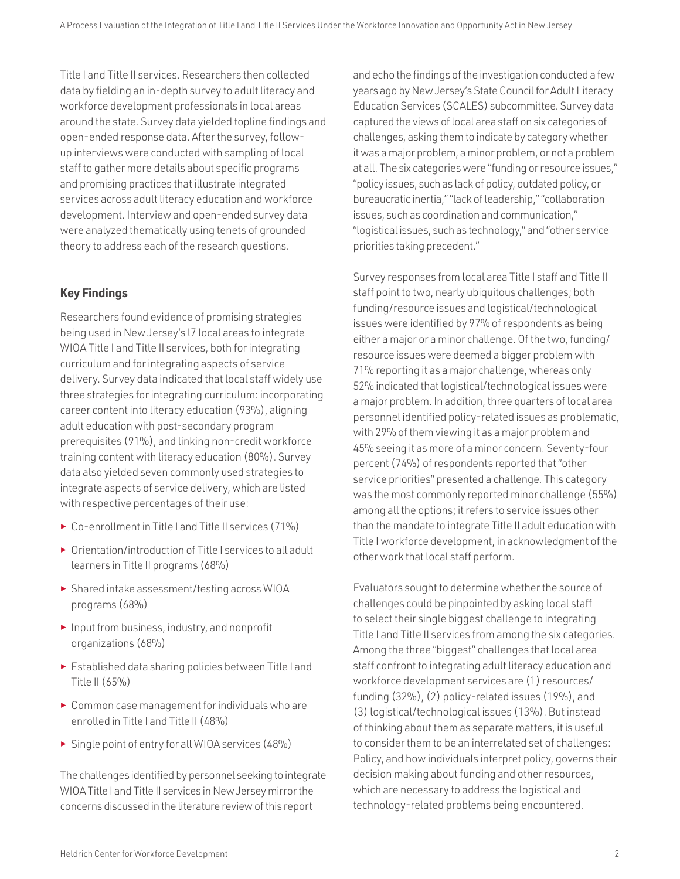Title I and Title II services. Researchers then collected data by fielding an in-depth survey to adult literacy and workforce development professionals in local areas around the state. Survey data yielded topline findings and open-ended response data. After the survey, follow-up interviews were conducted with sampling of local staff to gather more details about specific programs and promising practices that illustrate integrated services across adult literacy education and workforce development. Interview and open-ended survey data were analyzed thematically using tenets of grounded theory to address each of the research questions.

## Key Findings

Researchers found evidence of promising strategies being used in New Jersey's 17 local areas to integrate WIOA Title I and Title II services, both for integrating curriculum and for integrating aspects of service delivery. Survey data indicated that local staff widely use three strategies for integrating curriculum: incorporating career content into literacy education (93%), aligning adult education with post-secondary program prerequisites (91%), and linking non-credit workforce training content with literacy education (80%). Survey data also yielded seven commonly used strategies to integrate aspects of service delivery, which are listed with respective percentages of their use:

- Co-enrollment in Title I and Title II services (71%)
- Orientation/introduction of Title I services to all adult learners in Title II programs (68%)
- Shared intake assessment/testing across WIOA programs (68%)
- Input from business, industry, and nonprofit organizations (68%)
- Established data sharing policies between Title I and Title II (65%)
- Common case management for individuals who are enrolled in Title I and Title II (48%)
- Single point of entry for all WIOA services (48%)

The challenges identified by personnel seeking to integrate WIOA Title I and Title II services in New Jersey mirror the concerns discussed in the literature review of this report and echo the findings of the investigation conducted a few years ago by New Jersey's State Council for Adult Literacy Education Services (SCALES) subcommittee. Survey data captured the views of local area staff on six categories of challenges, asking them to indicate by category whether it was a major problem, a minor problem, or not a problem at all. The six categories were "funding or resource issues," "policy issues, such as lack of policy, outdated policy, or bureaucratic inertia," "lack of leadership," "collaboration issues, such as coordination and communication," "logistical issues, such as technology," and "other service priorities taking precedent."

Survey responses from local area Title I staff and Title II staff point to two, nearly ubiquitous challenges; both funding/resource issues and logistical/technological issues were identified by 97% of respondents as being either a major or a minor challenge. Of the two, funding/resource issues were deemed a bigger problem with 71% reporting it as a major challenge, whereas only 52% indicated that logistical/technological issues were a major problem. In addition, three quarters of local area personnel identified policy-related issues as problematic, with 29% of them viewing it as a major problem and 45% seeing it as more of a minor concern. Seventy-four percent (74%) of respondents reported that "other service priorities" presented a challenge. This category was the most commonly reported minor challenge (55%) among all the options; it refers to service issues other than the mandate to integrate Title II adult education with Title I workforce development, in acknowledgment of the other work that local staff perform.

Evaluators sought to determine whether the source of challenges could be pinpointed by asking local staff to select their single biggest challenge to integrating Title I and Title II services from among the six categories. Among the three "biggest" challenges that local area staff confront to integrating adult literacy education and workforce development services are (1) resources/funding (32%), (2) policy-related issues (19%), and (3) logistical/technological issues (13%). But instead of thinking about them as separate matters, it is useful to consider them to be an interrelated set of challenges: Policy, and how individuals interpret policy, governs their decision making about funding and other resources, which are necessary to address the logistical and technology-related problems being encountered.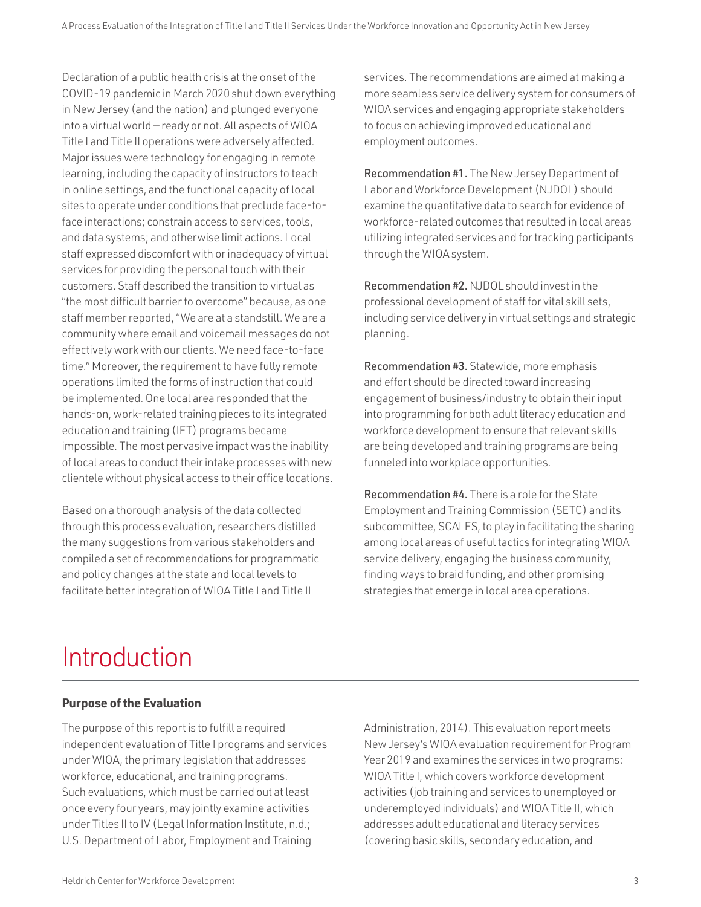Declaration of a public health crisis at the onset of the COVID-19 pandemic in March 2020 shut down everything in New Jersey (and the nation) and plunged everyone into a virtual world — ready or not. All aspects of WIOA Title I and Title II operations were adversely affected. Major issues were technology for engaging in remote learning, including the capacity of instructors to teach in online settings, and the functional capacity of local sites to operate under conditions that preclude face-to-face interactions; constrain access to services, tools, and data systems; and otherwise limit actions. Local staff expressed discomfort with or inadequacy of virtual services for providing the personal touch with their customers. Staff described the transition to virtual as "the most difficult barrier to overcome" because, as one staff member reported, "We are at a standstill. We are a community where email and voicemail messages do not effectively work with our clients. We need face-to-face time." Moreover, the requirement to have fully remote operations limited the forms of instruction that could be implemented. One local area responded that the hands-on, work-related training pieces to its integrated education and training (IET) programs became impossible. The most pervasive impact was the inability of local areas to conduct their intake processes with new clientele without physical access to their office locations.

Based on a thorough analysis of the data collected through this process evaluation, researchers distilled the many suggestions from various stakeholders and compiled a set of recommendations for programmatic and policy changes at the state and local levels to facilitate better integration of WIOA Title I and Title II services. The recommendations are aimed at making a more seamless service delivery system for consumers of WIOA services and engaging appropriate stakeholders to focus on achieving improved educational and employment outcomes.

**Recommendation #1.** The New Jersey Department of Labor and Workforce Development (NJDOL) should examine the quantitative data to search for evidence of workforce-related outcomes that resulted in local areas utilizing integrated services and for tracking participants through the WIOA system.

**Recommendation #2.** NJDOL should invest in the professional development of staff for vital skill sets, including service delivery in virtual settings and strategic planning.

**Recommendation #3.** Statewide, more emphasis and effort should be directed toward increasing engagement of business/industry to obtain their input into programming for both adult literacy education and workforce development to ensure that relevant skills are being developed and training programs are being funneled into workplace opportunities.

**Recommendation #4.** There is a role for the State Employment and Training Commission (SETC) and its subcommittee, SCALES, to play in facilitating the sharing among local areas of useful tactics for integrating WIOA service delivery, engaging the business community, finding ways to braid funding, and other promising strategies that emerge in local area operations.

# Introduction

### Purpose of the Evaluation

The purpose of this report is to fulfill a required independent evaluation of Title I programs and services under WIOA, the primary legislation that addresses workforce, educational, and training programs. Such evaluations, which must be carried out at least once every four years, may jointly examine activities under Titles II to IV (Legal Information Institute, n.d.; U.S. Department of Labor, Employment and Training Administration, 2014). This evaluation report meets New Jersey's WIOA evaluation requirement for Program Year 2019 and examines the services in two programs: WIOA Title I, which covers workforce development activities (job training and services to unemployed or underemployed individuals) and WIOA Title II, which addresses adult educational and literacy services (covering basic skills, secondary education, and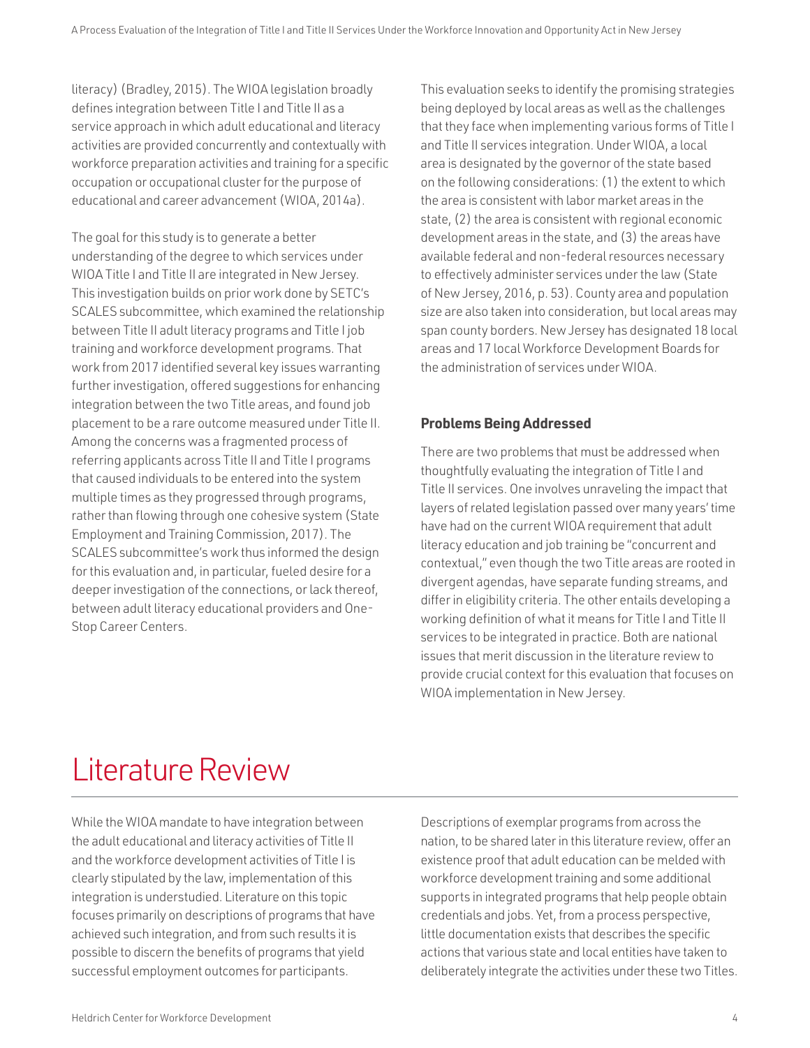literacy) (Bradley, 2015). The WIOA legislation broadly defines integration between Title I and Title II as a service approach in which adult educational and literacy activities are provided concurrently and contextually with workforce preparation activities and training for a specific occupation or occupational cluster for the purpose of educational and career advancement (WIOA, 2014a).

The goal for this study is to generate a better understanding of the degree to which services under WIOA Title I and Title II are integrated in New Jersey. This investigation builds on prior work done by SETC's SCALES subcommittee, which examined the relationship between Title II adult literacy programs and Title I job training and workforce development programs. That work from 2017 identified several key issues warranting further investigation, offered suggestions for enhancing integration between the two Title areas, and found job placement to be a rare outcome measured under Title II. Among the concerns was a fragmented process of referring applicants across Title II and Title I programs that caused individuals to be entered into the system multiple times as they progressed through programs, rather than flowing through one cohesive system (State Employment and Training Commission, 2017). The SCALES subcommittee's work thus informed the design for this evaluation and, in particular, fueled desire for a deeper investigation of the connections, or lack thereof, between adult literacy educational providers and One-Stop Career Centers.

This evaluation seeks to identify the promising strategies being deployed by local areas as well as the challenges that they face when implementing various forms of Title I and Title II services integration. Under WIOA, a local area is designated by the governor of the state based on the following considerations: (1) the extent to which the area is consistent with labor market areas in the state, (2) the area is consistent with regional economic development areas in the state, and (3) the areas have available federal and non-federal resources necessary to effectively administer services under the law (State of New Jersey, 2016, p. 53). County area and population size are also taken into consideration, but local areas may span county borders. New Jersey has designated 18 local areas and 17 local Workforce Development Boards for the administration of services under WIOA.

### Problems Being Addressed

There are two problems that must be addressed when thoughtfully evaluating the integration of Title I and Title II services. One involves unraveling the impact that layers of related legislation passed over many years' time have had on the current WIOA requirement that adult literacy education and job training be "concurrent and contextual," even though the two Title areas are rooted in divergent agendas, have separate funding streams, and differ in eligibility criteria. The other entails developing a working definition of what it means for Title I and Title II services to be integrated in practice. Both are national issues that merit discussion in the literature review to provide crucial context for this evaluation that focuses on WIOA implementation in New Jersey.

## Literature Review

While the WIOA mandate to have integration between the adult educational and literacy activities of Title II and the workforce development activities of Title I is clearly stipulated by the law, implementation of this integration is understudied. Literature on this topic focuses primarily on descriptions of programs that have achieved such integration, and from such results it is possible to discern the benefits of programs that yield successful employment outcomes for participants.

Descriptions of exemplar programs from across the nation, to be shared later in this literature review, offer an existence proof that adult education can be melded with workforce development training and some additional supports in integrated programs that help people obtain credentials and jobs. Yet, from a process perspective, little documentation exists that describes the specific actions that various state and local entities have taken to deliberately integrate the activities under these two Titles.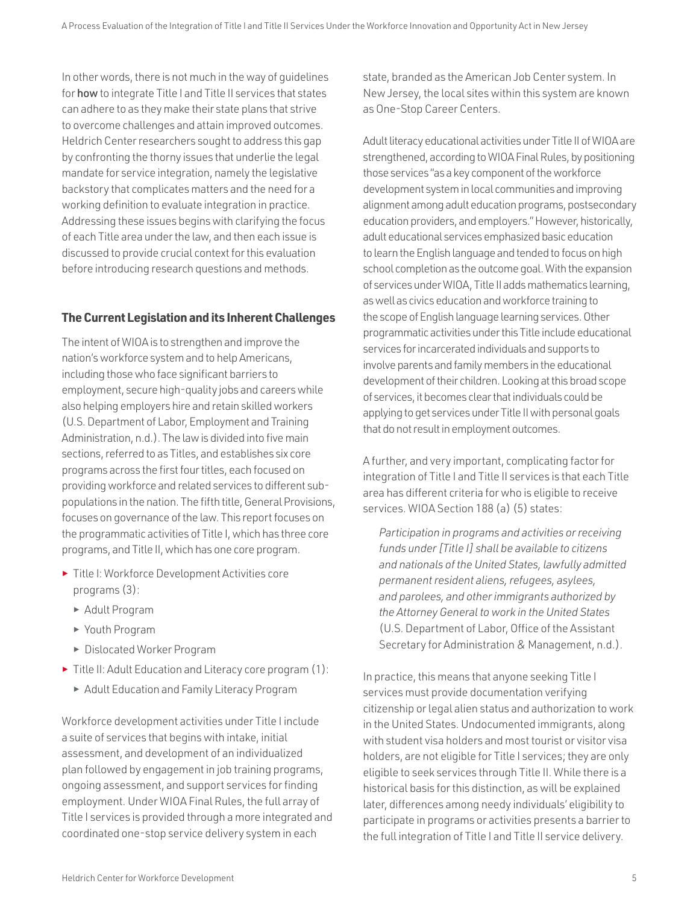In other words, there is not much in the way of guidelines for **how** to integrate Title I and Title II services that states can adhere to as they make their state plans that strive to overcome challenges and attain improved outcomes. Heldrich Center researchers sought to address this gap by confronting the thorny issues that underlie the legal mandate for service integration, namely the legislative backstory that complicates matters and the need for a working definition to evaluate integration in practice. Addressing these issues begins with clarifying the focus of each Title area under the law, and then each issue is discussed to provide crucial context for this evaluation before introducing research questions and methods.

### The Current Legislation and its Inherent Challenges

The intent of WIOA is to strengthen and improve the nation's workforce system and to help Americans, including those who face significant barriers to employment, secure high-quality jobs and careers while also helping employers hire and retain skilled workers (U.S. Department of Labor, Employment and Training Administration, n.d.). The law is divided into five main sections, referred to as Titles, and establishes six core programs across the first four titles, each focused on providing workforce and related services to different sub-populations in the nation. The fifth title, General Provisions, focuses on governance of the law. This report focuses on the programmatic activities of Title I, which has three core programs, and Title II, which has one core program.

- Title I: Workforce Development Activities core programs (3):
  - Adult Program
  - Youth Program
  - Dislocated Worker Program
- Title II: Adult Education and Literacy core program (1):
  - Adult Education and Family Literacy Program

Workforce development activities under Title I include a suite of services that begins with intake, initial assessment, and development of an individualized plan followed by engagement in job training programs, ongoing assessment, and support services for finding employment. Under WIOA Final Rules, the full array of Title I services is provided through a more integrated and coordinated one-stop service delivery system in each state, branded as the American Job Center system. In New Jersey, the local sites within this system are known as One-Stop Career Centers.

Adult literacy educational activities under Title II of WIOA are strengthened, according to WIOA Final Rules, by positioning those services "as a key component of the workforce development system in local communities and improving alignment among adult education programs, postsecondary education providers, and employers." However, historically, adult educational services emphasized basic education to learn the English language and tended to focus on high school completion as the outcome goal. With the expansion of services under WIOA, Title II adds mathematics learning, as well as civics education and workforce training to the scope of English language learning services. Other programmatic activities under this Title include educational services for incarcerated individuals and supports to involve parents and family members in the educational development of their children. Looking at this broad scope of services, it becomes clear that individuals could be applying to get services under Title II with personal goals that do not result in employment outcomes.

A further, and very important, complicating factor for integration of Title I and Title II services is that each Title area has different criteria for who is eligible to receive services. WIOA Section 188 (a) (5) states:

> *Participation in programs and activities or receiving funds under [Title I] shall be available to citizens and nationals of the United States, lawfully admitted permanent resident aliens, refugees, asylees, and parolees, and other immigrants authorized by the Attorney General to work in the United States* (U.S. Department of Labor, Office of the Assistant Secretary for Administration & Management, n.d.).

In practice, this means that anyone seeking Title I services must provide documentation verifying citizenship or legal alien status and authorization to work in the United States. Undocumented immigrants, along with student visa holders and most tourist or visitor visa holders, are not eligible for Title I services; they are only eligible to seek services through Title II. While there is a historical basis for this distinction, as will be explained later, differences among needy individuals' eligibility to participate in programs or activities presents a barrier to the full integration of Title I and Title II service delivery.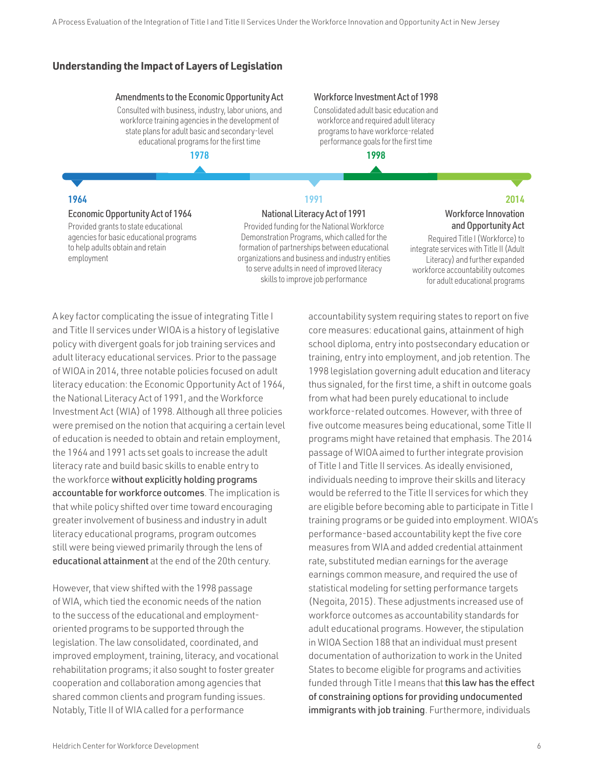## Understanding the Impact of Layers of Legislation

**1964**

**Economic Opportunity Act of 1964**
Provided grants to state educational agencies for basic educational programs to help adults obtain and retain employment

**1978**

**Amendments to the Economic Opportunity Act**
Consulted with business, industry, labor unions, and workforce training agencies in the development of state plans for adult basic and secondary-level educational programs for the first time

**1991**

**National Literacy Act of 1991**
Provided funding for the National Workforce Demonstration Programs, which called for the formation of partnerships between educational organizations and business and industry entities to serve adults in need of improved literacy skills to improve job performance

**1998**

**Workforce Investment Act of 1998**
Consolidated adult basic education and workforce and required adult literacy programs to have workforce-related performance goals for the first time

**2014**

**Workforce Innovation and Opportunity Act**
Required Title I (Workforce) to integrate services with Title II (Adult Literacy) and further expanded workforce accountability outcomes for adult educational programs

A key factor complicating the issue of integrating Title I and Title II services under WIOA is a history of legislative policy with divergent goals for job training services and adult literacy educational services. Prior to the passage of WIOA in 2014, three notable policies focused on adult literacy education: the Economic Opportunity Act of 1964, the National Literacy Act of 1991, and the Workforce Investment Act (WIA) of 1998. Although all three policies were premised on the notion that acquiring a certain level of education is needed to obtain and retain employment, the 1964 and 1991 acts set goals to increase the adult literacy rate and build basic skills to enable entry to the workforce **without explicitly holding programs accountable for workforce outcomes**. The implication is that while policy shifted over time toward encouraging greater involvement of business and industry in adult literacy educational programs, program outcomes still were being viewed primarily through the lens of **educational attainment** at the end of the 20th century.

However, that view shifted with the 1998 passage of WIA, which tied the economic needs of the nation to the success of the educational and employment-oriented programs to be supported through the legislation. The law consolidated, coordinated, and improved employment, training, literacy, and vocational rehabilitation programs; it also sought to foster greater cooperation and collaboration among agencies that shared common clients and program funding issues. Notably, Title II of WIA called for a performance accountability system requiring states to report on five core measures: educational gains, attainment of high school diploma, entry into postsecondary education or training, entry into employment, and job retention. The 1998 legislation governing adult education and literacy thus signaled, for the first time, a shift in outcome goals from what had been purely educational to include workforce-related outcomes. However, with three of five outcome measures being educational, some Title II programs might have retained that emphasis. The 2014 passage of WIOA aimed to further integrate provision of Title I and Title II services. As ideally envisioned, individuals needing to improve their skills and literacy would be referred to the Title II services for which they are eligible before becoming able to participate in Title I training programs or be guided into employment. WIOA's performance-based accountability kept the five core measures from WIA and added credential attainment rate, substituted median earnings for the average earnings common measure, and required the use of statistical modeling for setting performance targets (Negoita, 2015). These adjustments increased use of workforce outcomes as accountability standards for adult educational programs. However, the stipulation in WIOA Section 188 that an individual must present documentation of authorization to work in the United States to become eligible for programs and activities funded through Title I means that **this law has the effect of constraining options for providing undocumented immigrants with job training**. Furthermore, individuals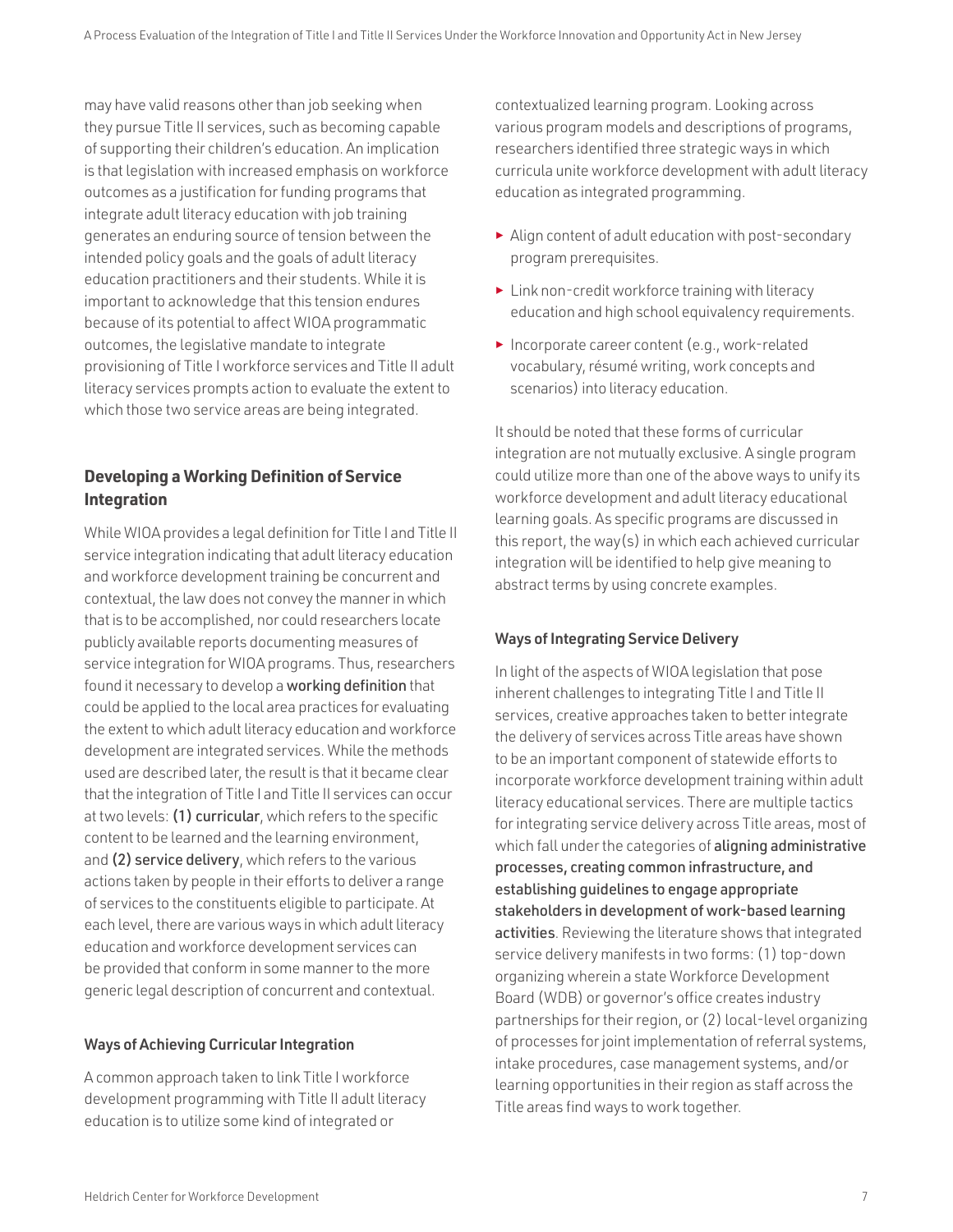may have valid reasons other than job seeking when they pursue Title II services, such as becoming capable of supporting their children's education. An implication is that legislation with increased emphasis on workforce outcomes as a justification for funding programs that integrate adult literacy education with job training generates an enduring source of tension between the intended policy goals and the goals of adult literacy education practitioners and their students. While it is important to acknowledge that this tension endures because of its potential to affect WIOA programmatic outcomes, the legislative mandate to integrate provisioning of Title I workforce services and Title II adult literacy services prompts action to evaluate the extent to which those two service areas are being integrated.

### Developing a Working Definition of Service Integration

While WIOA provides a legal definition for Title I and Title II service integration indicating that adult literacy education and workforce development training be concurrent and contextual, the law does not convey the manner in which that is to be accomplished, nor could researchers locate publicly available reports documenting measures of service integration for WIOA programs. Thus, researchers found it necessary to develop a **working definition** that could be applied to the local area practices for evaluating the extent to which adult literacy education and workforce development are integrated services. While the methods used are described later, the result is that it became clear that the integration of Title I and Title II services can occur at two levels: **(1) curricular**, which refers to the specific content to be learned and the learning environment, and **(2) service delivery**, which refers to the various actions taken by people in their efforts to deliver a range of services to the constituents eligible to participate. At each level, there are various ways in which adult literacy education and workforce development services can be provided that conform in some manner to the more generic legal description of concurrent and contextual.

#### Ways of Achieving Curricular Integration

A common approach taken to link Title I workforce development programming with Title II adult literacy education is to utilize some kind of integrated or contextualized learning program. Looking across various program models and descriptions of programs, researchers identified three strategic ways in which curricula unite workforce development with adult literacy education as integrated programming.

- Align content of adult education with post-secondary program prerequisites.
- Link non-credit workforce training with literacy education and high school equivalency requirements.
- Incorporate career content (e.g., work-related vocabulary, résumé writing, work concepts and scenarios) into literacy education.

It should be noted that these forms of curricular integration are not mutually exclusive. A single program could utilize more than one of the above ways to unify its workforce development and adult literacy educational learning goals. As specific programs are discussed in this report, the way(s) in which each achieved curricular integration will be identified to help give meaning to abstract terms by using concrete examples.

#### Ways of Integrating Service Delivery

In light of the aspects of WIOA legislation that pose inherent challenges to integrating Title I and Title II services, creative approaches taken to better integrate the delivery of services across Title areas have shown to be an important component of statewide efforts to incorporate workforce development training within adult literacy educational services. There are multiple tactics for integrating service delivery across Title areas, most of which fall under the categories of **aligning administrative processes, creating common infrastructure, and establishing guidelines to engage appropriate stakeholders in development of work-based learning activities**. Reviewing the literature shows that integrated service delivery manifests in two forms: (1) top-down organizing wherein a state Workforce Development Board (WDB) or governor's office creates industry partnerships for their region, or (2) local-level organizing of processes for joint implementation of referral systems, intake procedures, case management systems, and/or learning opportunities in their region as staff across the Title areas find ways to work together.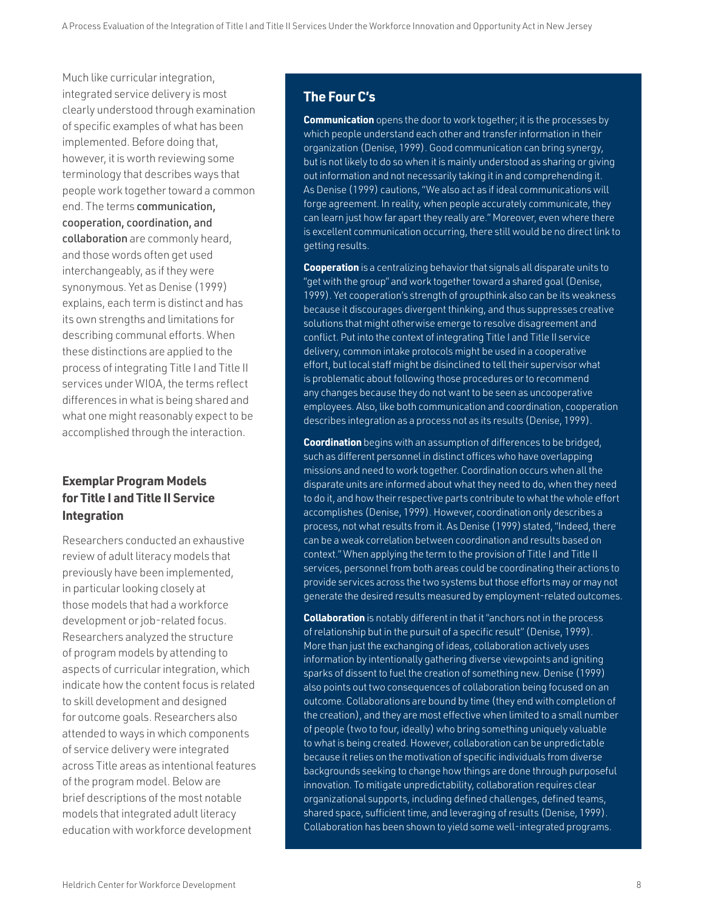Much like curricular integration, integrated service delivery is most clearly understood through examination of specific examples of what has been implemented. Before doing that, however, it is worth reviewing some terminology that describes ways that people work together toward a common end. The terms communication, cooperation, coordination, and collaboration are commonly heard, and those words often get used interchangeably, as if they were synonymous. Yet as Denise (1999) explains, each term is distinct and has its own strengths and limitations for describing communal efforts. When these distinctions are applied to the process of integrating Title I and Title II services under WIOA, the terms reflect differences in what is being shared and what one might reasonably expect to be accomplished through the interaction.

### The Four C's

**Communication** opens the door to work together; it is the processes by which people understand each other and transfer information in their organization (Denise, 1999). Good communication can bring synergy, but is not likely to do so when it is mainly understood as sharing or giving out information and not necessarily taking it in and comprehending it. As Denise (1999) cautions, "We also act as if ideal communications will forge agreement. In reality, when people accurately communicate, they can learn just how far apart they really are." Moreover, even where there is excellent communication occurring, there still would be no direct link to getting results.

**Cooperation** is a centralizing behavior that signals all disparate units to "get with the group" and work together toward a shared goal (Denise, 1999). Yet cooperation's strength of groupthink also can be its weakness because it discourages divergent thinking, and thus suppresses creative solutions that might otherwise emerge to resolve disagreement and conflict. Put into the context of integrating Title I and Title II service delivery, common intake protocols might be used in a cooperative effort, but local staff might be disinclined to tell their supervisor what is problematic about following those procedures or to recommend any changes because they do not want to be seen as uncooperative employees. Also, like both communication and coordination, cooperation describes integration as a process not as its results (Denise, 1999).

**Coordination** begins with an assumption of differences to be bridged, such as different personnel in distinct offices who have overlapping missions and need to work together. Coordination occurs when all the disparate units are informed about what they need to do, when they need to do it, and how their respective parts contribute to what the whole effort accomplishes (Denise, 1999). However, coordination only describes a process, not what results from it. As Denise (1999) stated, "Indeed, there can be a weak correlation between coordination and results based on context." When applying the term to the provision of Title I and Title II services, personnel from both areas could be coordinating their actions to provide services across the two systems but those efforts may or may not generate the desired results measured by employment-related outcomes.

**Collaboration** is notably different in that it "anchors not in the process of relationship but in the pursuit of a specific result" (Denise, 1999). More than just the exchanging of ideas, collaboration actively uses information by intentionally gathering diverse viewpoints and igniting sparks of dissent to fuel the creation of something new. Denise (1999) also points out two consequences of collaboration being focused on an outcome. Collaborations are bound by time (they end with completion of the creation), and they are most effective when limited to a small number of people (two to four, ideally) who bring something uniquely valuable to what is being created. However, collaboration can be unpredictable because it relies on the motivation of specific individuals from diverse backgrounds seeking to change how things are done through purposeful innovation. To mitigate unpredictability, collaboration requires clear organizational supports, including defined challenges, defined teams, shared space, sufficient time, and leveraging of results (Denise, 1999). Collaboration has been shown to yield some well-integrated programs.

## Exemplar Program Models for Title I and Title II Service Integration

Researchers conducted an exhaustive review of adult literacy models that previously have been implemented, in particular looking closely at those models that had a workforce development or job-related focus. Researchers analyzed the structure of program models by attending to aspects of curricular integration, which indicate how the content focus is related to skill development and designed for outcome goals. Researchers also attended to ways in which components of service delivery were integrated across Title areas as intentional features of the program model. Below are brief descriptions of the most notable models that integrated adult literacy education with workforce development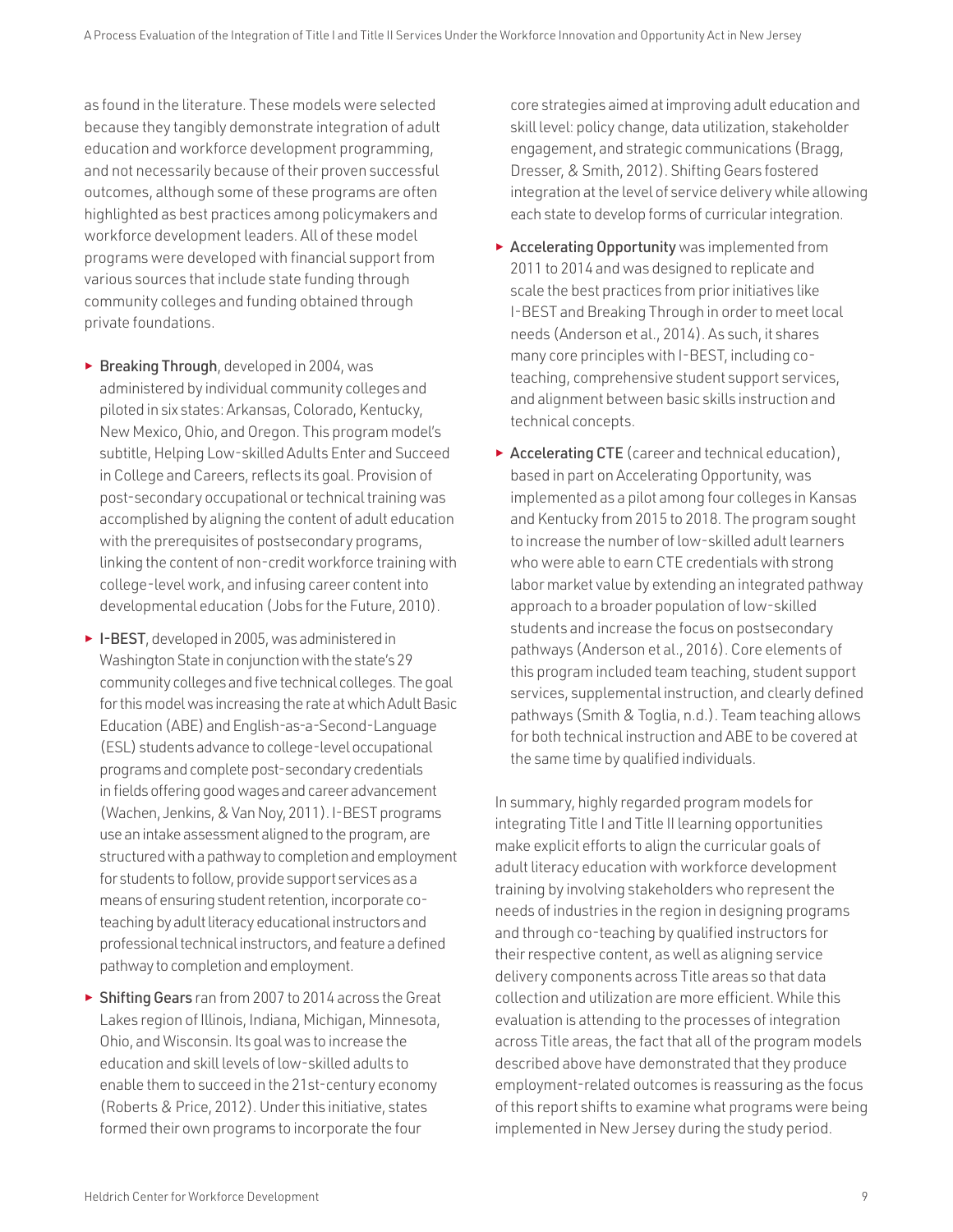as found in the literature. These models were selected because they tangibly demonstrate integration of adult education and workforce development programming, and not necessarily because of their proven successful outcomes, although some of these programs are often highlighted as best practices among policymakers and workforce development leaders. All of these model programs were developed with financial support from various sources that include state funding through community colleges and funding obtained through private foundations.

- **Breaking Through**, developed in 2004, was administered by individual community colleges and piloted in six states: Arkansas, Colorado, Kentucky, New Mexico, Ohio, and Oregon. This program model's subtitle, Helping Low-skilled Adults Enter and Succeed in College and Careers, reflects its goal. Provision of post-secondary occupational or technical training was accomplished by aligning the content of adult education with the prerequisites of postsecondary programs, linking the content of non-credit workforce training with college-level work, and infusing career content into developmental education (Jobs for the Future, 2010).
- **I-BEST**, developed in 2005, was administered in Washington State in conjunction with the state's 29 community colleges and five technical colleges. The goal for this model was increasing the rate at which Adult Basic Education (ABE) and English-as-a-Second-Language (ESL) students advance to college-level occupational programs and complete post-secondary credentials in fields offering good wages and career advancement (Wachen, Jenkins, & Van Noy, 2011). I-BEST programs use an intake assessment aligned to the program, are structured with a pathway to completion and employment for students to follow, provide support services as a means of ensuring student retention, incorporate co-teaching by adult literacy educational instructors and professional technical instructors, and feature a defined pathway to completion and employment.
- **Shifting Gears** ran from 2007 to 2014 across the Great Lakes region of Illinois, Indiana, Michigan, Minnesota, Ohio, and Wisconsin. Its goal was to increase the education and skill levels of low-skilled adults to enable them to succeed in the 21st-century economy (Roberts & Price, 2012). Under this initiative, states formed their own programs to incorporate the four core strategies aimed at improving adult education and skill level: policy change, data utilization, stakeholder engagement, and strategic communications (Bragg, Dresser, & Smith, 2012). Shifting Gears fostered integration at the level of service delivery while allowing each state to develop forms of curricular integration.
- **Accelerating Opportunity** was implemented from 2011 to 2014 and was designed to replicate and scale the best practices from prior initiatives like I-BEST and Breaking Through in order to meet local needs (Anderson et al., 2014). As such, it shares many core principles with I-BEST, including co-teaching, comprehensive student support services, and alignment between basic skills instruction and technical concepts.
- **Accelerating CTE** (career and technical education), based in part on Accelerating Opportunity, was implemented as a pilot among four colleges in Kansas and Kentucky from 2015 to 2018. The program sought to increase the number of low-skilled adult learners who were able to earn CTE credentials with strong labor market value by extending an integrated pathway approach to a broader population of low-skilled students and increase the focus on postsecondary pathways (Anderson et al., 2016). Core elements of this program included team teaching, student support services, supplemental instruction, and clearly defined pathways (Smith & Toglia, n.d.). Team teaching allows for both technical instruction and ABE to be covered at the same time by qualified individuals.

In summary, highly regarded program models for integrating Title I and Title II learning opportunities make explicit efforts to align the curricular goals of adult literacy education with workforce development training by involving stakeholders who represent the needs of industries in the region in designing programs and through co-teaching by qualified instructors for their respective content, as well as aligning service delivery components across Title areas so that data collection and utilization are more efficient. While this evaluation is attending to the processes of integration across Title areas, the fact that all of the program models described above have demonstrated that they produce employment-related outcomes is reassuring as the focus of this report shifts to examine what programs were being implemented in New Jersey during the study period.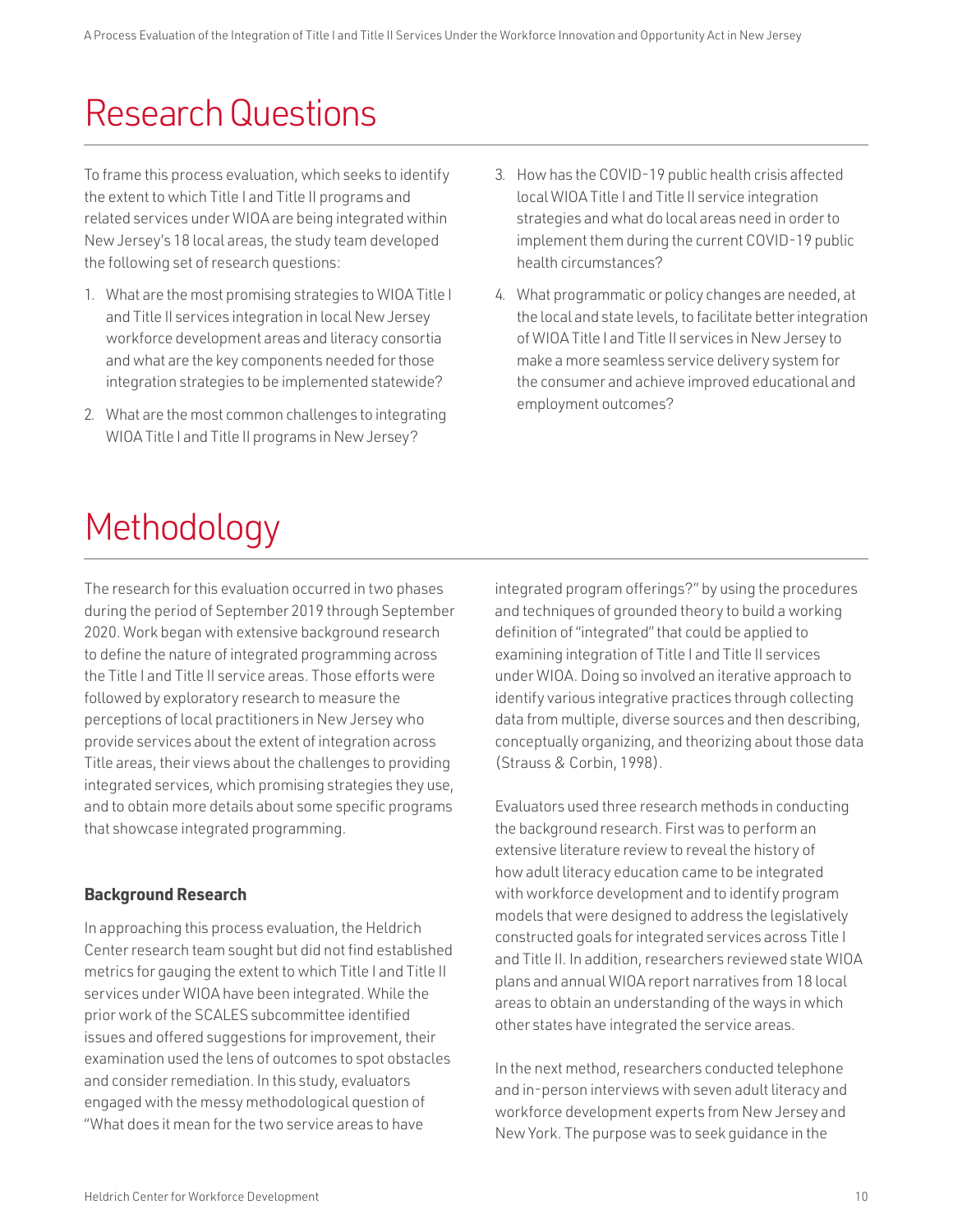# Research Questions

To frame this process evaluation, which seeks to identify the extent to which Title I and Title II programs and related services under WIOA are being integrated within New Jersey's 18 local areas, the study team developed the following set of research questions:

1. What are the most promising strategies to WIOA Title I and Title II services integration in local New Jersey workforce development areas and literacy consortia and what are the key components needed for those integration strategies to be implemented statewide?
2. What are the most common challenges to integrating WIOA Title I and Title II programs in New Jersey?
3. How has the COVID-19 public health crisis affected local WIOA Title I and Title II service integration strategies and what do local areas need in order to implement them during the current COVID-19 public health circumstances?
4. What programmatic or policy changes are needed, at the local and state levels, to facilitate better integration of WIOA Title I and Title II services in New Jersey to make a more seamless service delivery system for the consumer and achieve improved educational and employment outcomes?

# Methodology

The research for this evaluation occurred in two phases during the period of September 2019 through September 2020. Work began with extensive background research to define the nature of integrated programming across the Title I and Title II service areas. Those efforts were followed by exploratory research to measure the perceptions of local practitioners in New Jersey who provide services about the extent of integration across Title areas, their views about the challenges to providing integrated services, which promising strategies they use, and to obtain more details about some specific programs that showcase integrated programming.

### Background Research

In approaching this process evaluation, the Heldrich Center research team sought but did not find established metrics for gauging the extent to which Title I and Title II services under WIOA have been integrated. While the prior work of the SCALES subcommittee identified issues and offered suggestions for improvement, their examination used the lens of outcomes to spot obstacles and consider remediation. In this study, evaluators engaged with the messy methodological question of "What does it mean for the two service areas to have integrated program offerings?" by using the procedures and techniques of grounded theory to build a working definition of "integrated" that could be applied to examining integration of Title I and Title II services under WIOA. Doing so involved an iterative approach to identify various integrative practices through collecting data from multiple, diverse sources and then describing, conceptually organizing, and theorizing about those data (Strauss & Corbin, 1998).

Evaluators used three research methods in conducting the background research. First was to perform an extensive literature review to reveal the history of how adult literacy education came to be integrated with workforce development and to identify program models that were designed to address the legislatively constructed goals for integrated services across Title I and Title II. In addition, researchers reviewed state WIOA plans and annual WIOA report narratives from 18 local areas to obtain an understanding of the ways in which other states have integrated the service areas.

In the next method, researchers conducted telephone and in-person interviews with seven adult literacy and workforce development experts from New Jersey and New York. The purpose was to seek guidance in the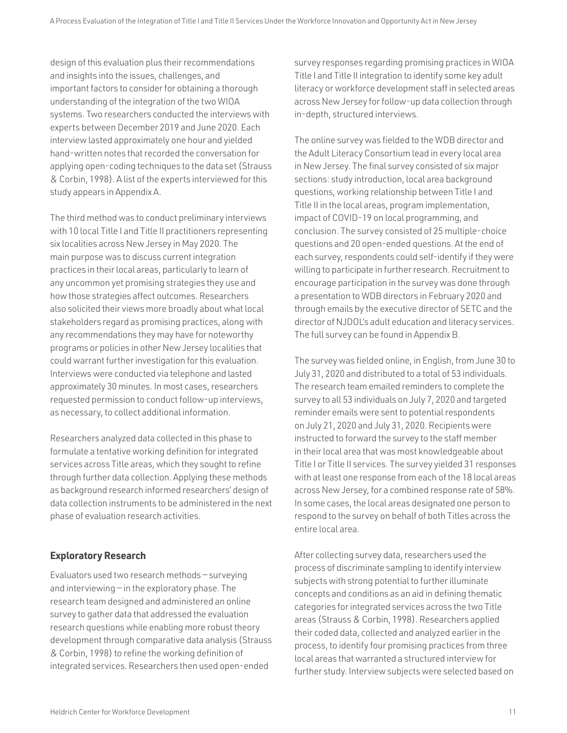design of this evaluation plus their recommendations and insights into the issues, challenges, and important factors to consider for obtaining a thorough understanding of the integration of the two WIOA systems. Two researchers conducted the interviews with experts between December 2019 and June 2020. Each interview lasted approximately one hour and yielded hand-written notes that recorded the conversation for applying open-coding techniques to the data set (Strauss & Corbin, 1998). A list of the experts interviewed for this study appears in Appendix A.

The third method was to conduct preliminary interviews with 10 local Title I and Title II practitioners representing six localities across New Jersey in May 2020. The main purpose was to discuss current integration practices in their local areas, particularly to learn of any uncommon yet promising strategies they use and how those strategies affect outcomes. Researchers also solicited their views more broadly about what local stakeholders regard as promising practices, along with any recommendations they may have for noteworthy programs or policies in other New Jersey localities that could warrant further investigation for this evaluation. Interviews were conducted via telephone and lasted approximately 30 minutes. In most cases, researchers requested permission to conduct follow-up interviews, as necessary, to collect additional information.

Researchers analyzed data collected in this phase to formulate a tentative working definition for integrated services across Title areas, which they sought to refine through further data collection. Applying these methods as background research informed researchers' design of data collection instruments to be administered in the next phase of evaluation research activities.

## Exploratory Research

Evaluators used two research methods — surveying and interviewing — in the exploratory phase. The research team designed and administered an online survey to gather data that addressed the evaluation research questions while enabling more robust theory development through comparative data analysis (Strauss & Corbin, 1998) to refine the working definition of integrated services. Researchers then used open-ended survey responses regarding promising practices in WIOA Title I and Title II integration to identify some key adult literacy or workforce development staff in selected areas across New Jersey for follow-up data collection through in-depth, structured interviews.

The online survey was fielded to the WDB director and the Adult Literacy Consortium lead in every local area in New Jersey. The final survey consisted of six major sections: study introduction, local area background questions, working relationship between Title I and Title II in the local areas, program implementation, impact of COVID-19 on local programming, and conclusion. The survey consisted of 25 multiple-choice questions and 20 open-ended questions. At the end of each survey, respondents could self-identify if they were willing to participate in further research. Recruitment to encourage participation in the survey was done through a presentation to WDB directors in February 2020 and through emails by the executive director of SETC and the director of NJDOL's adult education and literacy services. The full survey can be found in Appendix B.

The survey was fielded online, in English, from June 30 to July 31, 2020 and distributed to a total of 53 individuals. The research team emailed reminders to complete the survey to all 53 individuals on July 7, 2020 and targeted reminder emails were sent to potential respondents on July 21, 2020 and July 31, 2020. Recipients were instructed to forward the survey to the staff member in their local area that was most knowledgeable about Title I or Title II services. The survey yielded 31 responses with at least one response from each of the 18 local areas across New Jersey, for a combined response rate of 58%. In some cases, the local areas designated one person to respond to the survey on behalf of both Titles across the entire local area.

After collecting survey data, researchers used the process of discriminate sampling to identify interview subjects with strong potential to further illuminate concepts and conditions as an aid in defining thematic categories for integrated services across the two Title areas (Strauss & Corbin, 1998). Researchers applied their coded data, collected and analyzed earlier in the process, to identify four promising practices from three local areas that warranted a structured interview for further study. Interview subjects were selected based on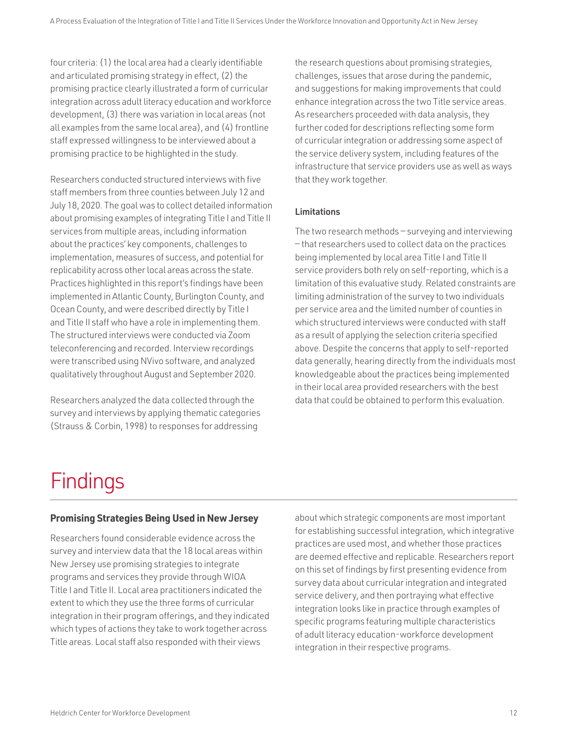four criteria: (1) the local area had a clearly identifiable and articulated promising strategy in effect, (2) the promising practice clearly illustrated a form of curricular integration across adult literacy education and workforce development, (3) there was variation in local areas (not all examples from the same local area), and (4) frontline staff expressed willingness to be interviewed about a promising practice to be highlighted in the study.

Researchers conducted structured interviews with five staff members from three counties between July 12 and July 18, 2020. The goal was to collect detailed information about promising examples of integrating Title I and Title II services from multiple areas, including information about the practices' key components, challenges to implementation, measures of success, and potential for replicability across other local areas across the state. Practices highlighted in this report's findings have been implemented in Atlantic County, Burlington County, and Ocean County, and were described directly by Title I and Title II staff who have a role in implementing them. The structured interviews were conducted via Zoom teleconferencing and recorded. Interview recordings were transcribed using NVivo software, and analyzed qualitatively throughout August and September 2020.

Researchers analyzed the data collected through the survey and interviews by applying thematic categories (Strauss & Corbin, 1998) to responses for addressing the research questions about promising strategies, challenges, issues that arose during the pandemic, and suggestions for making improvements that could enhance integration across the two Title service areas. As researchers proceeded with data analysis, they further coded for descriptions reflecting some form of curricular integration or addressing some aspect of the service delivery system, including features of the infrastructure that service providers use as well as ways that they work together.

### Limitations

The two research methods — surveying and interviewing — that researchers used to collect data on the practices being implemented by local area Title I and Title II service providers both rely on self-reporting, which is a limitation of this evaluative study. Related constraints are limiting administration of the survey to two individuals per service area and the limited number of counties in which structured interviews were conducted with staff as a result of applying the selection criteria specified above. Despite the concerns that apply to self-reported data generally, hearing directly from the individuals most knowledgeable about the practices being implemented in their local area provided researchers with the best data that could be obtained to perform this evaluation.

# Findings

### Promising Strategies Being Used in New Jersey

Researchers found considerable evidence across the survey and interview data that the 18 local areas within New Jersey use promising strategies to integrate programs and services they provide through WIOA Title I and Title II. Local area practitioners indicated the extent to which they use the three forms of curricular integration in their program offerings, and they indicated which types of actions they take to work together across Title areas. Local staff also responded with their views about which strategic components are most important for establishing successful integration, which integrative practices are used most, and whether those practices are deemed effective and replicable. Researchers report on this set of findings by first presenting evidence from survey data about curricular integration and integrated service delivery, and then portraying what effective integration looks like in practice through examples of specific programs featuring multiple characteristics of adult literacy education-workforce development integration in their respective programs.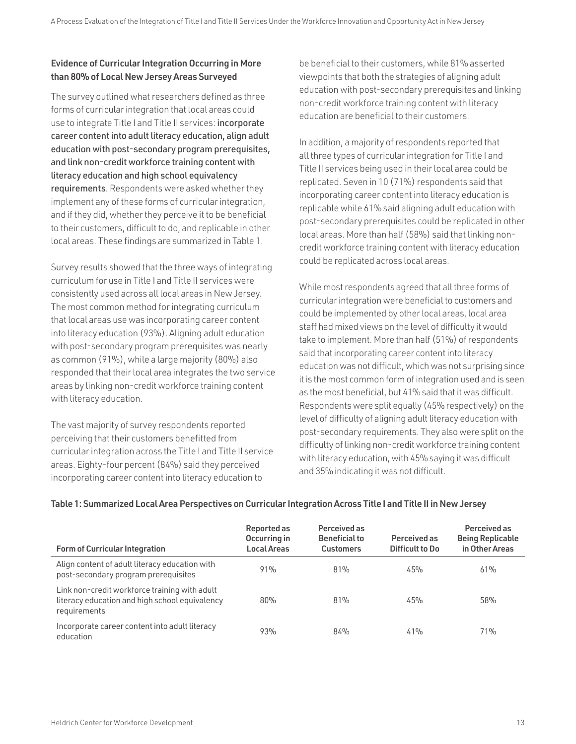### Evidence of Curricular Integration Occurring in More than 80% of Local New Jersey Areas Surveyed

The survey outlined what researchers defined as three forms of curricular integration that local areas could use to integrate Title I and Title II services: **incorporate career content into adult literacy education, align adult education with post-secondary program prerequisites, and link non-credit workforce training content with literacy education and high school equivalency requirements**. Respondents were asked whether they implement any of these forms of curricular integration, and if they did, whether they perceive it to be beneficial to their customers, difficult to do, and replicable in other local areas. These findings are summarized in Table 1.

Survey results showed that the three ways of integrating curriculum for use in Title I and Title II services were consistently used across all local areas in New Jersey. The most common method for integrating curriculum that local areas use was incorporating career content into literacy education (93%). Aligning adult education with post-secondary program prerequisites was nearly as common (91%), while a large majority (80%) also responded that their local area integrates the two service areas by linking non-credit workforce training content with literacy education.

The vast majority of survey respondents reported perceiving that their customers benefitted from curricular integration across the Title I and Title II service areas. Eighty-four percent (84%) said they perceived incorporating career content into literacy education to be beneficial to their customers, while 81% asserted viewpoints that both the strategies of aligning adult education with post-secondary prerequisites and linking non-credit workforce training content with literacy education are beneficial to their customers.

In addition, a majority of respondents reported that all three types of curricular integration for Title I and Title II services being used in their local area could be replicated. Seven in 10 (71%) respondents said that incorporating career content into literacy education is replicable while 61% said aligning adult education with post-secondary prerequisites could be replicated in other local areas. More than half (58%) said that linking non-credit workforce training content with literacy education could be replicated across local areas.

While most respondents agreed that all three forms of curricular integration were beneficial to customers and could be implemented by other local areas, local area staff had mixed views on the level of difficulty it would take to implement. More than half (51%) of respondents said that incorporating career content into literacy education was not difficult, which was not surprising since it is the most common form of integration used and is seen as the most beneficial, but 41% said that it was difficult. Respondents were split equally (45% respectively) on the level of difficulty of aligning adult literacy education with post-secondary requirements. They also were split on the difficulty of linking non-credit workforce training content with literacy education, with 45% saying it was difficult and 35% indicating it was not difficult.

**Table 1: Summarized Local Area Perspectives on Curricular Integration Across Title I and Title II in New Jersey**

| Form of Curricular Integration | Reported as Occurring in Local Areas | Perceived as Beneficial to Customers | Perceived as Difficult to Do | Perceived as Being Replicable in Other Areas |
|---|---|---|---|---|
| Align content of adult literacy education with post-secondary program prerequisites | 91% | 81% | 45% | 61% |
| Link non-credit workforce training with adult literacy education and high school equivalency requirements | 80% | 81% | 45% | 58% |
| Incorporate career content into adult literacy education | 93% | 84% | 41% | 71% |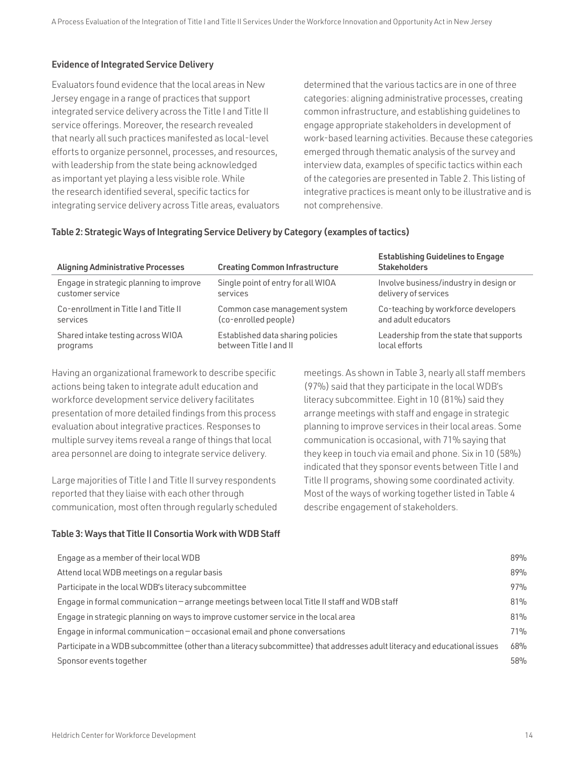### Evidence of Integrated Service Delivery

Evaluators found evidence that the local areas in New Jersey engage in a range of practices that support integrated service delivery across the Title I and Title II service offerings. Moreover, the research revealed that nearly all such practices manifested as local-level efforts to organize personnel, processes, and resources, with leadership from the state being acknowledged as important yet playing a less visible role. While the research identified several, specific tactics for integrating service delivery across Title areas, evaluators determined that the various tactics are in one of three categories: aligning administrative processes, creating common infrastructure, and establishing guidelines to engage appropriate stakeholders in development of work-based learning activities. Because these categories emerged through thematic analysis of the survey and interview data, examples of specific tactics within each of the categories are presented in Table 2. This listing of integrative practices is meant only to be illustrative and is not comprehensive.

**Table 2: Strategic Ways of Integrating Service Delivery by Category (examples of tactics)**

| Aligning Administrative Processes | Creating Common Infrastructure | Establishing Guidelines to Engage Stakeholders |
|---|---|---|
| Engage in strategic planning to improve customer service | Single point of entry for all WIOA services | Involve business/industry in design or delivery of services |
| Co-enrollment in Title I and Title II services | Common case management system (co-enrolled people) | Co-teaching by workforce developers and adult educators |
| Shared intake testing across WIOA programs | Established data sharing policies between Title I and II | Leadership from the state that supports local efforts |

Having an organizational framework to describe specific actions being taken to integrate adult education and workforce development service delivery facilitates presentation of more detailed findings from this process evaluation about integrative practices. Responses to multiple survey items reveal a range of things that local area personnel are doing to integrate service delivery.

Large majorities of Title I and Title II survey respondents reported that they liaise with each other through communication, most often through regularly scheduled meetings. As shown in Table 3, nearly all staff members (97%) said that they participate in the local WDB's literacy subcommittee. Eight in 10 (81%) said they arrange meetings with staff and engage in strategic planning to improve services in their local areas. Some communication is occasional, with 71% saying that they keep in touch via email and phone. Six in 10 (58%) indicated that they sponsor events between Title I and Title II programs, showing some coordinated activity. Most of the ways of working together listed in Table 4 describe engagement of stakeholders.

**Table 3: Ways that Title II Consortia Work with WDB Staff**

| | |
|---|---|
| Engage as a member of their local WDB | 89% |
| Attend local WDB meetings on a regular basis | 89% |
| Participate in the local WDB's literacy subcommittee | 97% |
| Engage in formal communication – arrange meetings between local Title II staff and WDB staff | 81% |
| Engage in strategic planning on ways to improve customer service in the local area | 81% |
| Engage in informal communication – occasional email and phone conversations | 71% |
| Participate in a WDB subcommittee (other than a literacy subcommittee) that addresses adult literacy and educational issues | 68% |
| Sponsor events together | 58% |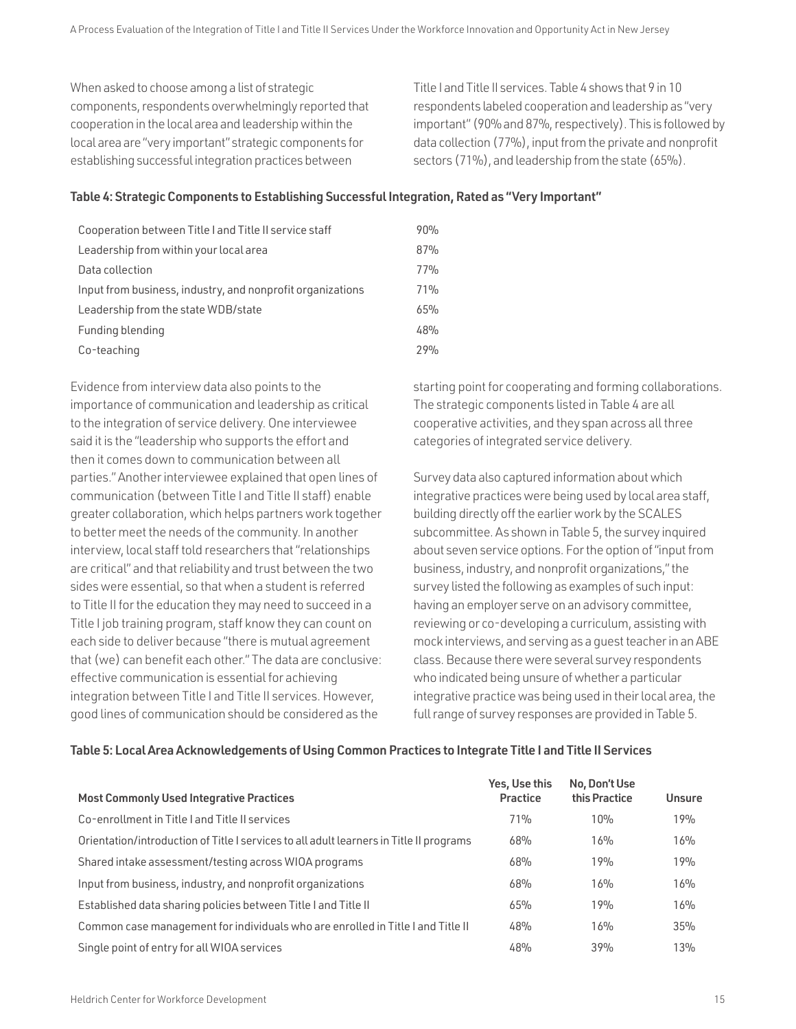When asked to choose among a list of strategic components, respondents overwhelmingly reported that cooperation in the local area and leadership within the local area are "very important" strategic components for establishing successful integration practices between Title I and Title II services. Table 4 shows that 9 in 10 respondents labeled cooperation and leadership as "very important" (90% and 87%, respectively). This is followed by data collection (77%), input from the private and nonprofit sectors (71%), and leadership from the state (65%).

**Table 4: Strategic Components to Establishing Successful Integration, Rated as "Very Important"**

| Strategic Component | Very Important |
|---|---|
| Cooperation between Title I and Title II service staff | 90% |
| Leadership from within your local area | 87% |
| Data collection | 77% |
| Input from business, industry, and nonprofit organizations | 71% |
| Leadership from the state WDB/state | 65% |
| Funding blending | 48% |
| Co-teaching | 29% |

Evidence from interview data also points to the importance of communication and leadership as critical to the integration of service delivery. One interviewee said it is the "leadership who supports the effort and then it comes down to communication between all parties." Another interviewee explained that open lines of communication (between Title I and Title II staff) enable greater collaboration, which helps partners work together to better meet the needs of the community. In another interview, local staff told researchers that "relationships are critical" and that reliability and trust between the two sides were essential, so that when a student is referred to Title II for the education they may need to succeed in a Title I job training program, staff know they can count on each side to deliver because "there is mutual agreement that (we) can benefit each other." The data are conclusive: effective communication is essential for achieving integration between Title I and Title II services. However, good lines of communication should be considered as the starting point for cooperating and forming collaborations. The strategic components listed in Table 4 are all cooperative activities, and they span across all three categories of integrated service delivery.

Survey data also captured information about which integrative practices were being used by local area staff, building directly off the earlier work by the SCALES subcommittee. As shown in Table 5, the survey inquired about seven service options. For the option of "input from business, industry, and nonprofit organizations," the survey listed the following as examples of such input: having an employer serve on an advisory committee, reviewing or co-developing a curriculum, assisting with mock interviews, and serving as a guest teacher in an ABE class. Because there were several survey respondents who indicated being unsure of whether a particular integrative practice was being used in their local area, the full range of survey responses are provided in Table 5.

**Table 5: Local Area Acknowledgements of Using Common Practices to Integrate Title I and Title II Services**

| Most Commonly Used Integrative Practices | Yes, Use this Practice | No, Don't Use this Practice | Unsure |
|---|---|---|---|
| Co-enrollment in Title I and Title II services | 71% | 10% | 19% |
| Orientation/introduction of Title I services to all adult learners in Title II programs | 68% | 16% | 16% |
| Shared intake assessment/testing across WIOA programs | 68% | 19% | 19% |
| Input from business, industry, and nonprofit organizations | 68% | 16% | 16% |
| Established data sharing policies between Title I and Title II | 65% | 19% | 16% |
| Common case management for individuals who are enrolled in Title I and Title II | 48% | 16% | 35% |
| Single point of entry for all WIOA services | 48% | 39% | 13% |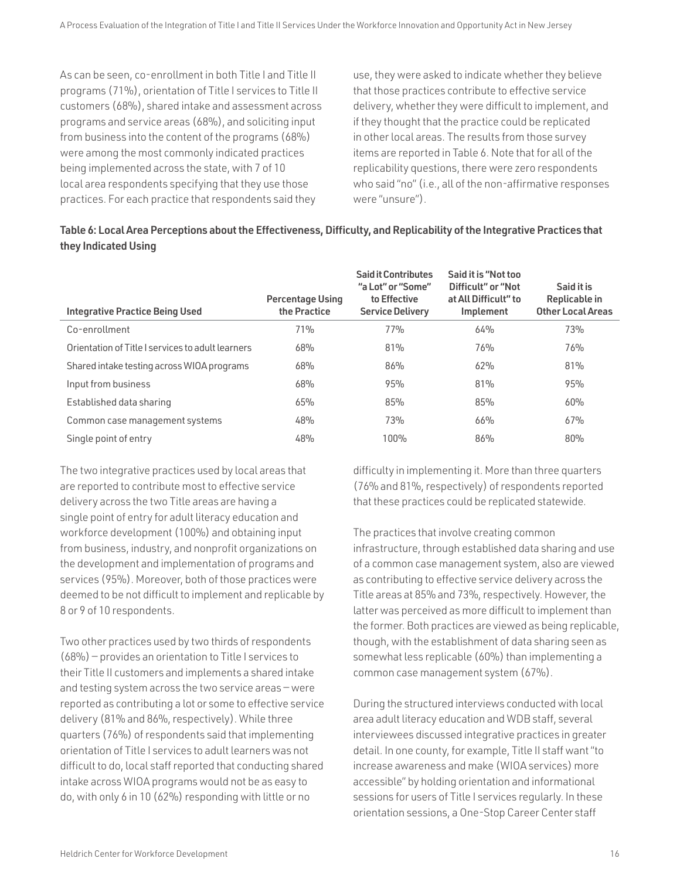As can be seen, co-enrollment in both Title I and Title II programs (71%), orientation of Title I services to Title II customers (68%), shared intake and assessment across programs and service areas (68%), and soliciting input from business into the content of the programs (68%) were among the most commonly indicated practices being implemented across the state, with 7 of 10 local area respondents specifying that they use those practices. For each practice that respondents said they use, they were asked to indicate whether they believe that those practices contribute to effective service delivery, whether they were difficult to implement, and if they thought that the practice could be replicated in other local areas. The results from those survey items are reported in Table 6. Note that for all of the replicability questions, there were zero respondents who said "no" (i.e., all of the non-affirmative responses were "unsure").

**Table 6: Local Area Perceptions about the Effectiveness, Difficulty, and Replicability of the Integrative Practices that they Indicated Using**

| Integrative Practice Being Used | Percentage Using the Practice | Said it Contributes "a Lot" or "Some" to Effective Service Delivery | Said it is "Not too Difficult" or "Not at All Difficult" to Implement | Said it is Replicable in Other Local Areas |
|---|---|---|---|---|
| Co-enrollment | 71% | 77% | 64% | 73% |
| Orientation of Title I services to adult learners | 68% | 81% | 76% | 76% |
| Shared intake testing across WIOA programs | 68% | 86% | 62% | 81% |
| Input from business | 68% | 95% | 81% | 95% |
| Established data sharing | 65% | 85% | 85% | 60% |
| Common case management systems | 48% | 73% | 66% | 67% |
| Single point of entry | 48% | 100% | 86% | 80% |

The two integrative practices used by local areas that are reported to contribute most to effective service delivery across the two Title areas are having a single point of entry for adult literacy education and workforce development (100%) and obtaining input from business, industry, and nonprofit organizations on the development and implementation of programs and services (95%). Moreover, both of those practices were deemed to be not difficult to implement and replicable by 8 or 9 of 10 respondents.

Two other practices used by two thirds of respondents (68%) – provides an orientation to Title I services to their Title II customers and implements a shared intake and testing system across the two service areas – were reported as contributing a lot or some to effective service delivery (81% and 86%, respectively). While three quarters (76%) of respondents said that implementing orientation of Title I services to adult learners was not difficult to do, local staff reported that conducting shared intake across WIOA programs would not be as easy to do, with only 6 in 10 (62%) responding with little or no difficulty in implementing it. More than three quarters (76% and 81%, respectively) of respondents reported that these practices could be replicated statewide.

The practices that involve creating common infrastructure, through established data sharing and use of a common case management system, also are viewed as contributing to effective service delivery across the Title areas at 85% and 73%, respectively. However, the latter was perceived as more difficult to implement than the former. Both practices are viewed as being replicable, though, with the establishment of data sharing seen as somewhat less replicable (60%) than implementing a common case management system (67%).

During the structured interviews conducted with local area adult literacy education and WDB staff, several interviewees discussed integrative practices in greater detail. In one county, for example, Title II staff want "to increase awareness and make (WIOA services) more accessible" by holding orientation and informational sessions for users of Title I services regularly. In these orientation sessions, a One-Stop Career Center staff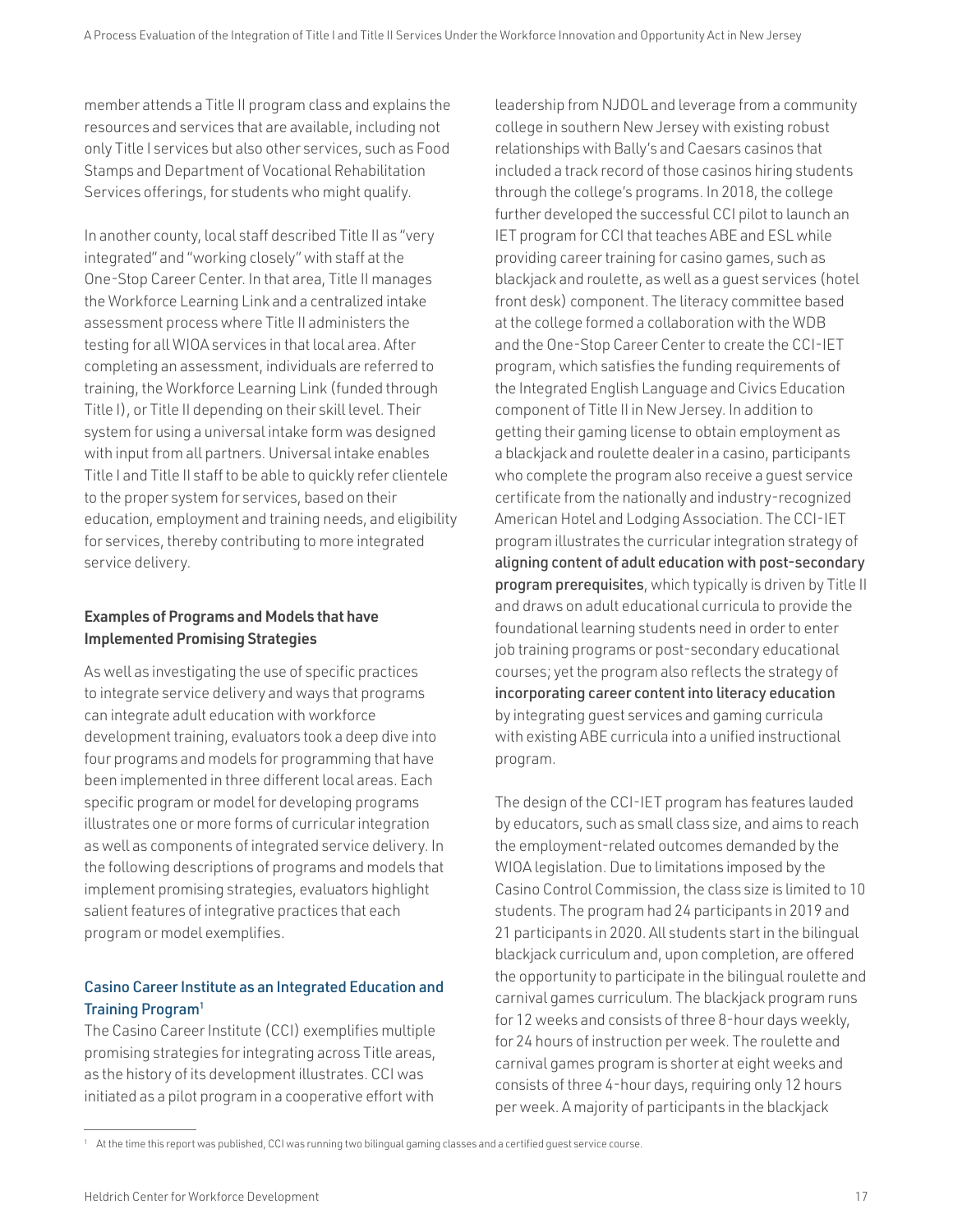member attends a Title II program class and explains the resources and services that are available, including not only Title I services but also other services, such as Food Stamps and Department of Vocational Rehabilitation Services offerings, for students who might qualify.

In another county, local staff described Title II as "very integrated" and "working closely" with staff at the One-Stop Career Center. In that area, Title II manages the Workforce Learning Link and a centralized intake assessment process where Title II administers the testing for all WIOA services in that local area. After completing an assessment, individuals are referred to training, the Workforce Learning Link (funded through Title I), or Title II depending on their skill level. Their system for using a universal intake form was designed with input from all partners. Universal intake enables Title I and Title II staff to be able to quickly refer clientele to the proper system for services, based on their education, employment and training needs, and eligibility for services, thereby contributing to more integrated service delivery.

### Examples of Programs and Models that have Implemented Promising Strategies

As well as investigating the use of specific practices to integrate service delivery and ways that programs can integrate adult education with workforce development training, evaluators took a deep dive into four programs and models for programming that have been implemented in three different local areas. Each specific program or model for developing programs illustrates one or more forms of curricular integration as well as components of integrated service delivery. In the following descriptions of programs and models that implement promising strategies, evaluators highlight salient features of integrative practices that each program or model exemplifies.

#### Casino Career Institute as an Integrated Education and Training Program[1]

The Casino Career Institute (CCI) exemplifies multiple promising strategies for integrating across Title areas, as the history of its development illustrates. CCI was initiated as a pilot program in a cooperative effort with leadership from NJDOL and leverage from a community college in southern New Jersey with existing robust relationships with Bally's and Caesars casinos that included a track record of those casinos hiring students through the college's programs. In 2018, the college further developed the successful CCI pilot to launch an IET program for CCI that teaches ABE and ESL while providing career training for casino games, such as blackjack and roulette, as well as a guest services (hotel front desk) component. The literacy committee based at the college formed a collaboration with the WDB and the One-Stop Career Center to create the CCI-IET program, which satisfies the funding requirements of the Integrated English Language and Civics Education component of Title II in New Jersey. In addition to getting their gaming license to obtain employment as a blackjack and roulette dealer in a casino, participants who complete the program also receive a guest service certificate from the nationally and industry-recognized American Hotel and Lodging Association. The CCI-IET program illustrates the curricular integration strategy of **aligning content of adult education with post-secondary program prerequisites**, which typically is driven by Title II and draws on adult educational curricula to provide the foundational learning students need in order to enter job training programs or post-secondary educational courses; yet the program also reflects the strategy of **incorporating career content into literacy education** by integrating guest services and gaming curricula with existing ABE curricula into a unified instructional program.

The design of the CCI-IET program has features lauded by educators, such as small class size, and aims to reach the employment-related outcomes demanded by the WIOA legislation. Due to limitations imposed by the Casino Control Commission, the class size is limited to 10 students. The program had 24 participants in 2019 and 21 participants in 2020. All students start in the bilingual blackjack curriculum and, upon completion, are offered the opportunity to participate in the bilingual roulette and carnival games curriculum. The blackjack program runs for 12 weeks and consists of three 8-hour days weekly, for 24 hours of instruction per week. The roulette and carnival games program is shorter at eight weeks and consists of three 4-hour days, requiring only 12 hours per week. A majority of participants in the blackjack

[1] At the time this report was published, CCI was running two bilingual gaming classes and a certified guest service course.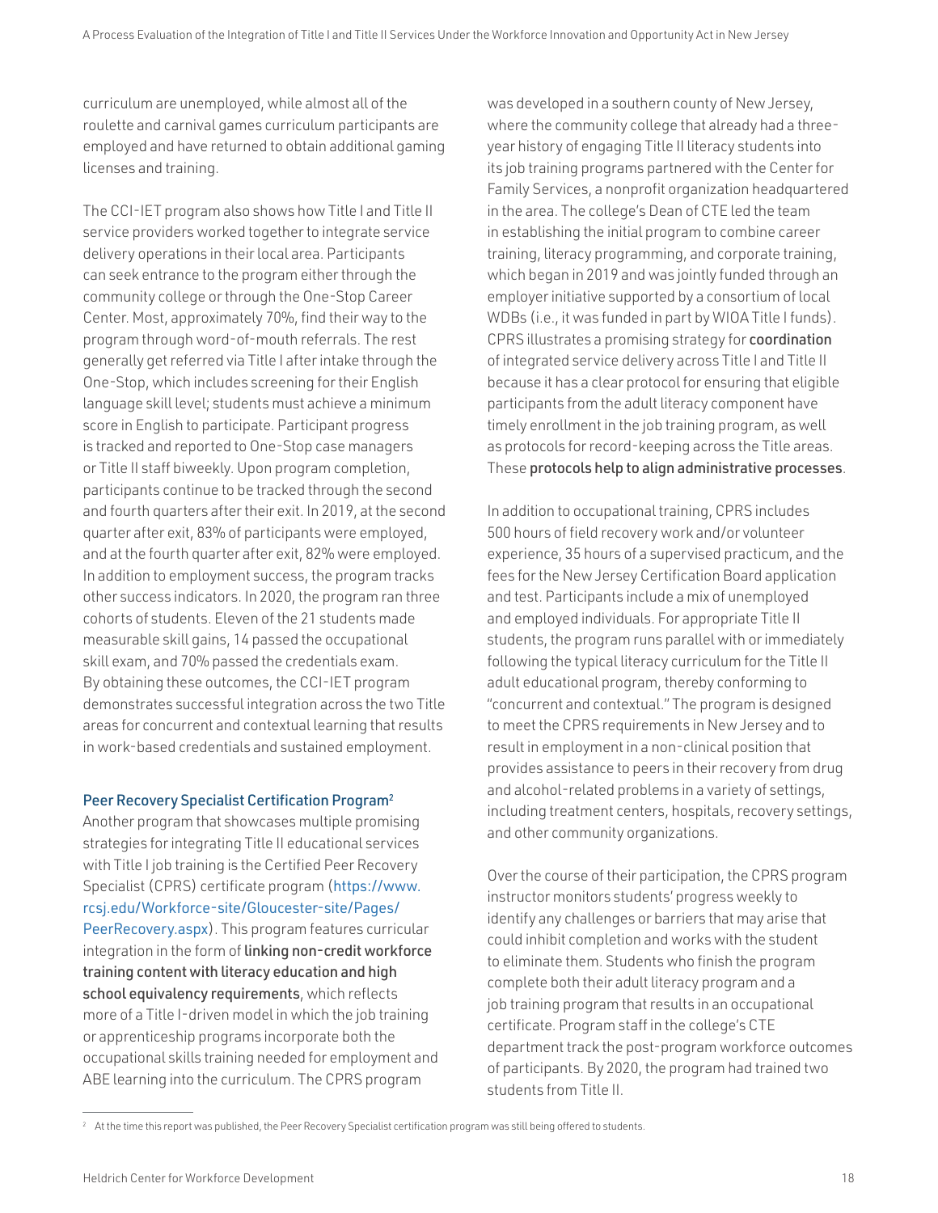curriculum are unemployed, while almost all of the roulette and carnival games curriculum participants are employed and have returned to obtain additional gaming licenses and training.

The CCI-IET program also shows how Title I and Title II service providers worked together to integrate service delivery operations in their local area. Participants can seek entrance to the program either through the community college or through the One-Stop Career Center. Most, approximately 70%, find their way to the program through word-of-mouth referrals. The rest generally get referred via Title I after intake through the One-Stop, which includes screening for their English language skill level; students must achieve a minimum score in English to participate. Participant progress is tracked and reported to One-Stop case managers or Title II staff biweekly. Upon program completion, participants continue to be tracked through the second and fourth quarters after their exit. In 2019, at the second quarter after exit, 83% of participants were employed, and at the fourth quarter after exit, 82% were employed. In addition to employment success, the program tracks other success indicators. In 2020, the program ran three cohorts of students. Eleven of the 21 students made measurable skill gains, 14 passed the occupational skill exam, and 70% passed the credentials exam. By obtaining these outcomes, the CCI-IET program demonstrates successful integration across the two Title areas for concurrent and contextual learning that results in work-based credentials and sustained employment.

### Peer Recovery Specialist Certification Program[2]

Another program that showcases multiple promising strategies for integrating Title II educational services with Title I job training is the Certified Peer Recovery Specialist (CPRS) certificate program (https://www.rcsj.edu/Workforce-site/Gloucester-site/Pages/PeerRecovery.aspx). This program features curricular integration in the form of **linking non-credit workforce training content with literacy education and high school equivalency requirements**, which reflects more of a Title I-driven model in which the job training or apprenticeship programs incorporate both the occupational skills training needed for employment and ABE learning into the curriculum. The CPRS program was developed in a southern county of New Jersey, where the community college that already had a three-year history of engaging Title II literacy students into its job training programs partnered with the Center for Family Services, a nonprofit organization headquartered in the area. The college's Dean of CTE led the team in establishing the initial program to combine career training, literacy programming, and corporate training, which began in 2019 and was jointly funded through an employer initiative supported by a consortium of local WDBs (i.e., it was funded in part by WIOA Title I funds). CPRS illustrates a promising strategy for **coordination** of integrated service delivery across Title I and Title II because it has a clear protocol for ensuring that eligible participants from the adult literacy component have timely enrollment in the job training program, as well as protocols for record-keeping across the Title areas. These **protocols help to align administrative processes**.

In addition to occupational training, CPRS includes 500 hours of field recovery work and/or volunteer experience, 35 hours of a supervised practicum, and the fees for the New Jersey Certification Board application and test. Participants include a mix of unemployed and employed individuals. For appropriate Title II students, the program runs parallel with or immediately following the typical literacy curriculum for the Title II adult educational program, thereby conforming to "concurrent and contextual." The program is designed to meet the CPRS requirements in New Jersey and to result in employment in a non-clinical position that provides assistance to peers in their recovery from drug and alcohol-related problems in a variety of settings, including treatment centers, hospitals, recovery settings, and other community organizations.

Over the course of their participation, the CPRS program instructor monitors students' progress weekly to identify any challenges or barriers that may arise that could inhibit completion and works with the student to eliminate them. Students who finish the program complete both their adult literacy program and a job training program that results in an occupational certificate. Program staff in the college's CTE department track the post-program workforce outcomes of participants. By 2020, the program had trained two students from Title II.

[2] At the time this report was published, the Peer Recovery Specialist certification program was still being offered to students.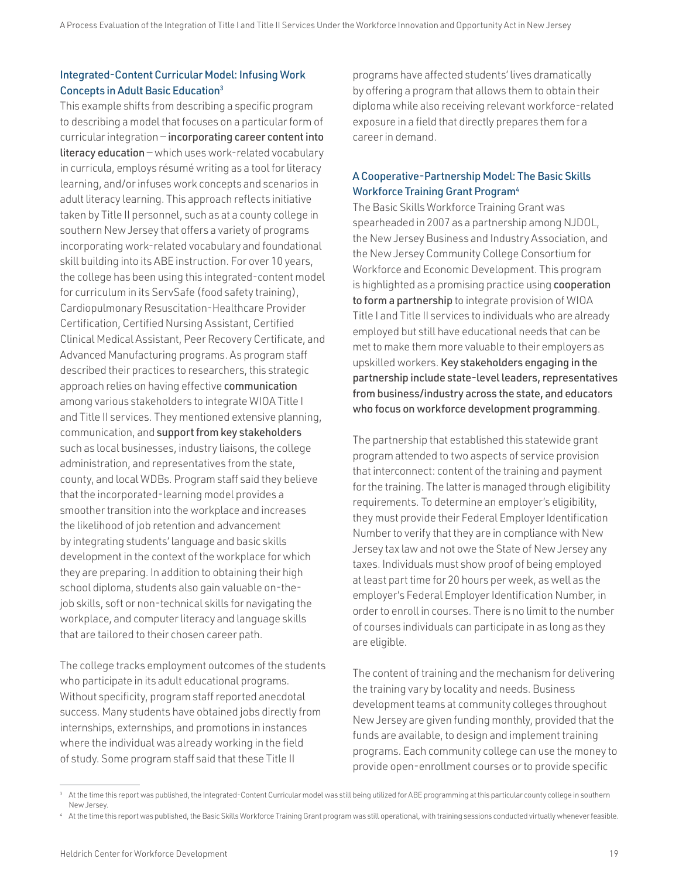### Integrated-Content Curricular Model: Infusing Work Concepts in Adult Basic Education[3]

This example shifts from describing a specific program to describing a model that focuses on a particular form of curricular integration – **incorporating career content into literacy education** – which uses work-related vocabulary in curricula, employs résumé writing as a tool for literacy learning, and/or infuses work concepts and scenarios in adult literacy learning. This approach reflects initiative taken by Title II personnel, such as at a county college in southern New Jersey that offers a variety of programs incorporating work-related vocabulary and foundational skill building into its ABE instruction. For over 10 years, the college has been using this integrated-content model for curriculum in its ServSafe (food safety training), Cardiopulmonary Resuscitation-Healthcare Provider Certification, Certified Nursing Assistant, Certified Clinical Medical Assistant, Peer Recovery Certificate, and Advanced Manufacturing programs. As program staff described their practices to researchers, this strategic approach relies on having effective **communication** among various stakeholders to integrate WIOA Title I and Title II services. They mentioned extensive planning, communication, and **support from key stakeholders** such as local businesses, industry liaisons, the college administration, and representatives from the state, county, and local WDBs. Program staff said they believe that the incorporated-learning model provides a smoother transition into the workplace and increases the likelihood of job retention and advancement by integrating students' language and basic skills development in the context of the workplace for which they are preparing. In addition to obtaining their high school diploma, students also gain valuable on-the-job skills, soft or non-technical skills for navigating the workplace, and computer literacy and language skills that are tailored to their chosen career path.

The college tracks employment outcomes of the students who participate in its adult educational programs. Without specificity, program staff reported anecdotal success. Many students have obtained jobs directly from internships, externships, and promotions in instances where the individual was already working in the field of study. Some program staff said that these Title II programs have affected students' lives dramatically by offering a program that allows them to obtain their diploma while also receiving relevant workforce-related exposure in a field that directly prepares them for a career in demand.

### A Cooperative-Partnership Model: The Basic Skills Workforce Training Grant Program[4]

The Basic Skills Workforce Training Grant was spearheaded in 2007 as a partnership among NJDOL, the New Jersey Business and Industry Association, and the New Jersey Community College Consortium for Workforce and Economic Development. This program is highlighted as a promising practice using **cooperation to form a partnership** to integrate provision of WIOA Title I and Title II services to individuals who are already employed but still have educational needs that can be met to make them more valuable to their employers as upskilled workers. **Key stakeholders engaging in the partnership include state-level leaders, representatives from business/industry across the state, and educators who focus on workforce development programming**.

The partnership that established this statewide grant program attended to two aspects of service provision that interconnect: content of the training and payment for the training. The latter is managed through eligibility requirements. To determine an employer's eligibility, they must provide their Federal Employer Identification Number to verify that they are in compliance with New Jersey tax law and not owe the State of New Jersey any taxes. Individuals must show proof of being employed at least part time for 20 hours per week, as well as the employer's Federal Employer Identification Number, in order to enroll in courses. There is no limit to the number of courses individuals can participate in as long as they are eligible.

The content of training and the mechanism for delivering the training vary by locality and needs. Business development teams at community colleges throughout New Jersey are given funding monthly, provided that the funds are available, to design and implement training programs. Each community college can use the money to provide open-enrollment courses or to provide specific

---

[3] At the time this report was published, the Integrated-Content Curricular model was still being utilized for ABE programming at this particular county college in southern New Jersey.

[4] At the time this report was published, the Basic Skills Workforce Training Grant program was still operational, with training sessions conducted virtually whenever feasible.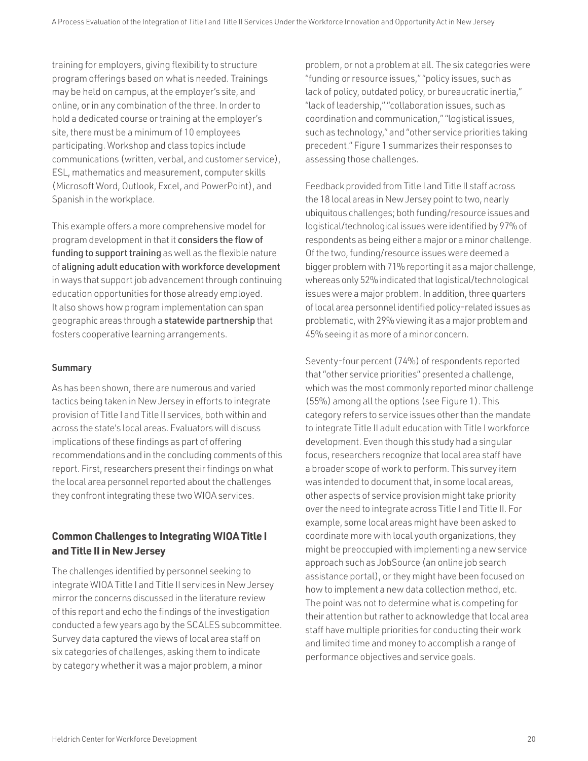training for employers, giving flexibility to structure program offerings based on what is needed. Trainings may be held on campus, at the employer's site, and online, or in any combination of the three. In order to hold a dedicated course or training at the employer's site, there must be a minimum of 10 employees participating. Workshop and class topics include communications (written, verbal, and customer service), ESL, mathematics and measurement, computer skills (Microsoft Word, Outlook, Excel, and PowerPoint), and Spanish in the workplace.

This example offers a more comprehensive model for program development in that it **considers the flow of funding to support training** as well as the flexible nature of **aligning adult education with workforce development** in ways that support job advancement through continuing education opportunities for those already employed. It also shows how program implementation can span geographic areas through a **statewide partnership** that fosters cooperative learning arrangements.

**Summary**

As has been shown, there are numerous and varied tactics being taken in New Jersey in efforts to integrate provision of Title I and Title II services, both within and across the state's local areas. Evaluators will discuss implications of these findings as part of offering recommendations and in the concluding comments of this report. First, researchers present their findings on what the local area personnel reported about the challenges they confront integrating these two WIOA services.

## Common Challenges to Integrating WIOA Title I and Title II in New Jersey

The challenges identified by personnel seeking to integrate WIOA Title I and Title II services in New Jersey mirror the concerns discussed in the literature review of this report and echo the findings of the investigation conducted a few years ago by the SCALES subcommittee. Survey data captured the views of local area staff on six categories of challenges, asking them to indicate by category whether it was a major problem, a minor problem, or not a problem at all. The six categories were "funding or resource issues," "policy issues, such as lack of policy, outdated policy, or bureaucratic inertia," "lack of leadership," "collaboration issues, such as coordination and communication," "logistical issues, such as technology," and "other service priorities taking precedent." Figure 1 summarizes their responses to assessing those challenges.

Feedback provided from Title I and Title II staff across the 18 local areas in New Jersey point to two, nearly ubiquitous challenges; both funding/resource issues and logistical/technological issues were identified by 97% of respondents as being either a major or a minor challenge. Of the two, funding/resource issues were deemed a bigger problem with 71% reporting it as a major challenge, whereas only 52% indicated that logistical/technological issues were a major problem. In addition, three quarters of local area personnel identified policy-related issues as problematic, with 29% viewing it as a major problem and 45% seeing it as more of a minor concern.

Seventy-four percent (74%) of respondents reported that "other service priorities" presented a challenge, which was the most commonly reported minor challenge (55%) among all the options (see Figure 1). This category refers to service issues other than the mandate to integrate Title II adult education with Title I workforce development. Even though this study had a singular focus, researchers recognize that local area staff have a broader scope of work to perform. This survey item was intended to document that, in some local areas, other aspects of service provision might take priority over the need to integrate across Title I and Title II. For example, some local areas might have been asked to coordinate more with local youth organizations, they might be preoccupied with implementing a new service approach such as JobSource (an online job search assistance portal), or they might have been focused on how to implement a new data collection method, etc. The point was not to determine what is competing for their attention but rather to acknowledge that local area staff have multiple priorities for conducting their work and limited time and money to accomplish a range of performance objectives and service goals.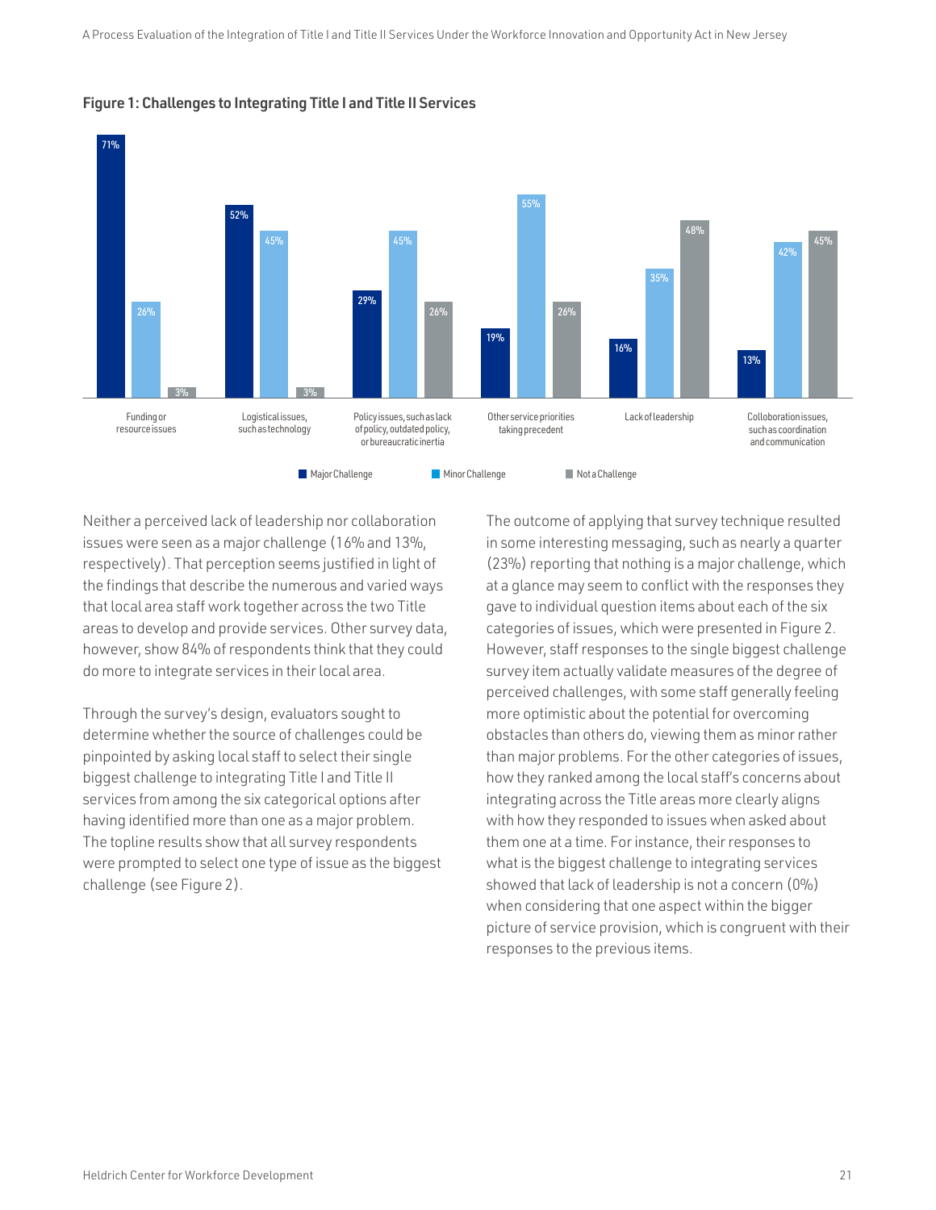**Figure 1: Challenges to Integrating Title I and Title II Services**

| | Major Challenge | Minor Challenge | Not a Challenge |
|---|---|---|---|
| Funding or resource issues | 71% | 26% | 3% |
| Logistical issues, such as technology | 52% | 45% | 3% |
| Policy issues, such as lack of policy, outdated policy, or bureaucratic inertia | 29% | 45% | 26% |
| Other service priorities taking precedent | 19% | 55% | 26% |
| Lack of leadership | 16% | 35% | 48% |
| Colloboration issues, such as coordination and communication | 13% | 42% | 45% |

Neither a perceived lack of leadership nor collaboration issues were seen as a major challenge (16% and 13%, respectively). That perception seems justified in light of the findings that describe the numerous and varied ways that local area staff work together across the two Title areas to develop and provide services. Other survey data, however, show 84% of respondents think that they could do more to integrate services in their local area.

Through the survey's design, evaluators sought to determine whether the source of challenges could be pinpointed by asking local staff to select their single biggest challenge to integrating Title I and Title II services from among the six categorical options after having identified more than one as a major problem. The topline results show that all survey respondents were prompted to select one type of issue as the biggest challenge (see Figure 2).

The outcome of applying that survey technique resulted in some interesting messaging, such as nearly a quarter (23%) reporting that nothing is a major challenge, which at a glance may seem to conflict with the responses they gave to individual question items about each of the six categories of issues, which were presented in Figure 2. However, staff responses to the single biggest challenge survey item actually validate measures of the degree of perceived challenges, with some staff generally feeling more optimistic about the potential for overcoming obstacles than others do, viewing them as minor rather than major problems. For the other categories of issues, how they ranked among the local staff's concerns about integrating across the Title areas more clearly aligns with how they responded to issues when asked about them one at a time. For instance, their responses to what is the biggest challenge to integrating services showed that lack of leadership is not a concern (0%) when considering that one aspect within the bigger picture of service provision, which is congruent with their responses to the previous items.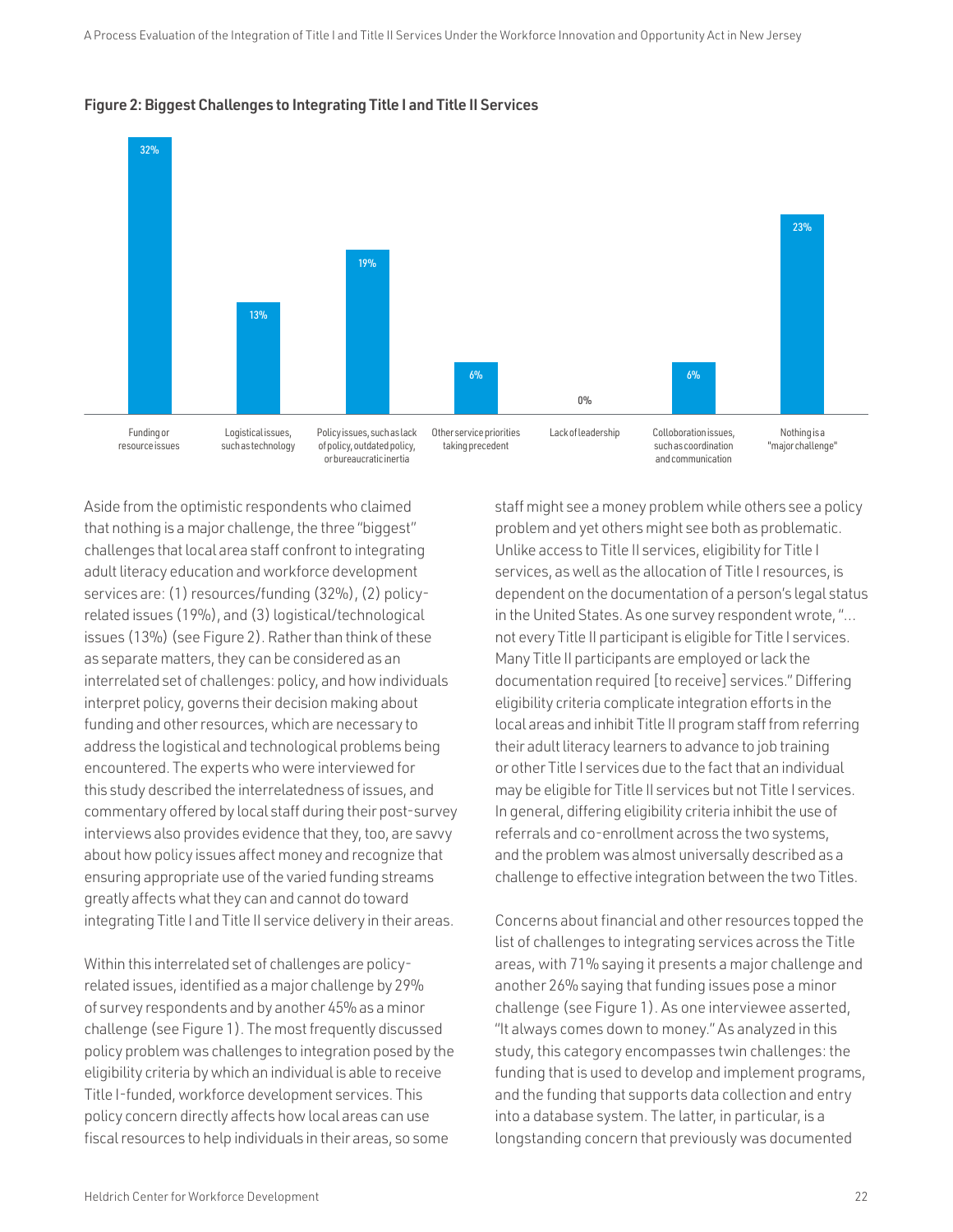**Figure 2: Biggest Challenges to Integrating Title I and Title II Services**

| Challenge | Percentage |
|---|---|
| Funding or resource issues | 32% |
| Logistical issues, such as technology | 13% |
| Policy issues, such as lack of policy, outdated policy, or bureaucratic inertia | 19% |
| Other service priorities taking precedent | 6% |
| Lack of leadership | 0% |
| Colloboration issues, such as coordination and communication | 6% |
| Nothing is a "major challenge" | 23% |

Aside from the optimistic respondents who claimed that nothing is a major challenge, the three "biggest" challenges that local area staff confront to integrating adult literacy education and workforce development services are: (1) resources/funding (32%), (2) policy-related issues (19%), and (3) logistical/technological issues (13%) (see Figure 2). Rather than think of these as separate matters, they can be considered as an interrelated set of challenges: policy, and how individuals interpret policy, governs their decision making about funding and other resources, which are necessary to address the logistical and technological problems being encountered. The experts who were interviewed for this study described the interrelatedness of issues, and commentary offered by local staff during their post-survey interviews also provides evidence that they, too, are savvy about how policy issues affect money and recognize that ensuring appropriate use of the varied funding streams greatly affects what they can and cannot do toward integrating Title I and Title II service delivery in their areas.

Within this interrelated set of challenges are policy-related issues, identified as a major challenge by 29% of survey respondents and by another 45% as a minor challenge (see Figure 1). The most frequently discussed policy problem was challenges to integration posed by the eligibility criteria by which an individual is able to receive Title I-funded, workforce development services. This policy concern directly affects how local areas can use fiscal resources to help individuals in their areas, so some staff might see a money problem while others see a policy problem and yet others might see both as problematic. Unlike access to Title II services, eligibility for Title I services, as well as the allocation of Title I resources, is dependent on the documentation of a person's legal status in the United States. As one survey respondent wrote, "... not every Title II participant is eligible for Title I services. Many Title II participants are employed or lack the documentation required [to receive] services." Differing eligibility criteria complicate integration efforts in the local areas and inhibit Title II program staff from referring their adult literacy learners to advance to job training or other Title I services due to the fact that an individual may be eligible for Title II services but not Title I services. In general, differing eligibility criteria inhibit the use of referrals and co-enrollment across the two systems, and the problem was almost universally described as a challenge to effective integration between the two Titles.

Concerns about financial and other resources topped the list of challenges to integrating services across the Title areas, with 71% saying it presents a major challenge and another 26% saying that funding issues pose a minor challenge (see Figure 1). As one interviewee asserted, "It always comes down to money." As analyzed in this study, this category encompasses twin challenges: the funding that is used to develop and implement programs, and the funding that supports data collection and entry into a database system. The latter, in particular, is a longstanding concern that previously was documented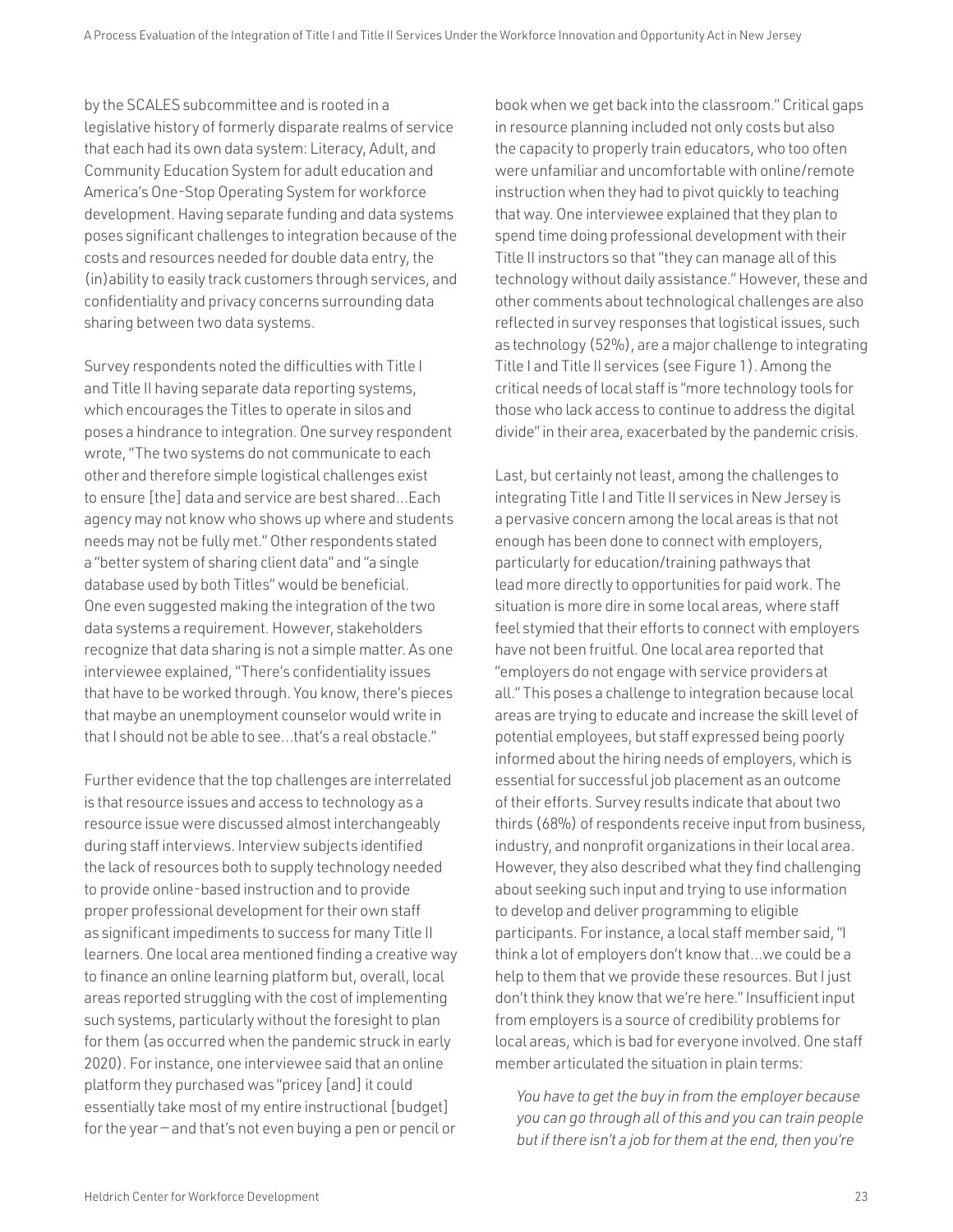by the SCALES subcommittee and is rooted in a legislative history of formerly disparate realms of service that each had its own data system: Literacy, Adult, and Community Education System for adult education and America's One-Stop Operating System for workforce development. Having separate funding and data systems poses significant challenges to integration because of the costs and resources needed for double data entry, the (in)ability to easily track customers through services, and confidentiality and privacy concerns surrounding data sharing between two data systems.

Survey respondents noted the difficulties with Title I and Title II having separate data reporting systems, which encourages the Titles to operate in silos and poses a hindrance to integration. One survey respondent wrote, "The two systems do not communicate to each other and therefore simple logistical challenges exist to ensure [the] data and service are best shared…Each agency may not know who shows up where and students needs may not be fully met." Other respondents stated a "better system of sharing client data" and "a single database used by both Titles" would be beneficial. One even suggested making the integration of the two data systems a requirement. However, stakeholders recognize that data sharing is not a simple matter. As one interviewee explained, "There's confidentiality issues that have to be worked through. You know, there's pieces that maybe an unemployment counselor would write in that I should not be able to see…that's a real obstacle."

Further evidence that the top challenges are interrelated is that resource issues and access to technology as a resource issue were discussed almost interchangeably during staff interviews. Interview subjects identified the lack of resources both to supply technology needed to provide online-based instruction and to provide proper professional development for their own staff as significant impediments to success for many Title II learners. One local area mentioned finding a creative way to finance an online learning platform but, overall, local areas reported struggling with the cost of implementing such systems, particularly without the foresight to plan for them (as occurred when the pandemic struck in early 2020). For instance, one interviewee said that an online platform they purchased was "pricey [and] it could essentially take most of my entire instructional [budget] for the year—and that's not even buying a pen or pencil or book when we get back into the classroom." Critical gaps in resource planning included not only costs but also the capacity to properly train educators, who too often were unfamiliar and uncomfortable with online/remote instruction when they had to pivot quickly to teaching that way. One interviewee explained that they plan to spend time doing professional development with their Title II instructors so that "they can manage all of this technology without daily assistance." However, these and other comments about technological challenges are also reflected in survey responses that logistical issues, such as technology (52%), are a major challenge to integrating Title I and Title II services (see Figure 1). Among the critical needs of local staff is "more technology tools for those who lack access to continue to address the digital divide" in their area, exacerbated by the pandemic crisis.

Last, but certainly not least, among the challenges to integrating Title I and Title II services in New Jersey is a pervasive concern among the local areas is that not enough has been done to connect with employers, particularly for education/training pathways that lead more directly to opportunities for paid work. The situation is more dire in some local areas, where staff feel stymied that their efforts to connect with employers have not been fruitful. One local area reported that "employers do not engage with service providers at all." This poses a challenge to integration because local areas are trying to educate and increase the skill level of potential employees, but staff expressed being poorly informed about the hiring needs of employers, which is essential for successful job placement as an outcome of their efforts. Survey results indicate that about two thirds (68%) of respondents receive input from business, industry, and nonprofit organizations in their local area. However, they also described what they find challenging about seeking such input and trying to use information to develop and deliver programming to eligible participants. For instance, a local staff member said, "I think a lot of employers don't know that…we could be a help to them that we provide these resources. But I just don't think they know that we're here." Insufficient input from employers is a source of credibility problems for local areas, which is bad for everyone involved. One staff member articulated the situation in plain terms:

> *You have to get the buy in from the employer because you can go through all of this and you can train people but if there isn't a job for them at the end, then you're*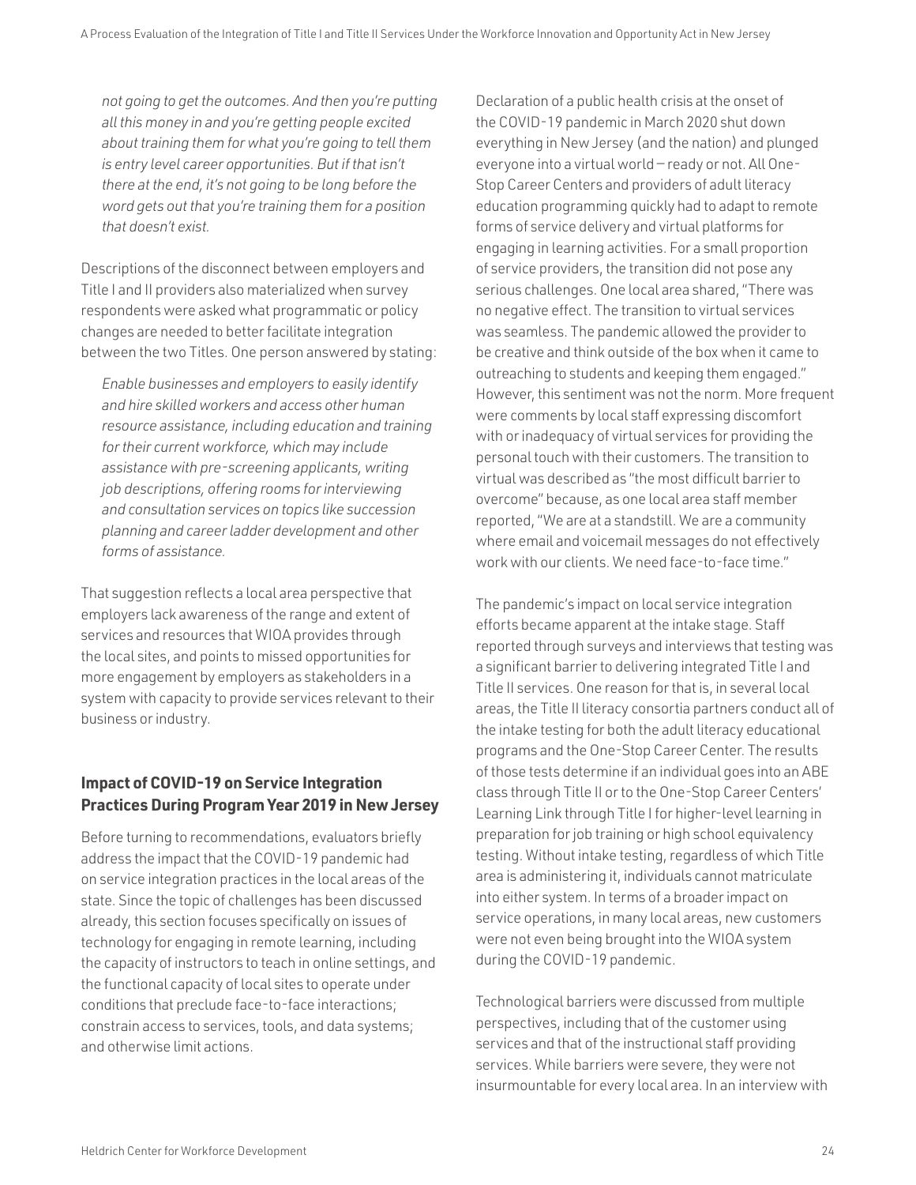*not going to get the outcomes. And then you're putting all this money in and you're getting people excited about training them for what you're going to tell them is entry level career opportunities. But if that isn't there at the end, it's not going to be long before the word gets out that you're training them for a position that doesn't exist.*

Descriptions of the disconnect between employers and Title I and II providers also materialized when survey respondents were asked what programmatic or policy changes are needed to better facilitate integration between the two Titles. One person answered by stating:

> *Enable businesses and employers to easily identify and hire skilled workers and access other human resource assistance, including education and training for their current workforce, which may include assistance with pre-screening applicants, writing job descriptions, offering rooms for interviewing and consultation services on topics like succession planning and career ladder development and other forms of assistance.*

That suggestion reflects a local area perspective that employers lack awareness of the range and extent of services and resources that WIOA provides through the local sites, and points to missed opportunities for more engagement by employers as stakeholders in a system with capacity to provide services relevant to their business or industry.

### Impact of COVID-19 on Service Integration Practices During Program Year 2019 in New Jersey

Before turning to recommendations, evaluators briefly address the impact that the COVID-19 pandemic had on service integration practices in the local areas of the state. Since the topic of challenges has been discussed already, this section focuses specifically on issues of technology for engaging in remote learning, including the capacity of instructors to teach in online settings, and the functional capacity of local sites to operate under conditions that preclude face-to-face interactions; constrain access to services, tools, and data systems; and otherwise limit actions.

Declaration of a public health crisis at the onset of the COVID-19 pandemic in March 2020 shut down everything in New Jersey (and the nation) and plunged everyone into a virtual world – ready or not. All One-Stop Career Centers and providers of adult literacy education programming quickly had to adapt to remote forms of service delivery and virtual platforms for engaging in learning activities. For a small proportion of service providers, the transition did not pose any serious challenges. One local area shared, "There was no negative effect. The transition to virtual services was seamless. The pandemic allowed the provider to be creative and think outside of the box when it came to outreaching to students and keeping them engaged." However, this sentiment was not the norm. More frequent were comments by local staff expressing discomfort with or inadequacy of virtual services for providing the personal touch with their customers. The transition to virtual was described as "the most difficult barrier to overcome" because, as one local area staff member reported, "We are at a standstill. We are a community where email and voicemail messages do not effectively work with our clients. We need face-to-face time."

The pandemic's impact on local service integration efforts became apparent at the intake stage. Staff reported through surveys and interviews that testing was a significant barrier to delivering integrated Title I and Title II services. One reason for that is, in several local areas, the Title II literacy consortia partners conduct all of the intake testing for both the adult literacy educational programs and the One-Stop Career Center. The results of those tests determine if an individual goes into an ABE class through Title II or to the One-Stop Career Centers' Learning Link through Title I for higher-level learning in preparation for job training or high school equivalency testing. Without intake testing, regardless of which Title area is administering it, individuals cannot matriculate into either system. In terms of a broader impact on service operations, in many local areas, new customers were not even being brought into the WIOA system during the COVID-19 pandemic.

Technological barriers were discussed from multiple perspectives, including that of the customer using services and that of the instructional staff providing services. While barriers were severe, they were not insurmountable for every local area. In an interview with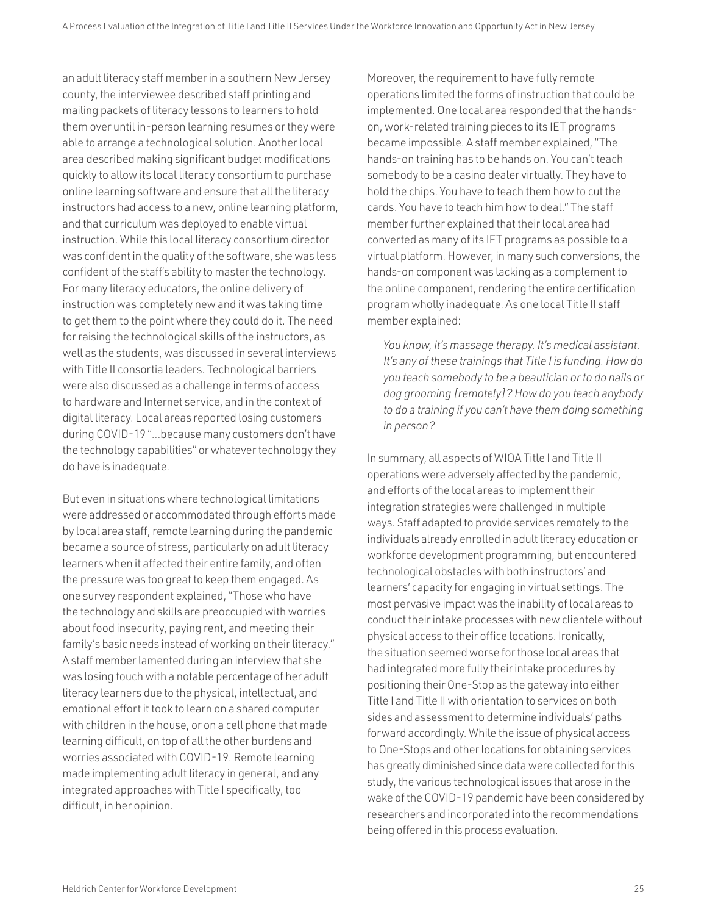an adult literacy staff member in a southern New Jersey county, the interviewee described staff printing and mailing packets of literacy lessons to learners to hold them over until in-person learning resumes or they were able to arrange a technological solution. Another local area described making significant budget modifications quickly to allow its local literacy consortium to purchase online learning software and ensure that all the literacy instructors had access to a new, online learning platform, and that curriculum was deployed to enable virtual instruction. While this local literacy consortium director was confident in the quality of the software, she was less confident of the staff's ability to master the technology. For many literacy educators, the online delivery of instruction was completely new and it was taking time to get them to the point where they could do it. The need for raising the technological skills of the instructors, as well as the students, was discussed in several interviews with Title II consortia leaders. Technological barriers were also discussed as a challenge in terms of access to hardware and Internet service, and in the context of digital literacy. Local areas reported losing customers during COVID-19 "...because many customers don't have the technology capabilities" or whatever technology they do have is inadequate.

But even in situations where technological limitations were addressed or accommodated through efforts made by local area staff, remote learning during the pandemic became a source of stress, particularly on adult literacy learners when it affected their entire family, and often the pressure was too great to keep them engaged. As one survey respondent explained, "Those who have the technology and skills are preoccupied with worries about food insecurity, paying rent, and meeting their family's basic needs instead of working on their literacy." A staff member lamented during an interview that she was losing touch with a notable percentage of her adult literacy learners due to the physical, intellectual, and emotional effort it took to learn on a shared computer with children in the house, or on a cell phone that made learning difficult, on top of all the other burdens and worries associated with COVID-19. Remote learning made implementing adult literacy in general, and any integrated approaches with Title I specifically, too difficult, in her opinion.

Moreover, the requirement to have fully remote operations limited the forms of instruction that could be implemented. One local area responded that the hands-on, work-related training pieces to its IET programs became impossible. A staff member explained, "The hands-on training has to be hands on. You can't teach somebody to be a casino dealer virtually. They have to hold the chips. You have to teach them how to cut the cards. You have to teach him how to deal." The staff member further explained that their local area had converted as many of its IET programs as possible to a virtual platform. However, in many such conversions, the hands-on component was lacking as a complement to the online component, rendering the entire certification program wholly inadequate. As one local Title II staff member explained:

> *You know, it's massage therapy. It's medical assistant. It's any of these trainings that Title I is funding. How do you teach somebody to be a beautician or to do nails or dog grooming [remotely]? How do you teach anybody to do a training if you can't have them doing something in person?*

In summary, all aspects of WIOA Title I and Title II operations were adversely affected by the pandemic, and efforts of the local areas to implement their integration strategies were challenged in multiple ways. Staff adapted to provide services remotely to the individuals already enrolled in adult literacy education or workforce development programming, but encountered technological obstacles with both instructors' and learners' capacity for engaging in virtual settings. The most pervasive impact was the inability of local areas to conduct their intake processes with new clientele without physical access to their office locations. Ironically, the situation seemed worse for those local areas that had integrated more fully their intake procedures by positioning their One-Stop as the gateway into either Title I and Title II with orientation to services on both sides and assessment to determine individuals' paths forward accordingly. While the issue of physical access to One-Stops and other locations for obtaining services has greatly diminished since data were collected for this study, the various technological issues that arose in the wake of the COVID-19 pandemic have been considered by researchers and incorporated into the recommendations being offered in this process evaluation.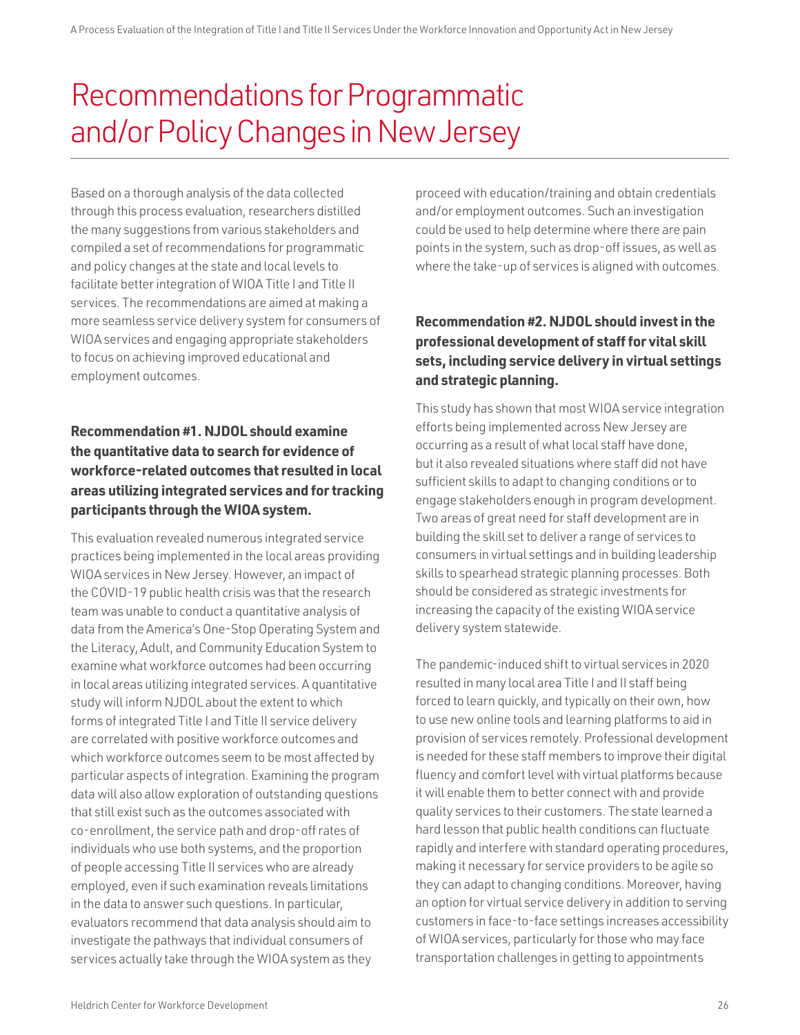# Recommendations for Programmatic and/or Policy Changes in New Jersey

Based on a thorough analysis of the data collected through this process evaluation, researchers distilled the many suggestions from various stakeholders and compiled a set of recommendations for programmatic and policy changes at the state and local levels to facilitate better integration of WIOA Title I and Title II services. The recommendations are aimed at making a more seamless service delivery system for consumers of WIOA services and engaging appropriate stakeholders to focus on achieving improved educational and employment outcomes.

### Recommendation #1. NJDOL should examine the quantitative data to search for evidence of workforce-related outcomes that resulted in local areas utilizing integrated services and for tracking participants through the WIOA system.

This evaluation revealed numerous integrated service practices being implemented in the local areas providing WIOA services in New Jersey. However, an impact of the COVID-19 public health crisis was that the research team was unable to conduct a quantitative analysis of data from the America's One-Stop Operating System and the Literacy, Adult, and Community Education System to examine what workforce outcomes had been occurring in local areas utilizing integrated services. A quantitative study will inform NJDOL about the extent to which forms of integrated Title I and Title II service delivery are correlated with positive workforce outcomes and which workforce outcomes seem to be most affected by particular aspects of integration. Examining the program data will also allow exploration of outstanding questions that still exist such as the outcomes associated with co-enrollment, the service path and drop-off rates of individuals who use both systems, and the proportion of people accessing Title II services who are already employed, even if such examination reveals limitations in the data to answer such questions. In particular, evaluators recommend that data analysis should aim to investigate the pathways that individual consumers of services actually take through the WIOA system as they proceed with education/training and obtain credentials and/or employment outcomes. Such an investigation could be used to help determine where there are pain points in the system, such as drop-off issues, as well as where the take-up of services is aligned with outcomes.

### Recommendation #2. NJDOL should invest in the professional development of staff for vital skill sets, including service delivery in virtual settings and strategic planning.

This study has shown that most WIOA service integration efforts being implemented across New Jersey are occurring as a result of what local staff have done, but it also revealed situations where staff did not have sufficient skills to adapt to changing conditions or to engage stakeholders enough in program development. Two areas of great need for staff development are in building the skill set to deliver a range of services to consumers in virtual settings and in building leadership skills to spearhead strategic planning processes. Both should be considered as strategic investments for increasing the capacity of the existing WIOA service delivery system statewide.

The pandemic-induced shift to virtual services in 2020 resulted in many local area Title I and II staff being forced to learn quickly, and typically on their own, how to use new online tools and learning platforms to aid in provision of services remotely. Professional development is needed for these staff members to improve their digital fluency and comfort level with virtual platforms because it will enable them to better connect with and provide quality services to their customers. The state learned a hard lesson that public health conditions can fluctuate rapidly and interfere with standard operating procedures, making it necessary for service providers to be agile so they can adapt to changing conditions. Moreover, having an option for virtual service delivery in addition to serving customers in face-to-face settings increases accessibility of WIOA services, particularly for those who may face transportation challenges in getting to appointments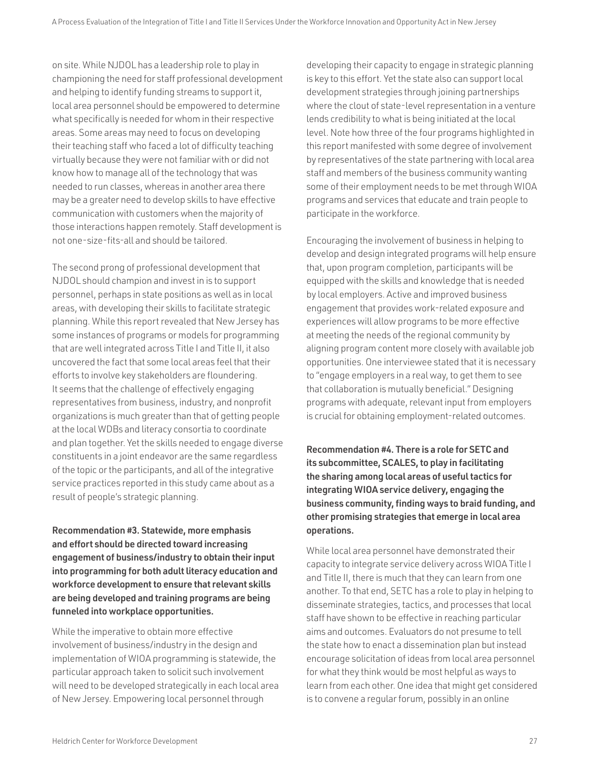on site. While NJDOL has a leadership role to play in championing the need for staff professional development and helping to identify funding streams to support it, local area personnel should be empowered to determine what specifically is needed for whom in their respective areas. Some areas may need to focus on developing their teaching staff who faced a lot of difficulty teaching virtually because they were not familiar with or did not know how to manage all of the technology that was needed to run classes, whereas in another area there may be a greater need to develop skills to have effective communication with customers when the majority of those interactions happen remotely. Staff development is not one-size-fits-all and should be tailored.

The second prong of professional development that NJDOL should champion and invest in is to support personnel, perhaps in state positions as well as in local areas, with developing their skills to facilitate strategic planning. While this report revealed that New Jersey has some instances of programs or models for programming that are well integrated across Title I and Title II, it also uncovered the fact that some local areas feel that their efforts to involve key stakeholders are floundering. It seems that the challenge of effectively engaging representatives from business, industry, and nonprofit organizations is much greater than that of getting people at the local WDBs and literacy consortia to coordinate and plan together. Yet the skills needed to engage diverse constituents in a joint endeavor are the same regardless of the topic or the participants, and all of the integrative service practices reported in this study came about as a result of people's strategic planning.

**Recommendation #3. Statewide, more emphasis and effort should be directed toward increasing engagement of business/industry to obtain their input into programming for both adult literacy education and workforce development to ensure that relevant skills are being developed and training programs are being funneled into workplace opportunities.**

While the imperative to obtain more effective involvement of business/industry in the design and implementation of WIOA programming is statewide, the particular approach taken to solicit such involvement will need to be developed strategically in each local area of New Jersey. Empowering local personnel through developing their capacity to engage in strategic planning is key to this effort. Yet the state also can support local development strategies through joining partnerships where the clout of state-level representation in a venture lends credibility to what is being initiated at the local level. Note how three of the four programs highlighted in this report manifested with some degree of involvement by representatives of the state partnering with local area staff and members of the business community wanting some of their employment needs to be met through WIOA programs and services that educate and train people to participate in the workforce.

Encouraging the involvement of business in helping to develop and design integrated programs will help ensure that, upon program completion, participants will be equipped with the skills and knowledge that is needed by local employers. Active and improved business engagement that provides work-related exposure and experiences will allow programs to be more effective at meeting the needs of the regional community by aligning program content more closely with available job opportunities. One interviewee stated that it is necessary to "engage employers in a real way, to get them to see that collaboration is mutually beneficial." Designing programs with adequate, relevant input from employers is crucial for obtaining employment-related outcomes.

**Recommendation #4. There is a role for SETC and its subcommittee, SCALES, to play in facilitating the sharing among local areas of useful tactics for integrating WIOA service delivery, engaging the business community, finding ways to braid funding, and other promising strategies that emerge in local area operations.**

While local area personnel have demonstrated their capacity to integrate service delivery across WIOA Title I and Title II, there is much that they can learn from one another. To that end, SETC has a role to play in helping to disseminate strategies, tactics, and processes that local staff have shown to be effective in reaching particular aims and outcomes. Evaluators do not presume to tell the state how to enact a dissemination plan but instead encourage solicitation of ideas from local area personnel for what they think would be most helpful as ways to learn from each other. One idea that might get considered is to convene a regular forum, possibly in an online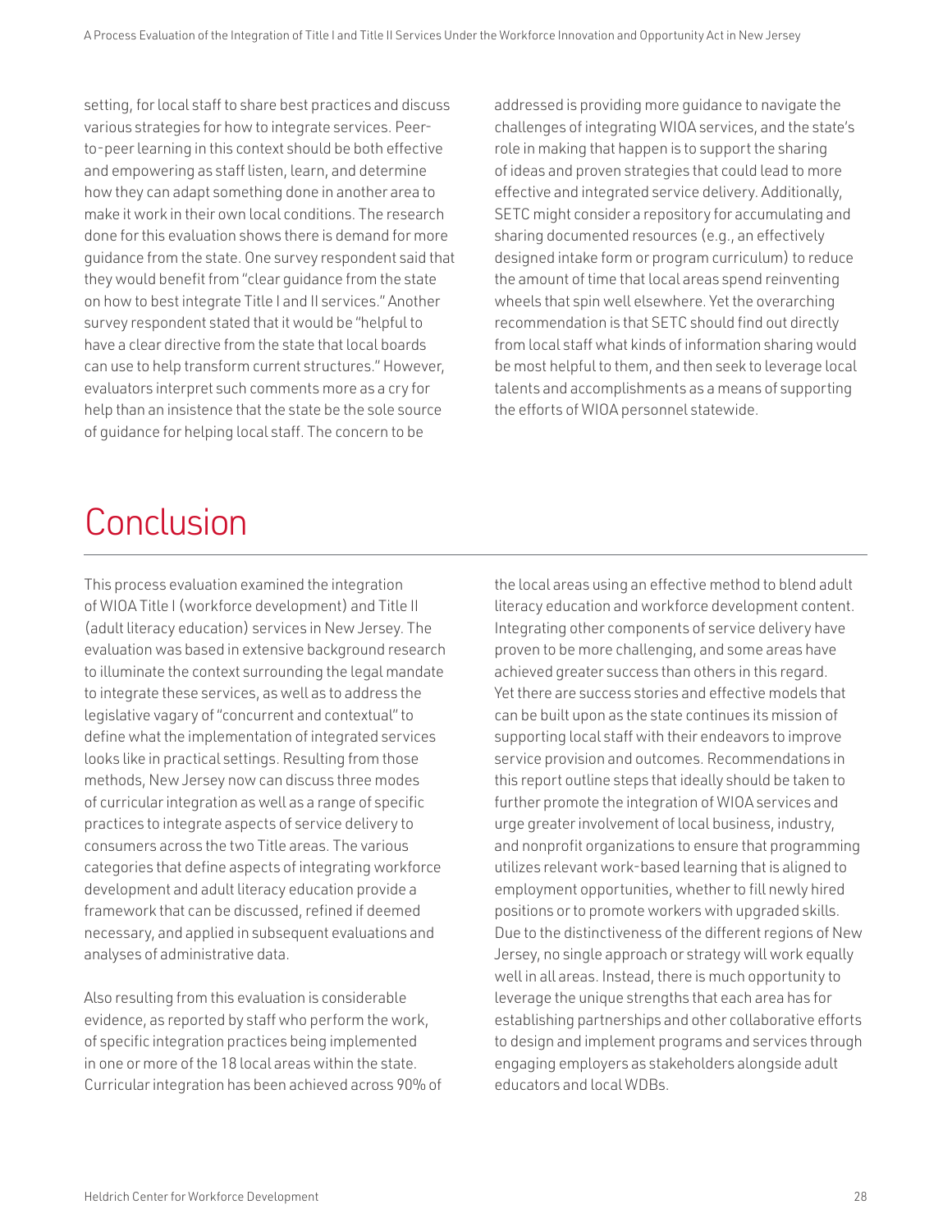setting, for local staff to share best practices and discuss various strategies for how to integrate services. Peer-to-peer learning in this context should be both effective and empowering as staff listen, learn, and determine how they can adapt something done in another area to make it work in their own local conditions. The research done for this evaluation shows there is demand for more guidance from the state. One survey respondent said that they would benefit from "clear guidance from the state on how to best integrate Title I and II services." Another survey respondent stated that it would be "helpful to have a clear directive from the state that local boards can use to help transform current structures." However, evaluators interpret such comments more as a cry for help than an insistence that the state be the sole source of guidance for helping local staff. The concern to be addressed is providing more guidance to navigate the challenges of integrating WIOA services, and the state's role in making that happen is to support the sharing of ideas and proven strategies that could lead to more effective and integrated service delivery. Additionally, SETC might consider a repository for accumulating and sharing documented resources (e.g., an effectively designed intake form or program curriculum) to reduce the amount of time that local areas spend reinventing wheels that spin well elsewhere. Yet the overarching recommendation is that SETC should find out directly from local staff what kinds of information sharing would be most helpful to them, and then seek to leverage local talents and accomplishments as a means of supporting the efforts of WIOA personnel statewide.

# Conclusion

This process evaluation examined the integration of WIOA Title I (workforce development) and Title II (adult literacy education) services in New Jersey. The evaluation was based in extensive background research to illuminate the context surrounding the legal mandate to integrate these services, as well as to address the legislative vagary of "concurrent and contextual" to define what the implementation of integrated services looks like in practical settings. Resulting from those methods, New Jersey now can discuss three modes of curricular integration as well as a range of specific practices to integrate aspects of service delivery to consumers across the two Title areas. The various categories that define aspects of integrating workforce development and adult literacy education provide a framework that can be discussed, refined if deemed necessary, and applied in subsequent evaluations and analyses of administrative data.

Also resulting from this evaluation is considerable evidence, as reported by staff who perform the work, of specific integration practices being implemented in one or more of the 18 local areas within the state. Curricular integration has been achieved across 90% of the local areas using an effective method to blend adult literacy education and workforce development content. Integrating other components of service delivery have proven to be more challenging, and some areas have achieved greater success than others in this regard. Yet there are success stories and effective models that can be built upon as the state continues its mission of supporting local staff with their endeavors to improve service provision and outcomes. Recommendations in this report outline steps that ideally should be taken to further promote the integration of WIOA services and urge greater involvement of local business, industry, and nonprofit organizations to ensure that programming utilizes relevant work-based learning that is aligned to employment opportunities, whether to fill newly hired positions or to promote workers with upgraded skills. Due to the distinctiveness of the different regions of New Jersey, no single approach or strategy will work equally well in all areas. Instead, there is much opportunity to leverage the unique strengths that each area has for establishing partnerships and other collaborative efforts to design and implement programs and services through engaging employers as stakeholders alongside adult educators and local WDBs.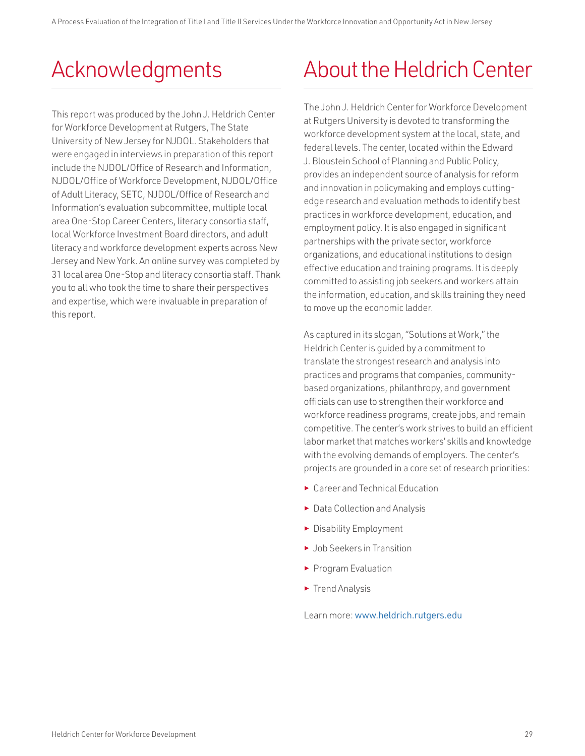# Acknowledgments

This report was produced by the John J. Heldrich Center for Workforce Development at Rutgers, The State University of New Jersey for NJDOL. Stakeholders that were engaged in interviews in preparation of this report include the NJDOL/Office of Research and Information, NJDOL/Office of Workforce Development, NJDOL/Office of Adult Literacy, SETC, NJDOL/Office of Research and Information's evaluation subcommittee, multiple local area One-Stop Career Centers, literacy consortia staff, local Workforce Investment Board directors, and adult literacy and workforce development experts across New Jersey and New York. An online survey was completed by 31 local area One-Stop and literacy consortia staff. Thank you to all who took the time to share their perspectives and expertise, which were invaluable in preparation of this report.

# About the Heldrich Center

The John J. Heldrich Center for Workforce Development at Rutgers University is devoted to transforming the workforce development system at the local, state, and federal levels. The center, located within the Edward J. Bloustein School of Planning and Public Policy, provides an independent source of analysis for reform and innovation in policymaking and employs cutting-edge research and evaluation methods to identify best practices in workforce development, education, and employment policy. It is also engaged in significant partnerships with the private sector, workforce organizations, and educational institutions to design effective education and training programs. It is deeply committed to assisting job seekers and workers attain the information, education, and skills training they need to move up the economic ladder.

As captured in its slogan, "Solutions at Work," the Heldrich Center is guided by a commitment to translate the strongest research and analysis into practices and programs that companies, community-based organizations, philanthropy, and government officials can use to strengthen their workforce and workforce readiness programs, create jobs, and remain competitive. The center's work strives to build an efficient labor market that matches workers' skills and knowledge with the evolving demands of employers. The center's projects are grounded in a core set of research priorities:

- Career and Technical Education
- Data Collection and Analysis
- Disability Employment
- Job Seekers in Transition
- Program Evaluation
- Trend Analysis

Learn more: www.heldrich.rutgers.edu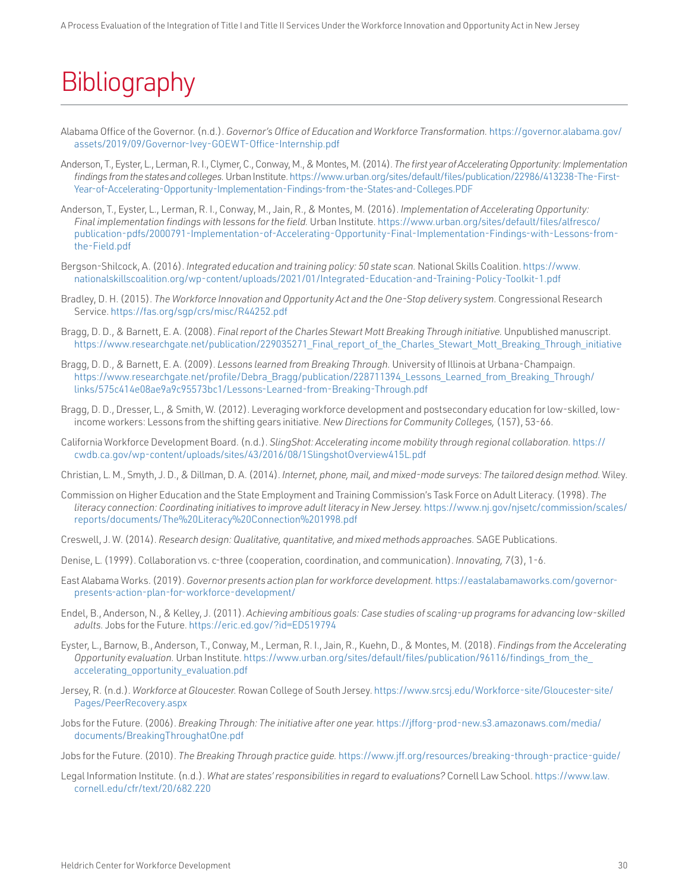# Bibliography

Alabama Office of the Governor. (n.d.). *Governor's Office of Education and Workforce Transformation.* https://governor.alabama.gov/assets/2019/09/Governor-Ivey-GOEWT-Office-Internship.pdf

Anderson, T., Eyster, L., Lerman, R. I., Clymer, C., Conway, M., & Montes, M. (2014). *The first year of Accelerating Opportunity: Implementation findings from the states and colleges.* Urban Institute. https://www.urban.org/sites/default/files/publication/22986/413238-The-First-Year-of-Accelerating-Opportunity-Implementation-Findings-from-the-States-and-Colleges.PDF

Anderson, T., Eyster, L., Lerman, R. I., Conway, M., Jain, R., & Montes, M. (2016). *Implementation of Accelerating Opportunity: Final implementation findings with lessons for the field.* Urban Institute. https://www.urban.org/sites/default/files/alfresco/publication-pdfs/2000791-Implementation-of-Accelerating-Opportunity-Final-Implementation-Findings-with-Lessons-from-the-Field.pdf

Bergson-Shilcock, A. (2016). *Integrated education and training policy: 50 state scan.* National Skills Coalition. https://www.nationalskillscoalition.org/wp-content/uploads/2021/01/Integrated-Education-and-Training-Policy-Toolkit-1.pdf

Bradley, D. H. (2015). *The Workforce Innovation and Opportunity Act and the One-Stop delivery system.* Congressional Research Service. https://fas.org/sgp/crs/misc/R44252.pdf

Bragg, D. D., & Barnett, E. A. (2008). *Final report of the Charles Stewart Mott Breaking Through initiative.* Unpublished manuscript. https://www.researchgate.net/publication/229035271_Final_report_of_the_Charles_Stewart_Mott_Breaking_Through_initiative

Bragg, D. D., & Barnett, E. A. (2009). *Lessons learned from Breaking Through.* University of Illinois at Urbana-Champaign. https://www.researchgate.net/profile/Debra_Bragg/publication/228711394_Lessons_Learned_from_Breaking_Through/links/575c414e08ae9a9c95573bc1/Lessons-Learned-from-Breaking-Through.pdf

Bragg, D. D., Dresser, L., & Smith, W. (2012). Leveraging workforce development and postsecondary education for low-skilled, low-income workers: Lessons from the shifting gears initiative. *New Directions for Community Colleges,* (157), 53-66.

California Workforce Development Board. (n.d.). *SlingShot: Accelerating income mobility through regional collaboration.* https://cwdb.ca.gov/wp-content/uploads/sites/43/2016/08/1SlingshotOverview415L.pdf

Christian, L. M., Smyth, J. D., & Dillman, D. A. (2014). *Internet, phone, mail, and mixed-mode surveys: The tailored design method.* Wiley.

Commission on Higher Education and the State Employment and Training Commission's Task Force on Adult Literacy. (1998). *The literacy connection: Coordinating initiatives to improve adult literacy in New Jersey.* https://www.nj.gov/njsetc/commission/scales/reports/documents/The%20Literacy%20Connection%201998.pdf

Creswell, J. W. (2014). *Research design: Qualitative, quantitative, and mixed methods approaches.* SAGE Publications.

Denise, L. (1999). Collaboration vs. c-three (cooperation, coordination, and communication). *Innovating, 7*(3), 1-6.

East Alabama Works. (2019). *Governor presents action plan for workforce development.* https://eastalabamaworks.com/governor-presents-action-plan-for-workforce-development/

Endel, B., Anderson, N., & Kelley, J. (2011). *Achieving ambitious goals: Case studies of scaling-up programs for advancing low-skilled adults.* Jobs for the Future. https://eric.ed.gov/?id=ED519794

Eyster, L., Barnow, B., Anderson, T., Conway, M., Lerman, R. I., Jain, R., Kuehn, D., & Montes, M. (2018). *Findings from the Accelerating Opportunity evaluation.* Urban Institute. https://www.urban.org/sites/default/files/publication/96116/findings_from_the_accelerating_opportunity_evaluation.pdf

Jersey, R. (n.d.). *Workforce at Gloucester.* Rowan College of South Jersey. https://www.srcsj.edu/Workforce-site/Gloucester-site/Pages/PeerRecovery.aspx

Jobs for the Future. (2006). *Breaking Through: The initiative after one year.* https://jfforg-prod-new.s3.amazonaws.com/media/documents/BreakingThroughatOne.pdf

Jobs for the Future. (2010). *The Breaking Through practice guide.* https://www.jff.org/resources/breaking-through-practice-guide/

Legal Information Institute. (n.d.). *What are states' responsibilities in regard to evaluations?* Cornell Law School. https://www.law.cornell.edu/cfr/text/20/682.220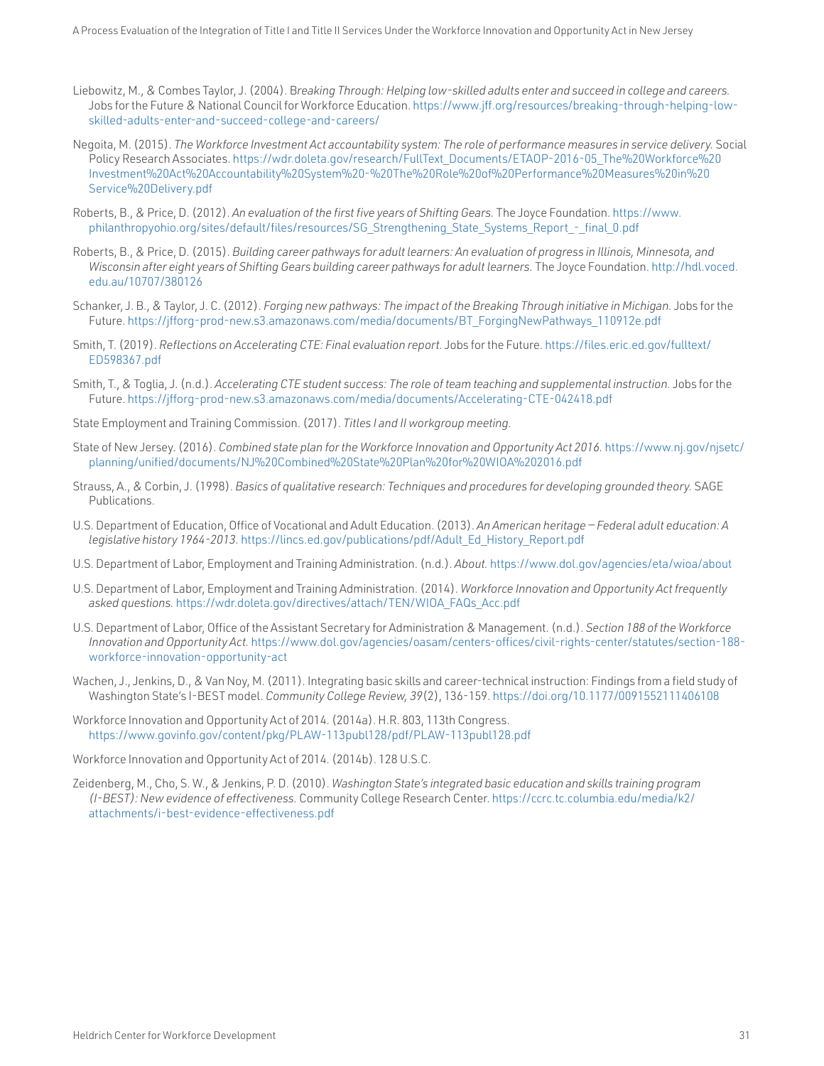Liebowitz, M., & Combes Taylor, J. (2004). B*reaking Through: Helping low-skilled adults enter and succeed in college and careers.* Jobs for the Future & National Council for Workforce Education. https://www.jff.org/resources/breaking-through-helping-low-skilled-adults-enter-and-succeed-college-and-careers/

Negoita, M. (2015). *The Workforce Investment Act accountability system: The role of performance measures in service delivery.* Social Policy Research Associates. https://wdr.doleta.gov/research/FullText_Documents/ETAOP-2016-05_The%20Workforce%20Investment%20Act%20Accountability%20System%20-%20The%20Role%20of%20Performance%20Measures%20in%20Service%20Delivery.pdf

Roberts, B., & Price, D. (2012). *An evaluation of the first five years of Shifting Gears.* The Joyce Foundation. https://www.philanthropyohio.org/sites/default/files/resources/SG_Strengthening_State_Systems_Report_-_final_0.pdf

Roberts, B., & Price, D. (2015). *Building career pathways for adult learners: An evaluation of progress in Illinois, Minnesota, and Wisconsin after eight years of Shifting Gears building career pathways for adult learners.* The Joyce Foundation. http://hdl.voced.edu.au/10707/380126

Schanker, J. B., & Taylor, J. C. (2012). *Forging new pathways: The impact of the Breaking Through initiative in Michigan.* Jobs for the Future. https://jfforg-prod-new.s3.amazonaws.com/media/documents/BT_ForgingNewPathways_110912e.pdf

Smith, T. (2019). *Reflections on Accelerating CTE: Final evaluation report.* Jobs for the Future. https://files.eric.ed.gov/fulltext/ED598367.pdf

Smith, T., & Toglia, J. (n.d.). *Accelerating CTE student success: The role of team teaching and supplemental instruction.* Jobs for the Future. https://jfforg-prod-new.s3.amazonaws.com/media/documents/Accelerating-CTE-042418.pdf

State Employment and Training Commission. (2017). *Titles I and II workgroup meeting.*

State of New Jersey. (2016). *Combined state plan for the Workforce Innovation and Opportunity Act 2016.* https://www.nj.gov/njsetc/planning/unified/documents/NJ%20Combined%20State%20Plan%20for%20WIOA%202016.pdf

Strauss, A., & Corbin, J. (1998). *Basics of qualitative research: Techniques and procedures for developing grounded theory.* SAGE Publications.

U.S. Department of Education, Office of Vocational and Adult Education. (2013). *An American heritage — Federal adult education: A legislative history 1964-2013.* https://lincs.ed.gov/publications/pdf/Adult_Ed_History_Report.pdf

U.S. Department of Labor, Employment and Training Administration. (n.d.). *About.* https://www.dol.gov/agencies/eta/wioa/about

U.S. Department of Labor, Employment and Training Administration. (2014). *Workforce Innovation and Opportunity Act frequently asked questions.* https://wdr.doleta.gov/directives/attach/TEN/WIOA_FAQs_Acc.pdf

U.S. Department of Labor, Office of the Assistant Secretary for Administration & Management. (n.d.). *Section 188 of the Workforce Innovation and Opportunity Act.* https://www.dol.gov/agencies/oasam/centers-offices/civil-rights-center/statutes/section-188-workforce-innovation-opportunity-act

Wachen, J., Jenkins, D., & Van Noy, M. (2011). Integrating basic skills and career-technical instruction: Findings from a field study of Washington State's I-BEST model. *Community College Review, 39*(2), 136-159. https://doi.org/10.1177/0091552111406108

Workforce Innovation and Opportunity Act of 2014. (2014a). H.R. 803, 113th Congress. https://www.govinfo.gov/content/pkg/PLAW-113publ128/pdf/PLAW-113publ128.pdf

Workforce Innovation and Opportunity Act of 2014. (2014b). 128 U.S.C.

Zeidenberg, M., Cho, S. W., & Jenkins, P. D. (2010). *Washington State's integrated basic education and skills training program (I-BEST): New evidence of effectiveness.* Community College Research Center. https://ccrc.tc.columbia.edu/media/k2/attachments/i-best-evidence-effectiveness.pdf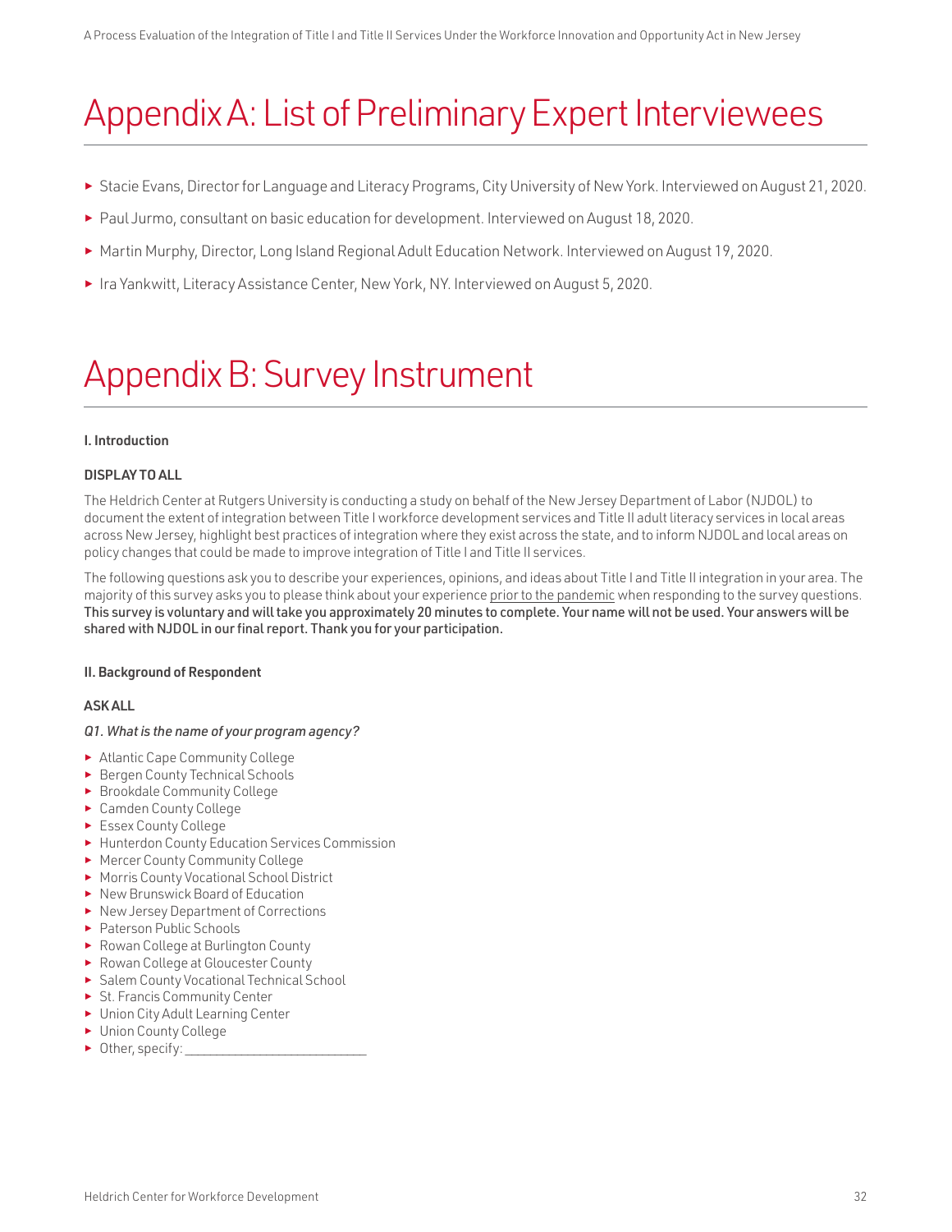# Appendix A: List of Preliminary Expert Interviewees

- Stacie Evans, Director for Language and Literacy Programs, City University of New York. Interviewed on August 21, 2020.
- Paul Jurmo, consultant on basic education for development. Interviewed on August 18, 2020.
- Martin Murphy, Director, Long Island Regional Adult Education Network. Interviewed on August 19, 2020.
- Ira Yankwitt, Literacy Assistance Center, New York, NY. Interviewed on August 5, 2020.

# Appendix B: Survey Instrument

**I. Introduction**

**DISPLAY TO ALL**

The Heldrich Center at Rutgers University is conducting a study on behalf of the New Jersey Department of Labor (NJDOL) to document the extent of integration between Title I workforce development services and Title II adult literacy services in local areas across New Jersey, highlight best practices of integration where they exist across the state, and to inform NJDOL and local areas on policy changes that could be made to improve integration of Title I and Title II services.

The following questions ask you to describe your experiences, opinions, and ideas about Title I and Title II integration in your area. The majority of this survey asks you to please think about your experience <u>prior to the pandemic</u> when responding to the survey questions. **This survey is voluntary and will take you approximately 20 minutes to complete. Your name will not be used. Your answers will be shared with NJDOL in our final report. Thank you for your participation.**

**II. Background of Respondent**

**ASK ALL**

*Q1. What is the name of your program agency?*

- Atlantic Cape Community College
- Bergen County Technical Schools
- Brookdale Community College
- Camden County College
- Essex County College
- Hunterdon County Education Services Commission
- Mercer County Community College
- Morris County Vocational School District
- New Brunswick Board of Education
- New Jersey Department of Corrections
- Paterson Public Schools
- Rowan College at Burlington County
- Rowan College at Gloucester County
- Salem County Vocational Technical School
- St. Francis Community Center
- Union City Adult Learning Center
- Union County College
- Other, specify: _________________________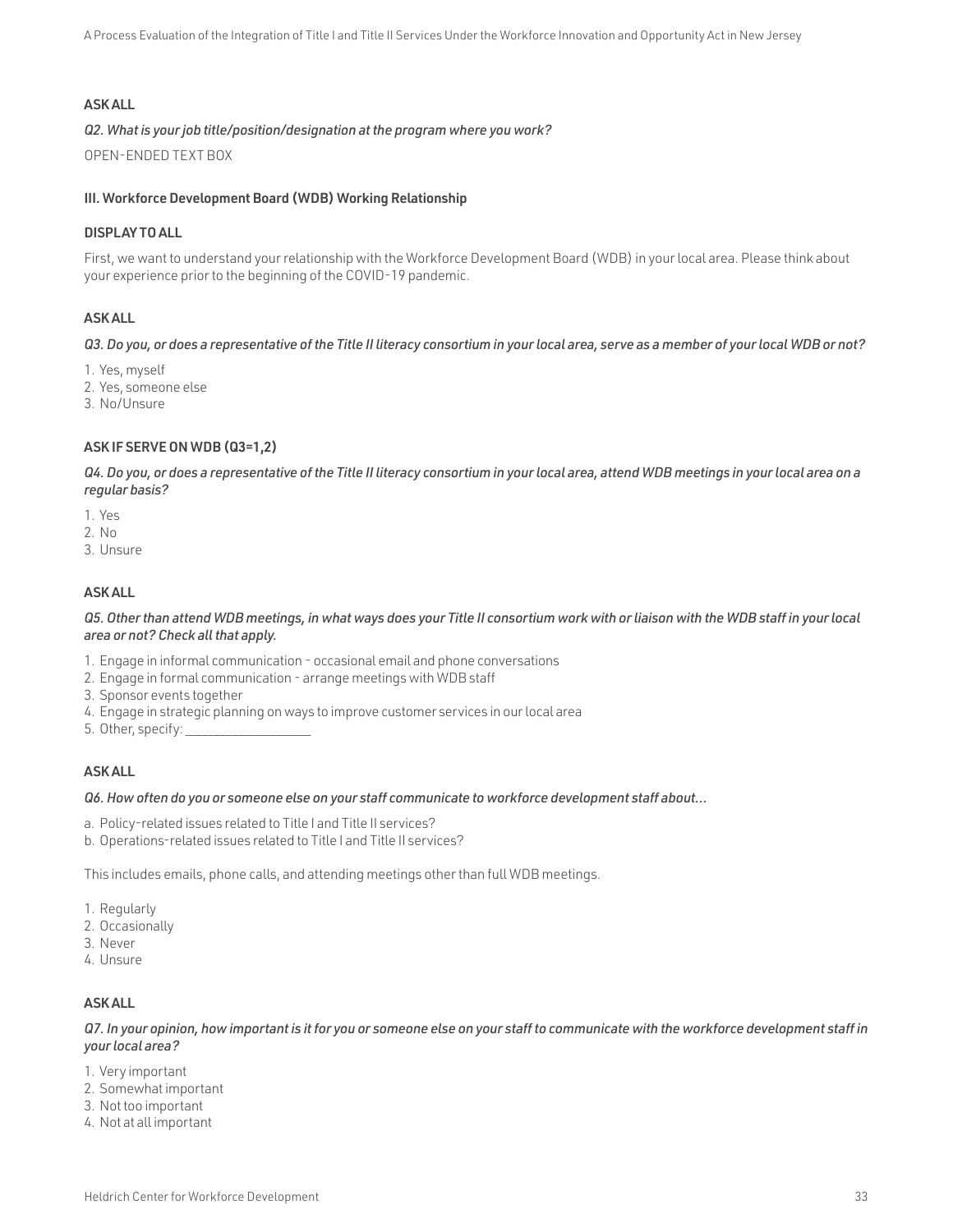**ASK ALL**

*Q2. What is your job title/position/designation at the program where you work?*

OPEN-ENDED TEXT BOX

**III. Workforce Development Board (WDB) Working Relationship**

**DISPLAY TO ALL**

First, we want to understand your relationship with the Workforce Development Board (WDB) in your local area. Please think about your experience prior to the beginning of the COVID-19 pandemic.

**ASK ALL**

*Q3. Do you, or does a representative of the Title II literacy consortium in your local area, serve as a member of your local WDB or not?*

1. Yes, myself
2. Yes, someone else
3. No/Unsure

**ASK IF SERVE ON WDB (Q3=1,2)**

*Q4. Do you, or does a representative of the Title II literacy consortium in your local area, attend WDB meetings in your local area on a regular basis?*

1. Yes
2. No
3. Unsure

**ASK ALL**

*Q5. Other than attend WDB meetings, in what ways does your Title II consortium work with or liaison with the WDB staff in your local area or not? Check all that apply.*

1. Engage in informal communication - occasional email and phone conversations
2. Engage in formal communication - arrange meetings with WDB staff
3. Sponsor events together
4. Engage in strategic planning on ways to improve customer services in our local area
5. Other, specify: __________________

**ASK ALL**

*Q6. How often do you or someone else on your staff communicate to workforce development staff about...*

a. Policy-related issues related to Title I and Title II services?
b. Operations-related issues related to Title I and Title II services?

This includes emails, phone calls, and attending meetings other than full WDB meetings.

1. Regularly
2. Occasionally
3. Never
4. Unsure

**ASK ALL**

*Q7. In your opinion, how important is it for you or someone else on your staff to communicate with the workforce development staff in your local area?*

1. Very important
2. Somewhat important
3. Not too important
4. Not at all important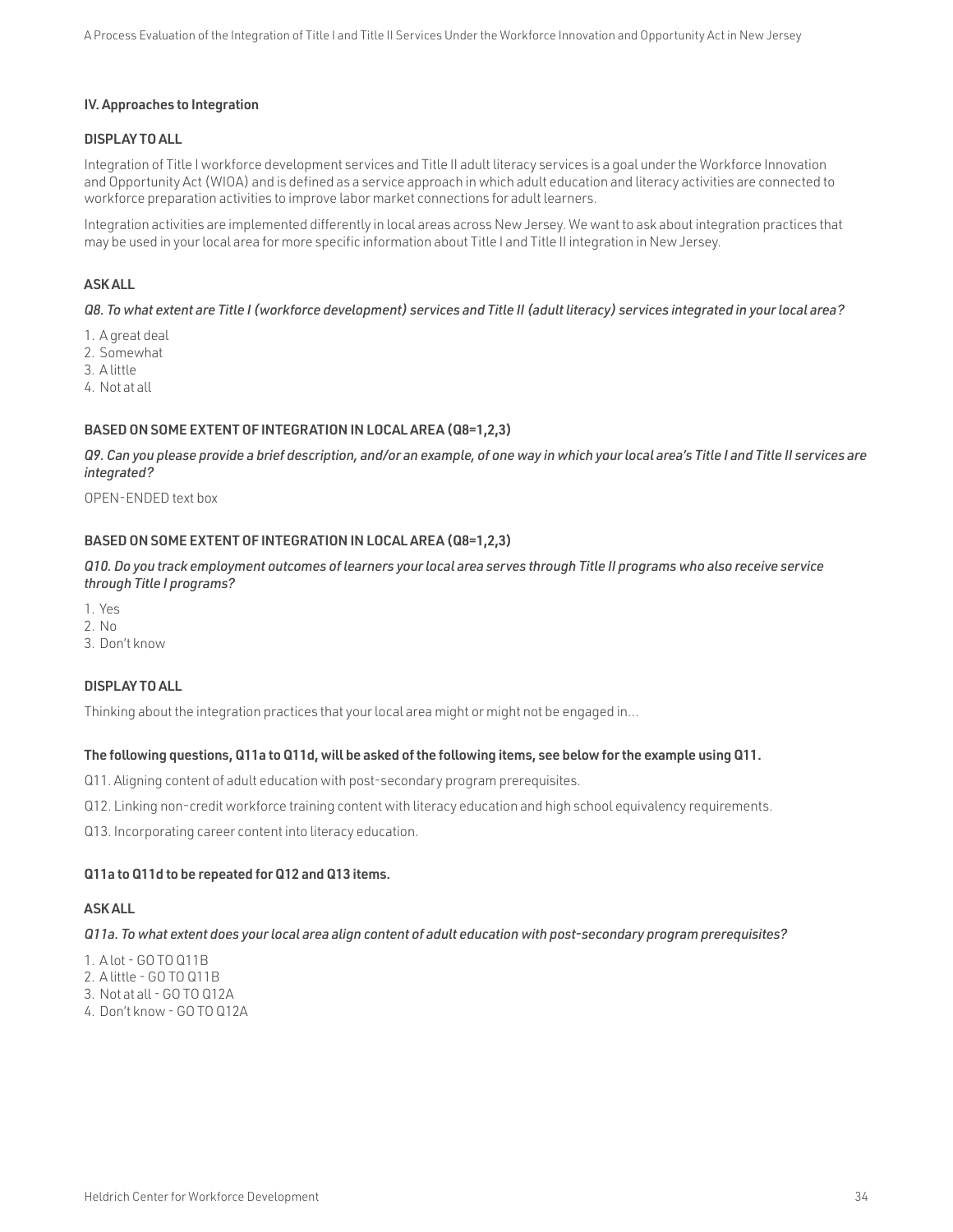### IV. Approaches to Integration

**DISPLAY TO ALL**

Integration of Title I workforce development services and Title II adult literacy services is a goal under the Workforce Innovation and Opportunity Act (WIOA) and is defined as a service approach in which adult education and literacy activities are connected to workforce preparation activities to improve labor market connections for adult learners.

Integration activities are implemented differently in local areas across New Jersey. We want to ask about integration practices that may be used in your local area for more specific information about Title I and Title II integration in New Jersey.

**ASK ALL**

*Q8. To what extent are Title I (workforce development) services and Title II (adult literacy) services integrated in your local area?*

1. A great deal
2. Somewhat
3. A little
4. Not at all

**BASED ON SOME EXTENT OF INTEGRATION IN LOCAL AREA (Q8=1,2,3)**

*Q9. Can you please provide a brief description, and/or an example, of one way in which your local area's Title I and Title II services are integrated?*

OPEN-ENDED text box

**BASED ON SOME EXTENT OF INTEGRATION IN LOCAL AREA (Q8=1,2,3)**

*Q10. Do you track employment outcomes of learners your local area serves through Title II programs who also receive service through Title I programs?*

1. Yes
2. No
3. Don't know

**DISPLAY TO ALL**

Thinking about the integration practices that your local area might or might not be engaged in…

**The following questions, Q11a to Q11d, will be asked of the following items, see below for the example using Q11.**

Q11. Aligning content of adult education with post-secondary program prerequisites.

Q12. Linking non-credit workforce training content with literacy education and high school equivalency requirements.

Q13. Incorporating career content into literacy education.

**Q11a to Q11d to be repeated for Q12 and Q13 items.**

**ASK ALL**

*Q11a. To what extent does your local area align content of adult education with post-secondary program prerequisites?*

1. A lot - GO TO Q11B
2. A little - GO TO Q11B
3. Not at all - GO TO Q12A
4. Don't know - GO TO Q12A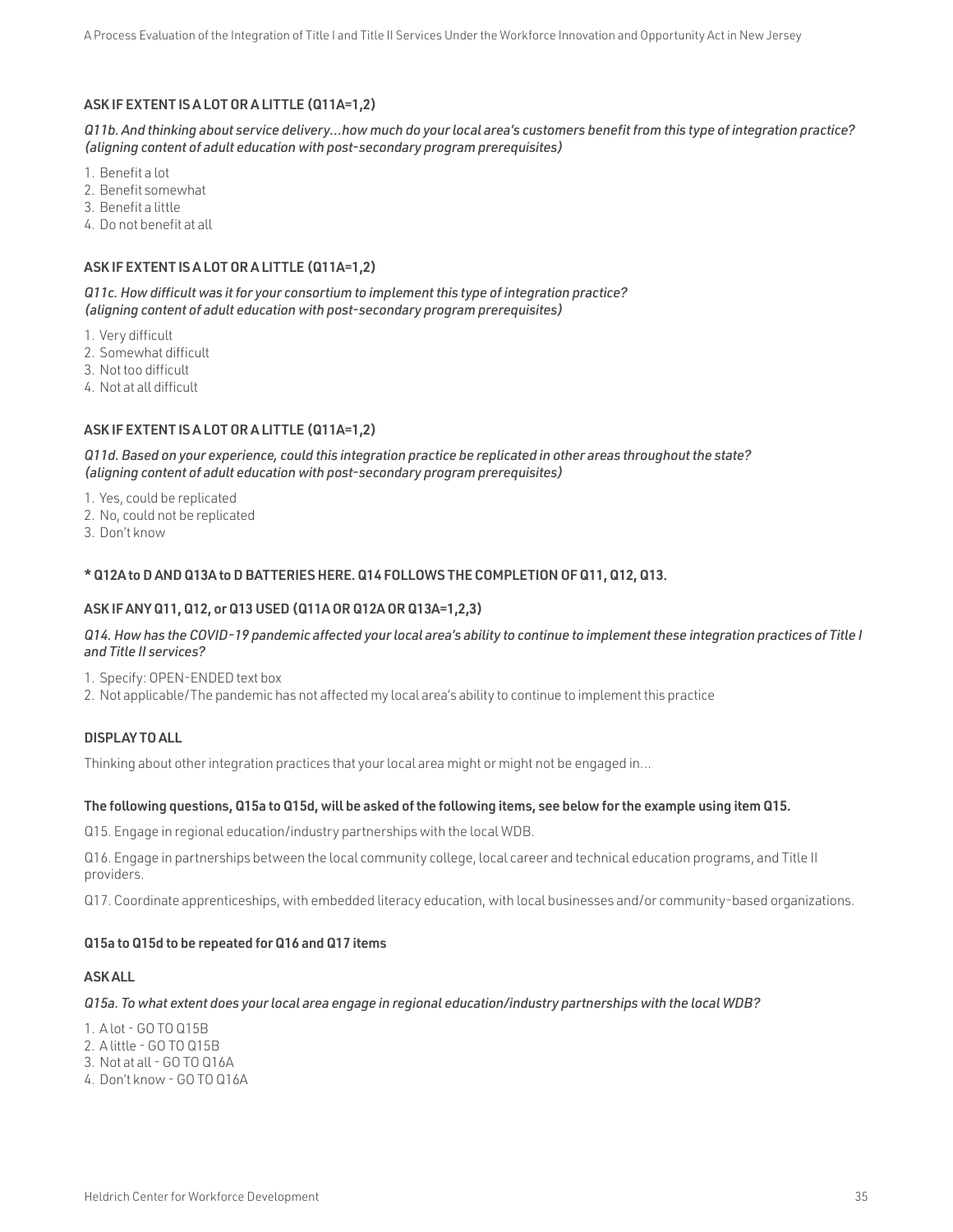**ASK IF EXTENT IS A LOT OR A LITTLE (Q11A=1,2)**

*Q11b. And thinking about service delivery…how much do your local area's customers benefit from this type of integration practice? (aligning content of adult education with post-secondary program prerequisites)*

1. Benefit a lot
2. Benefit somewhat
3. Benefit a little
4. Do not benefit at all

**ASK IF EXTENT IS A LOT OR A LITTLE (Q11A=1,2)**

*Q11c. How difficult was it for your consortium to implement this type of integration practice? (aligning content of adult education with post-secondary program prerequisites)*

1. Very difficult
2. Somewhat difficult
3. Not too difficult
4. Not at all difficult

**ASK IF EXTENT IS A LOT OR A LITTLE (Q11A=1,2)**

*Q11d. Based on your experience, could this integration practice be replicated in other areas throughout the state? (aligning content of adult education with post-secondary program prerequisites)*

1. Yes, could be replicated
2. No, could not be replicated
3. Don't know

**\* Q12A to D AND Q13A to D BATTERIES HERE. Q14 FOLLOWS THE COMPLETION OF Q11, Q12, Q13.**

**ASK IF ANY Q11, Q12, or Q13 USED (Q11A OR Q12A OR Q13A=1,2,3)**

*Q14. How has the COVID-19 pandemic affected your local area's ability to continue to implement these integration practices of Title I and Title II services?*

1. Specify: OPEN-ENDED text box
2. Not applicable/The pandemic has not affected my local area's ability to continue to implement this practice

**DISPLAY TO ALL**

Thinking about other integration practices that your local area might or might not be engaged in…

**The following questions, Q15a to Q15d, will be asked of the following items, see below for the example using item Q15.**

Q15. Engage in regional education/industry partnerships with the local WDB.

Q16. Engage in partnerships between the local community college, local career and technical education programs, and Title II providers.

Q17. Coordinate apprenticeships, with embedded literacy education, with local businesses and/or community-based organizations.

**Q15a to Q15d to be repeated for Q16 and Q17 items**

**ASK ALL**

*Q15a. To what extent does your local area engage in regional education/industry partnerships with the local WDB?*

1. A lot - GO TO Q15B
2. A little - GO TO Q15B
3. Not at all - GO TO Q16A
4. Don't know - GO TO Q16A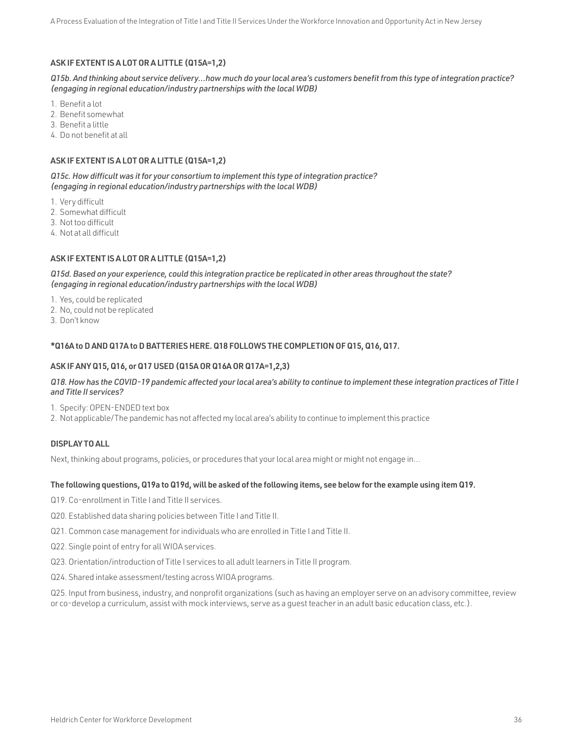**ASK IF EXTENT IS A LOT OR A LITTLE (Q15A=1,2)**

*Q15b. And thinking about service delivery…how much do your local area's customers benefit from this type of integration practice? (engaging in regional education/industry partnerships with the local WDB)*

1. Benefit a lot
2. Benefit somewhat
3. Benefit a little
4. Do not benefit at all

**ASK IF EXTENT IS A LOT OR A LITTLE (Q15A=1,2)**

*Q15c. How difficult was it for your consortium to implement this type of integration practice? (engaging in regional education/industry partnerships with the local WDB)*

1. Very difficult
2. Somewhat difficult
3. Not too difficult
4. Not at all difficult

**ASK IF EXTENT IS A LOT OR A LITTLE (Q15A=1,2)**

*Q15d. Based on your experience, could this integration practice be replicated in other areas throughout the state? (engaging in regional education/industry partnerships with the local WDB)*

1. Yes, could be replicated
2. No, could not be replicated
3. Don't know

**\*Q16A to D AND Q17A to D BATTERIES HERE. Q18 FOLLOWS THE COMPLETION OF Q15, Q16, Q17.**

**ASK IF ANY Q15, Q16, or Q17 USED (Q15A OR Q16A OR Q17A=1,2,3)**

*Q18. How has the COVID-19 pandemic affected your local area's ability to continue to implement these integration practices of Title I and Title II services?*

1. Specify: OPEN-ENDED text box
2. Not applicable/The pandemic has not affected my local area's ability to continue to implement this practice

**DISPLAY TO ALL**

Next, thinking about programs, policies, or procedures that your local area might or might not engage in…

**The following questions, Q19a to Q19d, will be asked of the following items, see below for the example using item Q19.**

Q19. Co-enrollment in Title I and Title II services.

Q20. Established data sharing policies between Title I and Title II.

Q21. Common case management for individuals who are enrolled in Title I and Title II.

Q22. Single point of entry for all WIOA services.

Q23. Orientation/introduction of Title I services to all adult learners in Title II program.

Q24. Shared intake assessment/testing across WIOA programs.

Q25. Input from business, industry, and nonprofit organizations (such as having an employer serve on an advisory committee, review or co-develop a curriculum, assist with mock interviews, serve as a guest teacher in an adult basic education class, etc.).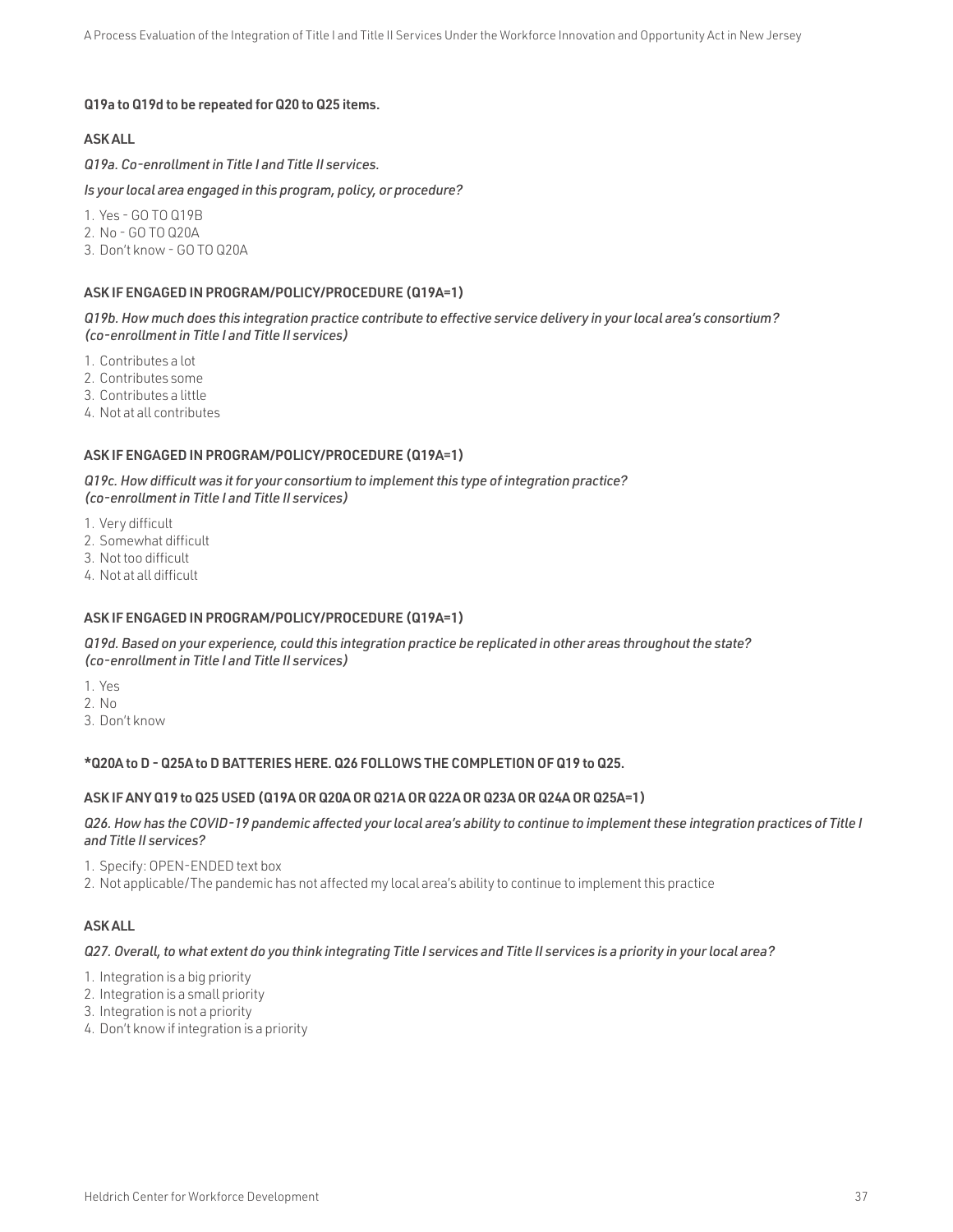**Q19a to Q19d to be repeated for Q20 to Q25 items.**

**ASK ALL**

*Q19a. Co-enrollment in Title I and Title II services.*

*Is your local area engaged in this program, policy, or procedure?*

1. Yes - GO TO Q19B
2. No - GO TO Q20A
3. Don't know - GO TO Q20A

**ASK IF ENGAGED IN PROGRAM/POLICY/PROCEDURE (Q19A=1)**

*Q19b. How much does this integration practice contribute to effective service delivery in your local area's consortium? (co-enrollment in Title I and Title II services)*

1. Contributes a lot
2. Contributes some
3. Contributes a little
4. Not at all contributes

**ASK IF ENGAGED IN PROGRAM/POLICY/PROCEDURE (Q19A=1)**

*Q19c. How difficult was it for your consortium to implement this type of integration practice? (co-enrollment in Title I and Title II services)*

1. Very difficult
2. Somewhat difficult
3. Not too difficult
4. Not at all difficult

**ASK IF ENGAGED IN PROGRAM/POLICY/PROCEDURE (Q19A=1)**

*Q19d. Based on your experience, could this integration practice be replicated in other areas throughout the state? (co-enrollment in Title I and Title II services)*

1. Yes
2. No
3. Don't know

**\*Q20A to D - Q25A to D BATTERIES HERE. Q26 FOLLOWS THE COMPLETION OF Q19 to Q25.**

**ASK IF ANY Q19 to Q25 USED (Q19A OR Q20A OR Q21A OR Q22A OR Q23A OR Q24A OR Q25A=1)**

*Q26. How has the COVID-19 pandemic affected your local area's ability to continue to implement these integration practices of Title I and Title II services?*

1. Specify: OPEN-ENDED text box
2. Not applicable/The pandemic has not affected my local area's ability to continue to implement this practice

**ASK ALL**

*Q27. Overall, to what extent do you think integrating Title I services and Title II services is a priority in your local area?*

1. Integration is a big priority
2. Integration is a small priority
3. Integration is not a priority
4. Don't know if integration is a priority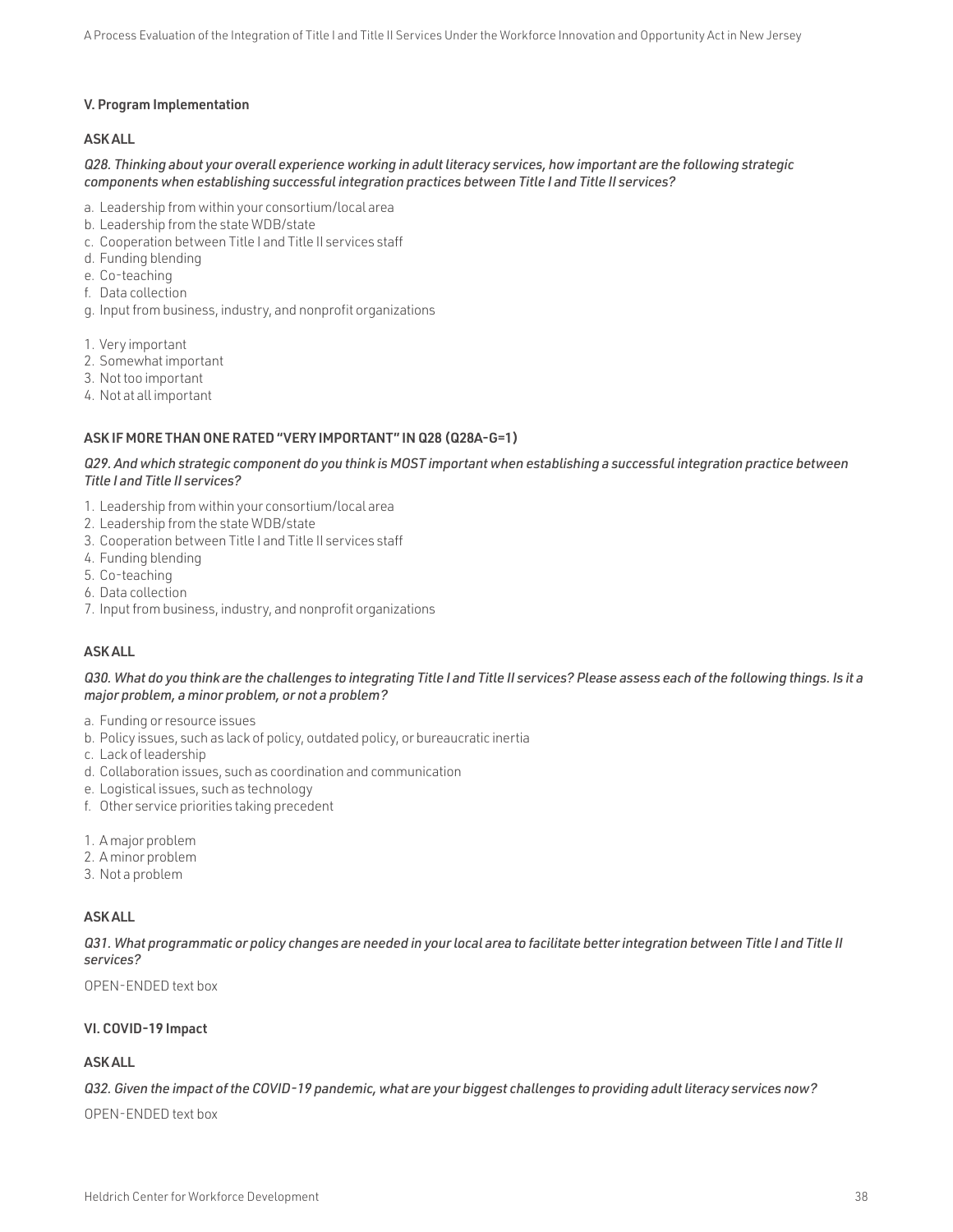### V. Program Implementation

**ASK ALL**

*Q28. Thinking about your overall experience working in adult literacy services, how important are the following strategic components when establishing successful integration practices between Title I and Title II services?*

a. Leadership from within your consortium/local area
b. Leadership from the state WDB/state
c. Cooperation between Title I and Title II services staff
d. Funding blending
e. Co-teaching
f. Data collection
g. Input from business, industry, and nonprofit organizations

1. Very important
2. Somewhat important
3. Not too important
4. Not at all important

**ASK IF MORE THAN ONE RATED "VERY IMPORTANT" IN Q28 (Q28A-G=1)**

*Q29. And which strategic component do you think is MOST important when establishing a successful integration practice between Title I and Title II services?*

1. Leadership from within your consortium/local area
2. Leadership from the state WDB/state
3. Cooperation between Title I and Title II services staff
4. Funding blending
5. Co-teaching
6. Data collection
7. Input from business, industry, and nonprofit organizations

**ASK ALL**

*Q30. What do you think are the challenges to integrating Title I and Title II services? Please assess each of the following things. Is it a major problem, a minor problem, or not a problem?*

a. Funding or resource issues
b. Policy issues, such as lack of policy, outdated policy, or bureaucratic inertia
c. Lack of leadership
d. Collaboration issues, such as coordination and communication
e. Logistical issues, such as technology
f. Other service priorities taking precedent

1. A major problem
2. A minor problem
3. Not a problem

**ASK ALL**

*Q31. What programmatic or policy changes are needed in your local area to facilitate better integration between Title I and Title II services?*

OPEN-ENDED text box

### VI. COVID-19 Impact

**ASK ALL**

*Q32. Given the impact of the COVID-19 pandemic, what are your biggest challenges to providing adult literacy services now?*

OPEN-ENDED text box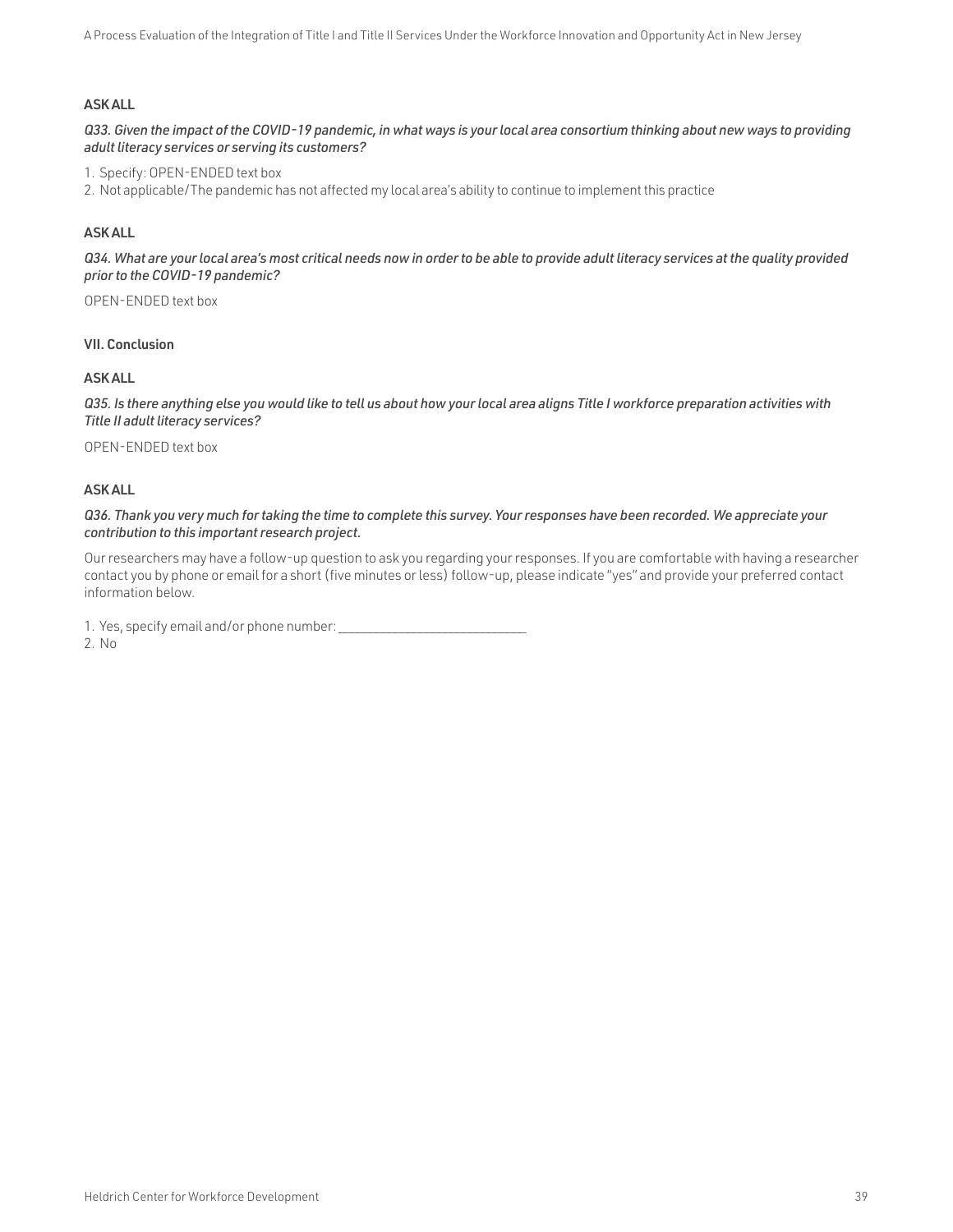**ASK ALL**

*Q33. Given the impact of the COVID-19 pandemic, in what ways is your local area consortium thinking about new ways to providing adult literacy services or serving its customers?*

1. Specify: OPEN-ENDED text box
2. Not applicable/The pandemic has not affected my local area's ability to continue to implement this practice

**ASK ALL**

*Q34. What are your local area's most critical needs now in order to be able to provide adult literacy services at the quality provided prior to the COVID-19 pandemic?*

OPEN-ENDED text box

**VII. Conclusion**

**ASK ALL**

*Q35. Is there anything else you would like to tell us about how your local area aligns Title I workforce preparation activities with Title II adult literacy services?*

OPEN-ENDED text box

**ASK ALL**

*Q36. Thank you very much for taking the time to complete this survey. Your responses have been recorded. We appreciate your contribution to this important research project.*

Our researchers may have a follow-up question to ask you regarding your responses. If you are comfortable with having a researcher contact you by phone or email for a short (five minutes or less) follow-up, please indicate "yes" and provide your preferred contact information below.

1. Yes, specify email and/or phone number: ___________________________
2. No